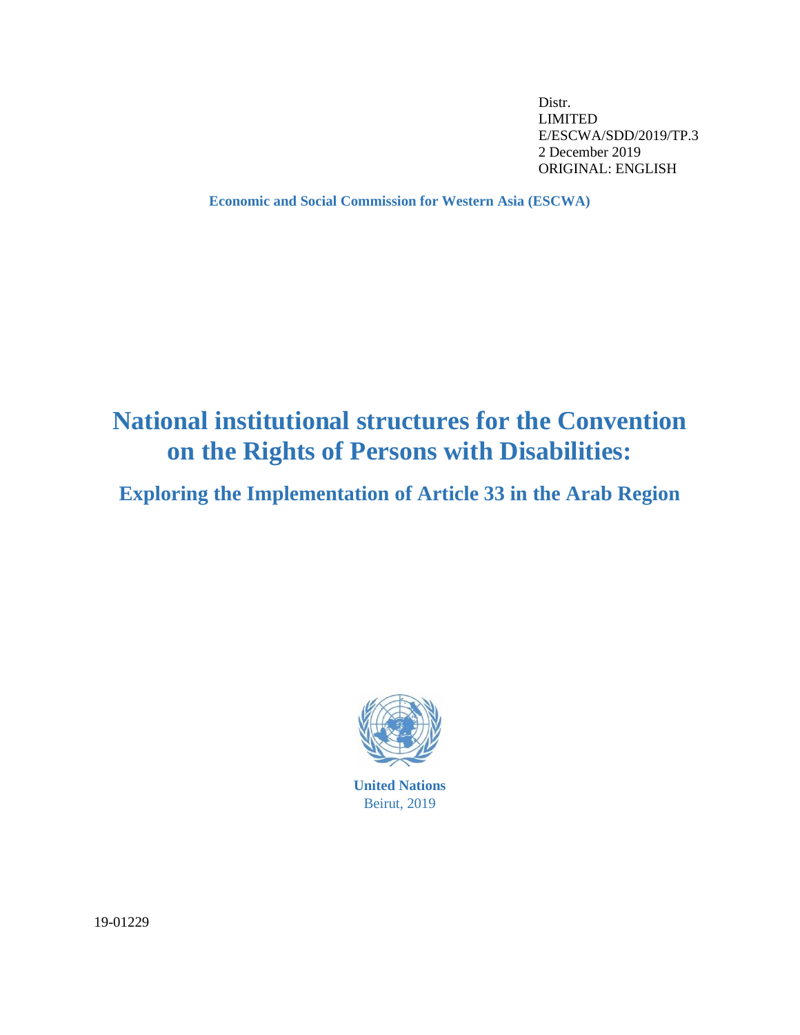Distr.
LIMITED
E/ESCWA/SDD/2019/TP.3
2 December 2019
ORIGINAL: ENGLISH

**Economic and Social Commission for Western Asia (ESCWA)**

# National institutional structures for the Convention on the Rights of Persons with Disabilities:

## Exploring the Implementation of Article 33 in the Arab Region

**United Nations**
Beirut, 2019

19-01229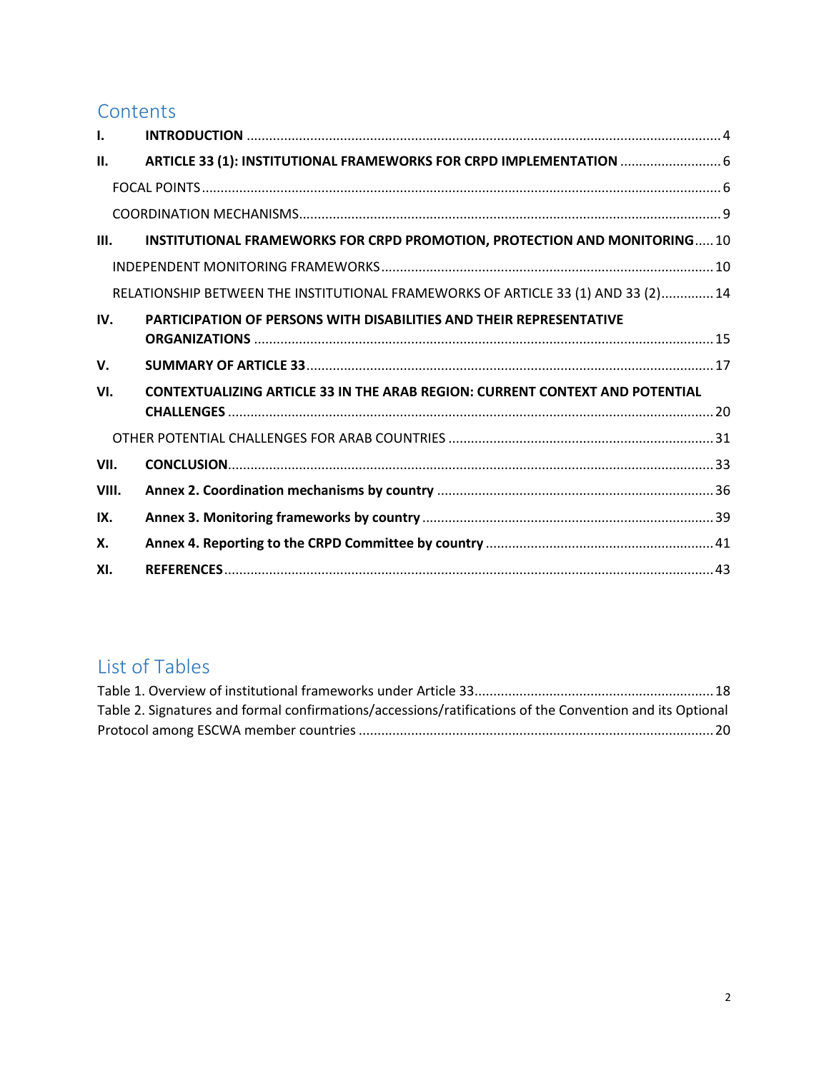## Contents

| | | |
|---|---|---|
| **I.** | **INTRODUCTION** | 4 |
| **II.** | **ARTICLE 33 (1): INSTITUTIONAL FRAMEWORKS FOR CRPD IMPLEMENTATION** | 6 |
| | FOCAL POINTS | 6 |
| | COORDINATION MECHANISMS | 9 |
| **III.** | **INSTITUTIONAL FRAMEWORKS FOR CRPD PROMOTION, PROTECTION AND MONITORING** | 10 |
| | INDEPENDENT MONITORING FRAMEWORKS | 10 |
| | RELATIONSHIP BETWEEN THE INSTITUTIONAL FRAMEWORKS OF ARTICLE 33 (1) AND 33 (2) | 14 |
| **IV.** | **PARTICIPATION OF PERSONS WITH DISABILITIES AND THEIR REPRESENTATIVE ORGANIZATIONS** | 15 |
| **V.** | **SUMMARY OF ARTICLE 33** | 17 |
| **VI.** | **CONTEXTUALIZING ARTICLE 33 IN THE ARAB REGION: CURRENT CONTEXT AND POTENTIAL CHALLENGES** | 20 |
| | OTHER POTENTIAL CHALLENGES FOR ARAB COUNTRIES | 31 |
| **VII.** | **CONCLUSION** | 33 |
| **VIII.** | **Annex 2. Coordination mechanisms by country** | 36 |
| **IX.** | **Annex 3. Monitoring frameworks by country** | 39 |
| **X.** | **Annex 4. Reporting to the CRPD Committee by country** | 41 |
| **XI.** | **REFERENCES** | 43 |

## List of Tables

Table 1. Overview of institutional frameworks under Article 33 ........ 18

Table 2. Signatures and formal confirmations/accessions/ratifications of the Convention and its Optional Protocol among ESCWA member countries ........ 20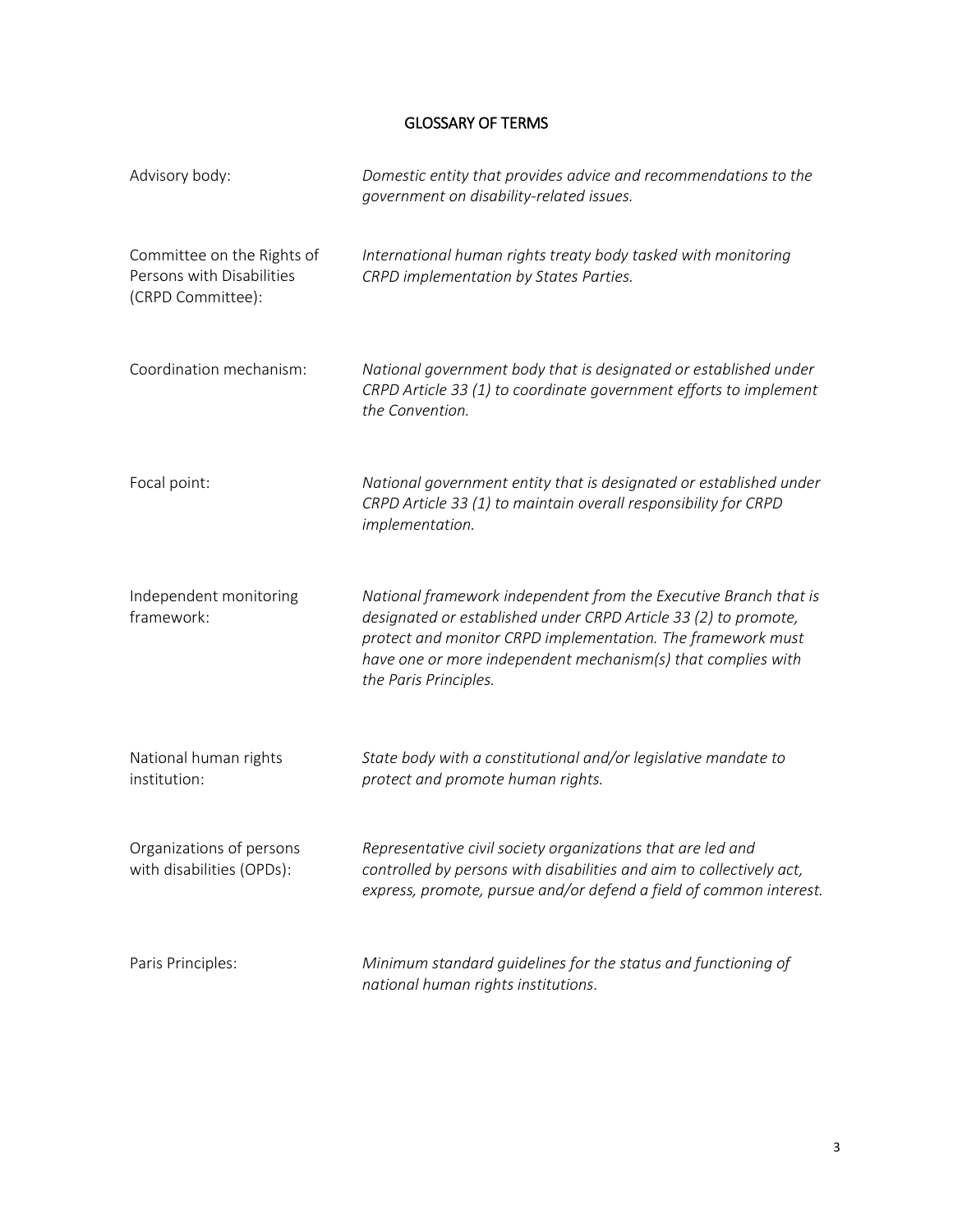## GLOSSARY OF TERMS

| Term | Definition |
| --- | --- |
| Advisory body: | *Domestic entity that provides advice and recommendations to the government on disability-related issues.* |
| Committee on the Rights of Persons with Disabilities (CRPD Committee): | *International human rights treaty body tasked with monitoring CRPD implementation by States Parties.* |
| Coordination mechanism: | *National government body that is designated or established under CRPD Article 33 (1) to coordinate government efforts to implement the Convention.* |
| Focal point: | *National government entity that is designated or established under CRPD Article 33 (1) to maintain overall responsibility for CRPD implementation.* |
| Independent monitoring framework: | *National framework independent from the Executive Branch that is designated or established under CRPD Article 33 (2) to promote, protect and monitor CRPD implementation. The framework must have one or more independent mechanism(s) that complies with the Paris Principles.* |
| National human rights institution: | *State body with a constitutional and/or legislative mandate to protect and promote human rights.* |
| Organizations of persons with disabilities (OPDs): | *Representative civil society organizations that are led and controlled by persons with disabilities and aim to collectively act, express, promote, pursue and/or defend a field of common interest.* |
| Paris Principles: | *Minimum standard guidelines for the status and functioning of national human rights institutions.* |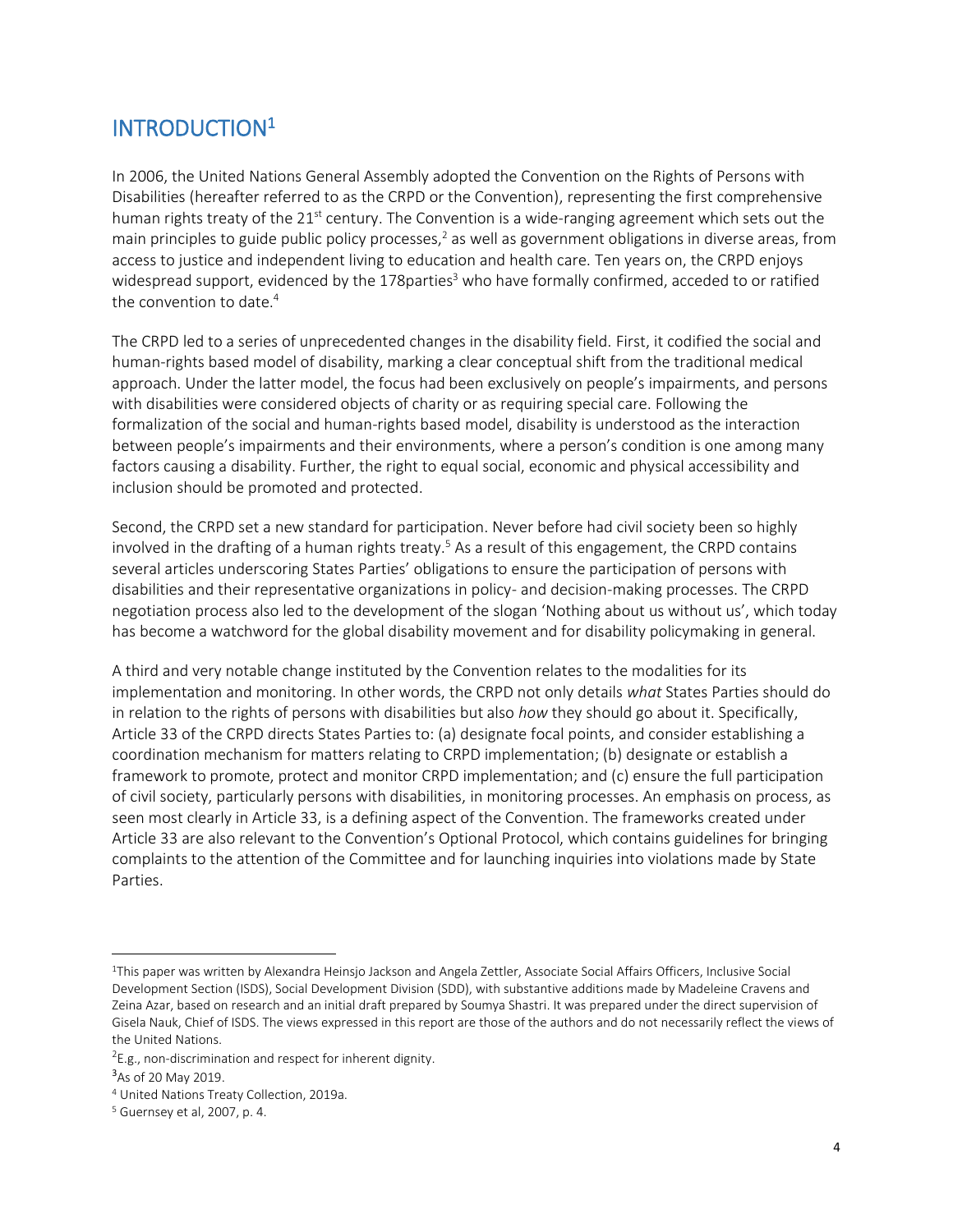# INTRODUCTION[1]

In 2006, the United Nations General Assembly adopted the Convention on the Rights of Persons with Disabilities (hereafter referred to as the CRPD or the Convention), representing the first comprehensive human rights treaty of the 21st century. The Convention is a wide-ranging agreement which sets out the main principles to guide public policy processes,[2] as well as government obligations in diverse areas, from access to justice and independent living to education and health care. Ten years on, the CRPD enjoys widespread support, evidenced by the 178parties[3] who have formally confirmed, acceded to or ratified the convention to date.[4]

The CRPD led to a series of unprecedented changes in the disability field. First, it codified the social and human-rights based model of disability, marking a clear conceptual shift from the traditional medical approach. Under the latter model, the focus had been exclusively on people's impairments, and persons with disabilities were considered objects of charity or as requiring special care. Following the formalization of the social and human-rights based model, disability is understood as the interaction between people's impairments and their environments, where a person's condition is one among many factors causing a disability. Further, the right to equal social, economic and physical accessibility and inclusion should be promoted and protected.

Second, the CRPD set a new standard for participation. Never before had civil society been so highly involved in the drafting of a human rights treaty.[5] As a result of this engagement, the CRPD contains several articles underscoring States Parties' obligations to ensure the participation of persons with disabilities and their representative organizations in policy- and decision-making processes. The CRPD negotiation process also led to the development of the slogan 'Nothing about us without us', which today has become a watchword for the global disability movement and for disability policymaking in general.

A third and very notable change instituted by the Convention relates to the modalities for its implementation and monitoring. In other words, the CRPD not only details *what* States Parties should do in relation to the rights of persons with disabilities but also *how* they should go about it. Specifically, Article 33 of the CRPD directs States Parties to: (a) designate focal points, and consider establishing a coordination mechanism for matters relating to CRPD implementation; (b) designate or establish a framework to promote, protect and monitor CRPD implementation; and (c) ensure the full participation of civil society, particularly persons with disabilities, in monitoring processes. An emphasis on process, as seen most clearly in Article 33, is a defining aspect of the Convention. The frameworks created under Article 33 are also relevant to the Convention's Optional Protocol, which contains guidelines for bringing complaints to the attention of the Committee and for launching inquiries into violations made by State Parties.

---

[1] This paper was written by Alexandra Heinsjo Jackson and Angela Zettler, Associate Social Affairs Officers, Inclusive Social Development Section (ISDS), Social Development Division (SDD), with substantive additions made by Madeleine Cravens and Zeina Azar, based on research and an initial draft prepared by Soumya Shastri. It was prepared under the direct supervision of Gisela Nauk, Chief of ISDS. The views expressed in this report are those of the authors and do not necessarily reflect the views of the United Nations.

[2] E.g., non-discrimination and respect for inherent dignity.

[3] As of 20 May 2019.

[4] United Nations Treaty Collection, 2019a.

[5] Guernsey et al, 2007, p. 4.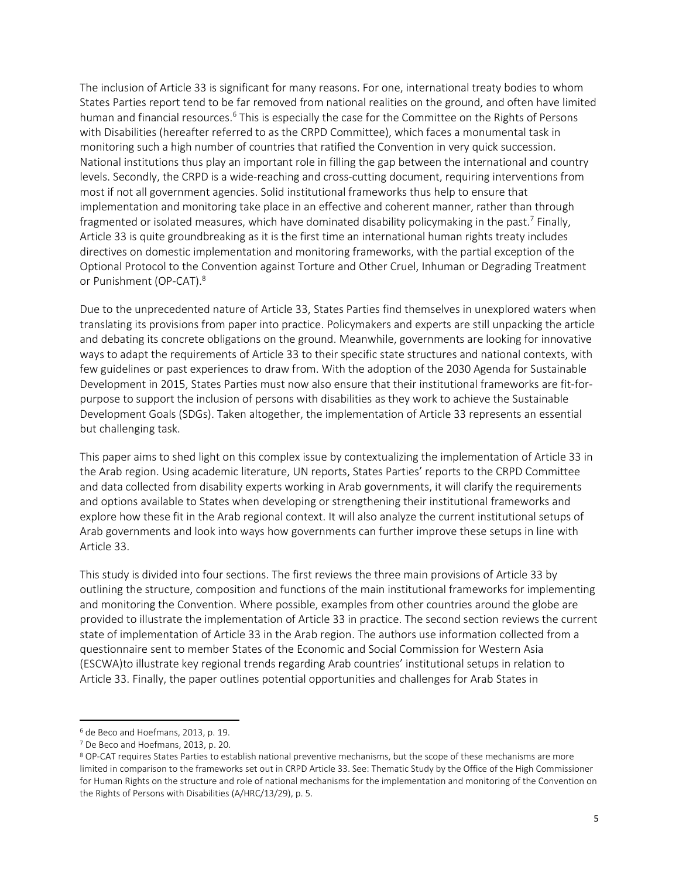The inclusion of Article 33 is significant for many reasons. For one, international treaty bodies to whom States Parties report tend to be far removed from national realities on the ground, and often have limited human and financial resources.[6] This is especially the case for the Committee on the Rights of Persons with Disabilities (hereafter referred to as the CRPD Committee), which faces a monumental task in monitoring such a high number of countries that ratified the Convention in very quick succession. National institutions thus play an important role in filling the gap between the international and country levels. Secondly, the CRPD is a wide-reaching and cross-cutting document, requiring interventions from most if not all government agencies. Solid institutional frameworks thus help to ensure that implementation and monitoring take place in an effective and coherent manner, rather than through fragmented or isolated measures, which have dominated disability policymaking in the past.[7] Finally, Article 33 is quite groundbreaking as it is the first time an international human rights treaty includes directives on domestic implementation and monitoring frameworks, with the partial exception of the Optional Protocol to the Convention against Torture and Other Cruel, Inhuman or Degrading Treatment or Punishment (OP-CAT).[8]

Due to the unprecedented nature of Article 33, States Parties find themselves in unexplored waters when translating its provisions from paper into practice. Policymakers and experts are still unpacking the article and debating its concrete obligations on the ground. Meanwhile, governments are looking for innovative ways to adapt the requirements of Article 33 to their specific state structures and national contexts, with few guidelines or past experiences to draw from. With the adoption of the 2030 Agenda for Sustainable Development in 2015, States Parties must now also ensure that their institutional frameworks are fit-for-purpose to support the inclusion of persons with disabilities as they work to achieve the Sustainable Development Goals (SDGs). Taken altogether, the implementation of Article 33 represents an essential but challenging task.

This paper aims to shed light on this complex issue by contextualizing the implementation of Article 33 in the Arab region. Using academic literature, UN reports, States Parties' reports to the CRPD Committee and data collected from disability experts working in Arab governments, it will clarify the requirements and options available to States when developing or strengthening their institutional frameworks and explore how these fit in the Arab regional context. It will also analyze the current institutional setups of Arab governments and look into ways how governments can further improve these setups in line with Article 33.

This study is divided into four sections. The first reviews the three main provisions of Article 33 by outlining the structure, composition and functions of the main institutional frameworks for implementing and monitoring the Convention. Where possible, examples from other countries around the globe are provided to illustrate the implementation of Article 33 in practice. The second section reviews the current state of implementation of Article 33 in the Arab region. The authors use information collected from a questionnaire sent to member States of the Economic and Social Commission for Western Asia (ESCWA)to illustrate key regional trends regarding Arab countries' institutional setups in relation to Article 33. Finally, the paper outlines potential opportunities and challenges for Arab States in

---

[6] de Beco and Hoefmans, 2013, p. 19.

[7] De Beco and Hoefmans, 2013, p. 20.

[8] OP-CAT requires States Parties to establish national preventive mechanisms, but the scope of these mechanisms are more limited in comparison to the frameworks set out in CRPD Article 33. See: Thematic Study by the Office of the High Commissioner for Human Rights on the structure and role of national mechanisms for the implementation and monitoring of the Convention on the Rights of Persons with Disabilities (A/HRC/13/29), p. 5.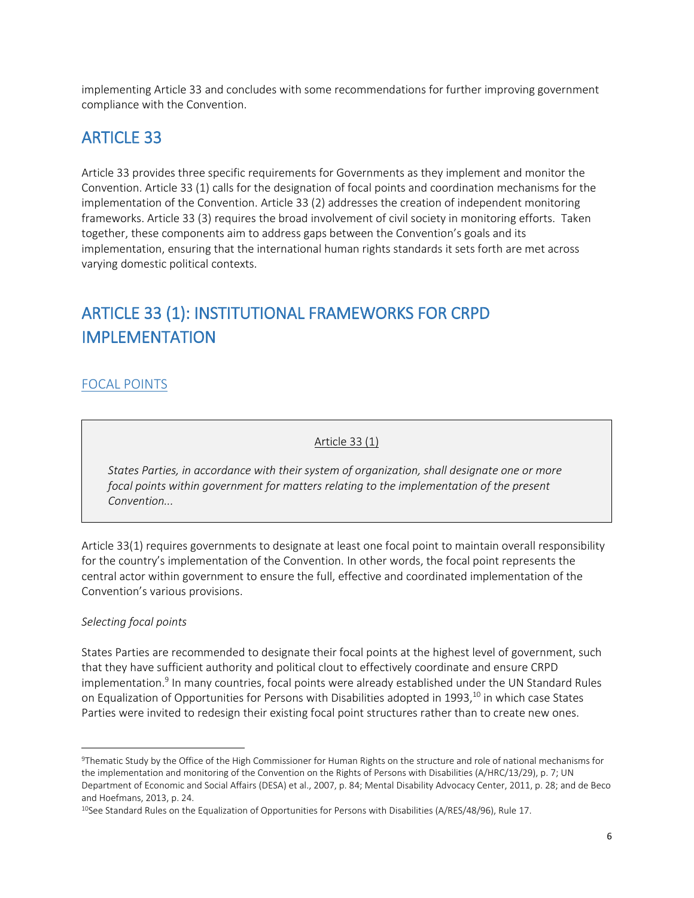implementing Article 33 and concludes with some recommendations for further improving government compliance with the Convention.

# ARTICLE 33

Article 33 provides three specific requirements for Governments as they implement and monitor the Convention. Article 33 (1) calls for the designation of focal points and coordination mechanisms for the implementation of the Convention. Article 33 (2) addresses the creation of independent monitoring frameworks. Article 33 (3) requires the broad involvement of civil society in monitoring efforts. Taken together, these components aim to address gaps between the Convention's goals and its implementation, ensuring that the international human rights standards it sets forth are met across varying domestic political contexts.

# ARTICLE 33 (1): INSTITUTIONAL FRAMEWORKS FOR CRPD IMPLEMENTATION

## FOCAL POINTS

> Article 33 (1)
>
> *States Parties, in accordance with their system of organization, shall designate one or more focal points within government for matters relating to the implementation of the present Convention...*

Article 33(1) requires governments to designate at least one focal point to maintain overall responsibility for the country's implementation of the Convention. In other words, the focal point represents the central actor within government to ensure the full, effective and coordinated implementation of the Convention's various provisions.

*Selecting focal points*

States Parties are recommended to designate their focal points at the highest level of government, such that they have sufficient authority and political clout to effectively coordinate and ensure CRPD implementation.[9] In many countries, focal points were already established under the UN Standard Rules on Equalization of Opportunities for Persons with Disabilities adopted in 1993,[10] in which case States Parties were invited to redesign their existing focal point structures rather than to create new ones.

---

[9] Thematic Study by the Office of the High Commissioner for Human Rights on the structure and role of national mechanisms for the implementation and monitoring of the Convention on the Rights of Persons with Disabilities (A/HRC/13/29), p. 7; UN Department of Economic and Social Affairs (DESA) et al., 2007, p. 84; Mental Disability Advocacy Center, 2011, p. 28; and de Beco and Hoefmans, 2013, p. 24.

[10] See Standard Rules on the Equalization of Opportunities for Persons with Disabilities (A/RES/48/96), Rule 17.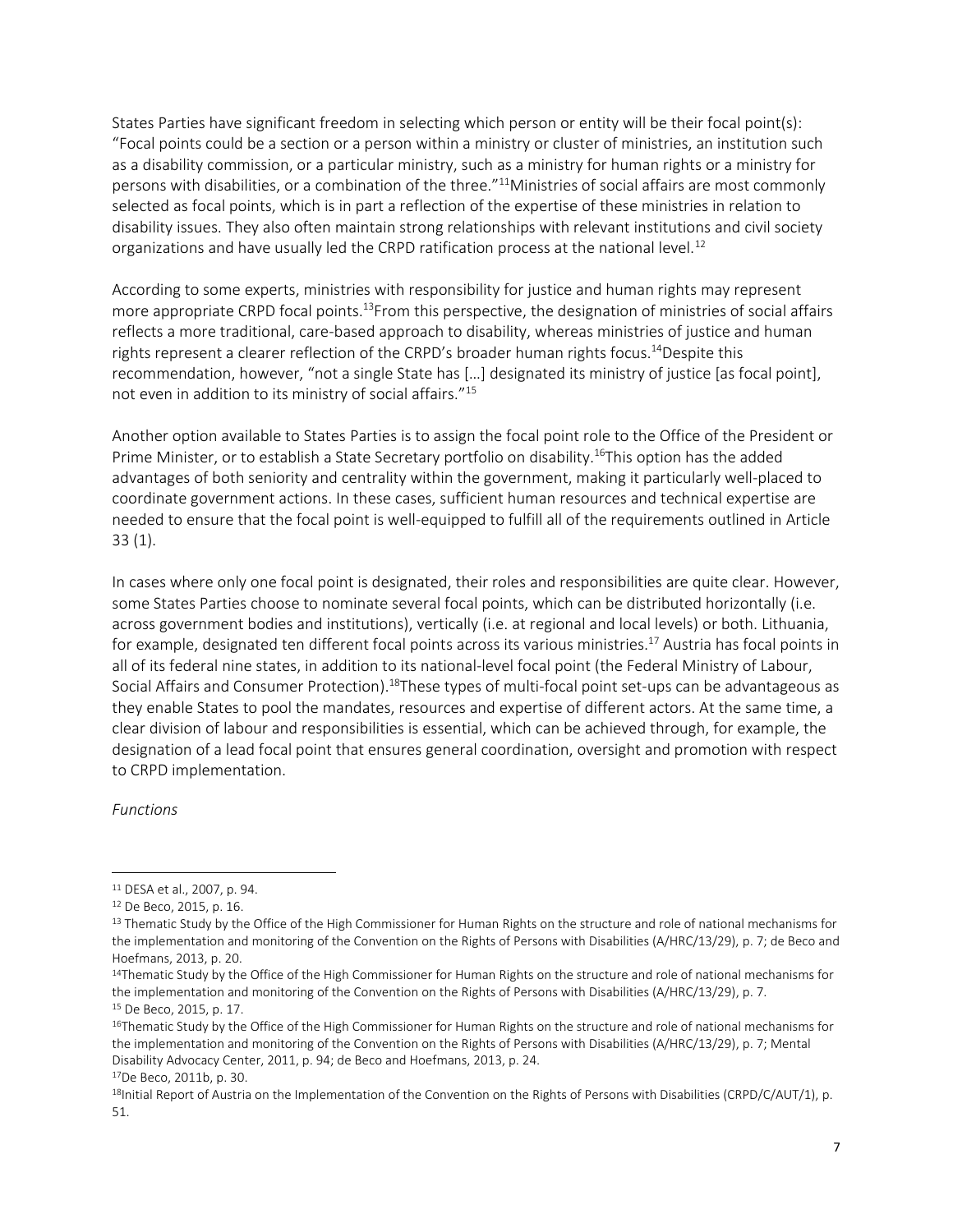States Parties have significant freedom in selecting which person or entity will be their focal point(s): "Focal points could be a section or a person within a ministry or cluster of ministries, an institution such as a disability commission, or a particular ministry, such as a ministry for human rights or a ministry for persons with disabilities, or a combination of the three."[11]Ministries of social affairs are most commonly selected as focal points, which is in part a reflection of the expertise of these ministries in relation to disability issues. They also often maintain strong relationships with relevant institutions and civil society organizations and have usually led the CRPD ratification process at the national level.[12]

According to some experts, ministries with responsibility for justice and human rights may represent more appropriate CRPD focal points.[13]From this perspective, the designation of ministries of social affairs reflects a more traditional, care-based approach to disability, whereas ministries of justice and human rights represent a clearer reflection of the CRPD's broader human rights focus.[14]Despite this recommendation, however, "not a single State has […] designated its ministry of justice [as focal point], not even in addition to its ministry of social affairs."[15]

Another option available to States Parties is to assign the focal point role to the Office of the President or Prime Minister, or to establish a State Secretary portfolio on disability.[16]This option has the added advantages of both seniority and centrality within the government, making it particularly well-placed to coordinate government actions. In these cases, sufficient human resources and technical expertise are needed to ensure that the focal point is well-equipped to fulfill all of the requirements outlined in Article 33 (1).

In cases where only one focal point is designated, their roles and responsibilities are quite clear. However, some States Parties choose to nominate several focal points, which can be distributed horizontally (i.e. across government bodies and institutions), vertically (i.e. at regional and local levels) or both. Lithuania, for example, designated ten different focal points across its various ministries.[17] Austria has focal points in all of its federal nine states, in addition to its national-level focal point (the Federal Ministry of Labour, Social Affairs and Consumer Protection).[18]These types of multi-focal point set-ups can be advantageous as they enable States to pool the mandates, resources and expertise of different actors. At the same time, a clear division of labour and responsibilities is essential, which can be achieved through, for example, the designation of a lead focal point that ensures general coordination, oversight and promotion with respect to CRPD implementation.

*Functions*

---

[11] DESA et al., 2007, p. 94.

[12] De Beco, 2015, p. 16.

[13] Thematic Study by the Office of the High Commissioner for Human Rights on the structure and role of national mechanisms for the implementation and monitoring of the Convention on the Rights of Persons with Disabilities (A/HRC/13/29), p. 7; de Beco and Hoefmans, 2013, p. 20.

[14] Thematic Study by the Office of the High Commissioner for Human Rights on the structure and role of national mechanisms for the implementation and monitoring of the Convention on the Rights of Persons with Disabilities (A/HRC/13/29), p. 7.

[15] De Beco, 2015, p. 17.

[16] Thematic Study by the Office of the High Commissioner for Human Rights on the structure and role of national mechanisms for the implementation and monitoring of the Convention on the Rights of Persons with Disabilities (A/HRC/13/29), p. 7; Mental Disability Advocacy Center, 2011, p. 94; de Beco and Hoefmans, 2013, p. 24.

[17] De Beco, 2011b, p. 30.

[18] Initial Report of Austria on the Implementation of the Convention on the Rights of Persons with Disabilities (CRPD/C/AUT/1), p. 51.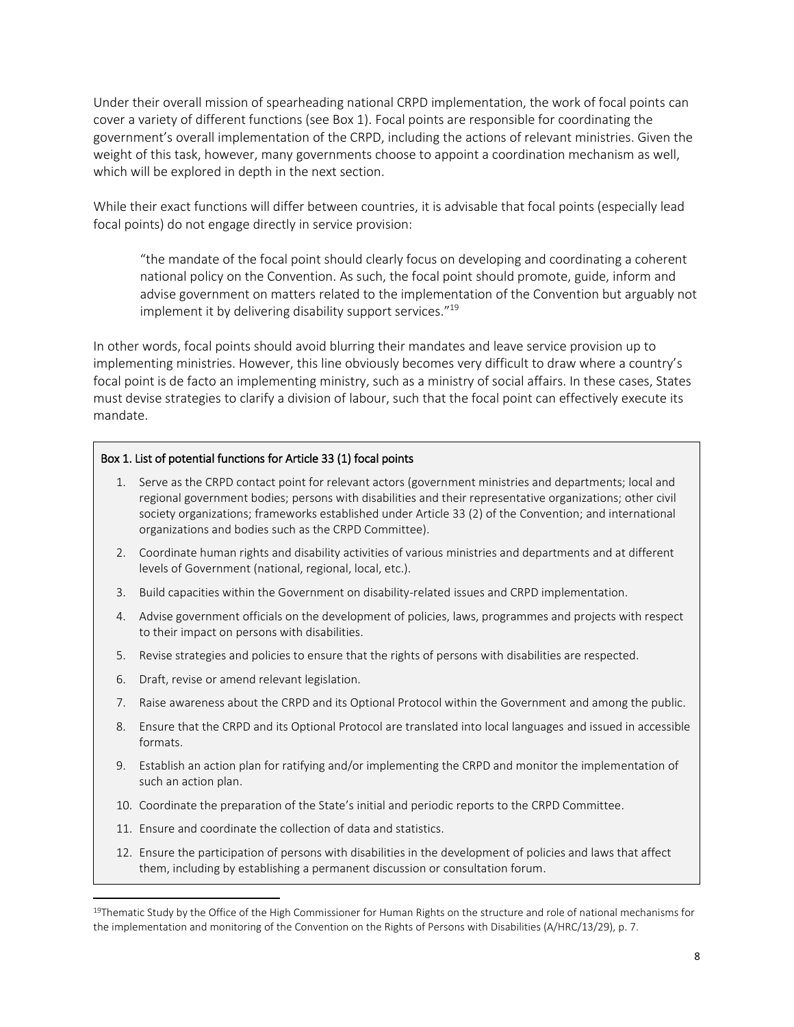Under their overall mission of spearheading national CRPD implementation, the work of focal points can cover a variety of different functions (see Box 1). Focal points are responsible for coordinating the government's overall implementation of the CRPD, including the actions of relevant ministries. Given the weight of this task, however, many governments choose to appoint a coordination mechanism as well, which will be explored in depth in the next section.

While their exact functions will differ between countries, it is advisable that focal points (especially lead focal points) do not engage directly in service provision:

> "the mandate of the focal point should clearly focus on developing and coordinating a coherent national policy on the Convention. As such, the focal point should promote, guide, inform and advise government on matters related to the implementation of the Convention but arguably not implement it by delivering disability support services."[19]

In other words, focal points should avoid blurring their mandates and leave service provision up to implementing ministries. However, this line obviously becomes very difficult to draw where a country's focal point is de facto an implementing ministry, such as a ministry of social affairs. In these cases, States must devise strategies to clarify a division of labour, such that the focal point can effectively execute its mandate.

**Box 1. List of potential functions for Article 33 (1) focal points**

1. Serve as the CRPD contact point for relevant actors (government ministries and departments; local and regional government bodies; persons with disabilities and their representative organizations; other civil society organizations; frameworks established under Article 33 (2) of the Convention; and international organizations and bodies such as the CRPD Committee).
2. Coordinate human rights and disability activities of various ministries and departments and at different levels of Government (national, regional, local, etc.).
3. Build capacities within the Government on disability-related issues and CRPD implementation.
4. Advise government officials on the development of policies, laws, programmes and projects with respect to their impact on persons with disabilities.
5. Revise strategies and policies to ensure that the rights of persons with disabilities are respected.
6. Draft, revise or amend relevant legislation.
7. Raise awareness about the CRPD and its Optional Protocol within the Government and among the public.
8. Ensure that the CRPD and its Optional Protocol are translated into local languages and issued in accessible formats.
9. Establish an action plan for ratifying and/or implementing the CRPD and monitor the implementation of such an action plan.
10. Coordinate the preparation of the State's initial and periodic reports to the CRPD Committee.
11. Ensure and coordinate the collection of data and statistics.
12. Ensure the participation of persons with disabilities in the development of policies and laws that affect them, including by establishing a permanent discussion or consultation forum.

[19] Thematic Study by the Office of the High Commissioner for Human Rights on the structure and role of national mechanisms for the implementation and monitoring of the Convention on the Rights of Persons with Disabilities (A/HRC/13/29), p. 7.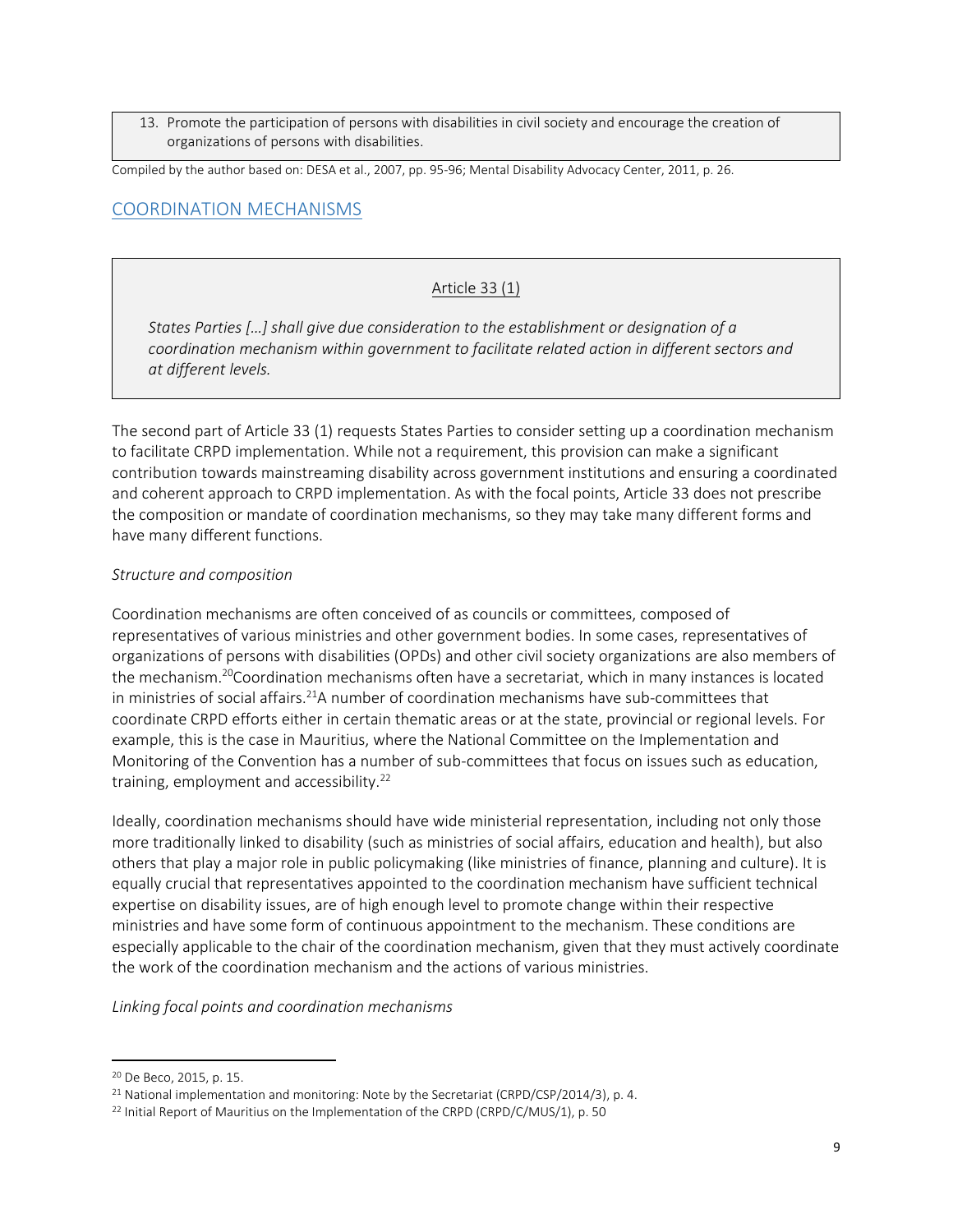13. Promote the participation of persons with disabilities in civil society and encourage the creation of organizations of persons with disabilities.

Compiled by the author based on: DESA et al., 2007, pp. 95-96; Mental Disability Advocacy Center, 2011, p. 26.

## COORDINATION MECHANISMS

> Article 33 (1)
>
> *States Parties […] shall give due consideration to the establishment or designation of a coordination mechanism within government to facilitate related action in different sectors and at different levels.*

The second part of Article 33 (1) requests States Parties to consider setting up a coordination mechanism to facilitate CRPD implementation. While not a requirement, this provision can make a significant contribution towards mainstreaming disability across government institutions and ensuring a coordinated and coherent approach to CRPD implementation. As with the focal points, Article 33 does not prescribe the composition or mandate of coordination mechanisms, so they may take many different forms and have many different functions.

*Structure and composition*

Coordination mechanisms are often conceived of as councils or committees, composed of representatives of various ministries and other government bodies. In some cases, representatives of organizations of persons with disabilities (OPDs) and other civil society organizations are also members of the mechanism.[20] Coordination mechanisms often have a secretariat, which in many instances is located in ministries of social affairs.[21] A number of coordination mechanisms have sub-committees that coordinate CRPD efforts either in certain thematic areas or at the state, provincial or regional levels. For example, this is the case in Mauritius, where the National Committee on the Implementation and Monitoring of the Convention has a number of sub-committees that focus on issues such as education, training, employment and accessibility.[22]

Ideally, coordination mechanisms should have wide ministerial representation, including not only those more traditionally linked to disability (such as ministries of social affairs, education and health), but also others that play a major role in public policymaking (like ministries of finance, planning and culture). It is equally crucial that representatives appointed to the coordination mechanism have sufficient technical expertise on disability issues, are of high enough level to promote change within their respective ministries and have some form of continuous appointment to the mechanism. These conditions are especially applicable to the chair of the coordination mechanism, given that they must actively coordinate the work of the coordination mechanism and the actions of various ministries.

*Linking focal points and coordination mechanisms*

---

[20] De Beco, 2015, p. 15.

[21] National implementation and monitoring: Note by the Secretariat (CRPD/CSP/2014/3), p. 4.

[22] Initial Report of Mauritius on the Implementation of the CRPD (CRPD/C/MUS/1), p. 50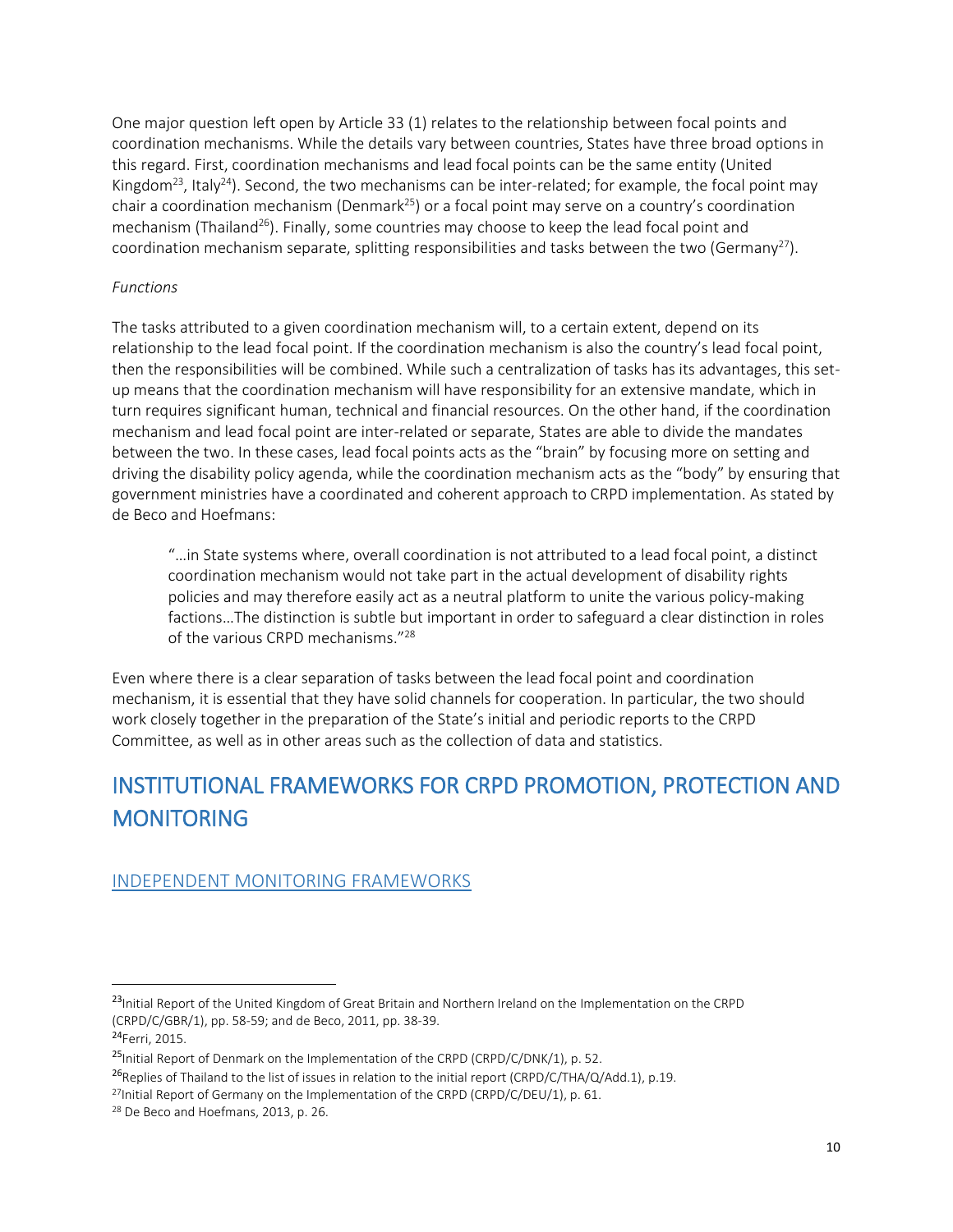One major question left open by Article 33 (1) relates to the relationship between focal points and coordination mechanisms. While the details vary between countries, States have three broad options in this regard. First, coordination mechanisms and lead focal points can be the same entity (United Kingdom[23], Italy[24]). Second, the two mechanisms can be inter-related; for example, the focal point may chair a coordination mechanism (Denmark[25]) or a focal point may serve on a country's coordination mechanism (Thailand[26]). Finally, some countries may choose to keep the lead focal point and coordination mechanism separate, splitting responsibilities and tasks between the two (Germany[27]).

*Functions*

The tasks attributed to a given coordination mechanism will, to a certain extent, depend on its relationship to the lead focal point. If the coordination mechanism is also the country's lead focal point, then the responsibilities will be combined. While such a centralization of tasks has its advantages, this set-up means that the coordination mechanism will have responsibility for an extensive mandate, which in turn requires significant human, technical and financial resources. On the other hand, if the coordination mechanism and lead focal point are inter-related or separate, States are able to divide the mandates between the two. In these cases, lead focal points acts as the "brain" by focusing more on setting and driving the disability policy agenda, while the coordination mechanism acts as the "body" by ensuring that government ministries have a coordinated and coherent approach to CRPD implementation. As stated by de Beco and Hoefmans:

> "…in State systems where, overall coordination is not attributed to a lead focal point, a distinct coordination mechanism would not take part in the actual development of disability rights policies and may therefore easily act as a neutral platform to unite the various policy-making factions…The distinction is subtle but important in order to safeguard a clear distinction in roles of the various CRPD mechanisms."[28]

Even where there is a clear separation of tasks between the lead focal point and coordination mechanism, it is essential that they have solid channels for cooperation. In particular, the two should work closely together in the preparation of the State's initial and periodic reports to the CRPD Committee, as well as in other areas such as the collection of data and statistics.

# INSTITUTIONAL FRAMEWORKS FOR CRPD PROMOTION, PROTECTION AND MONITORING

## INDEPENDENT MONITORING FRAMEWORKS

---

[23] Initial Report of the United Kingdom of Great Britain and Northern Ireland on the Implementation on the CRPD (CRPD/C/GBR/1), pp. 58-59; and de Beco, 2011, pp. 38-39.

[24] Ferri, 2015.

[25] Initial Report of Denmark on the Implementation of the CRPD (CRPD/C/DNK/1), p. 52.

[26] Replies of Thailand to the list of issues in relation to the initial report (CRPD/C/THA/Q/Add.1), p.19.

[27] Initial Report of Germany on the Implementation of the CRPD (CRPD/C/DEU/1), p. 61.

[28] De Beco and Hoefmans, 2013, p. 26.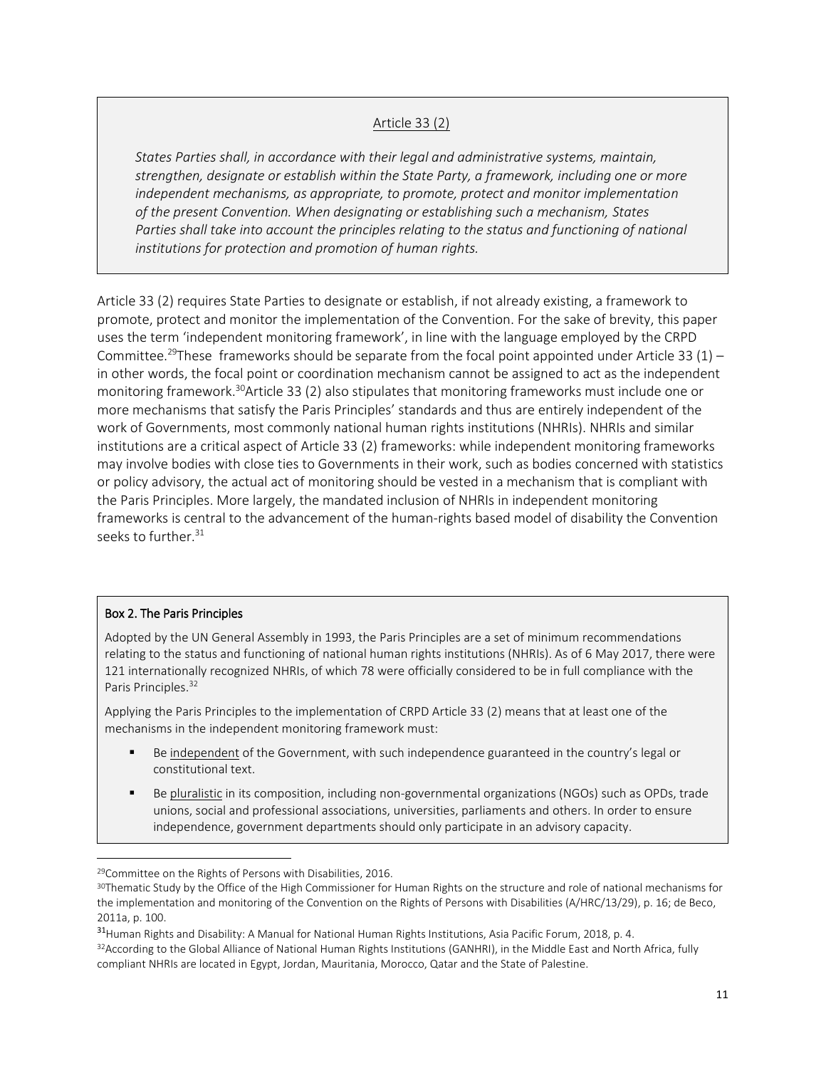Article 33 (2)

*States Parties shall, in accordance with their legal and administrative systems, maintain, strengthen, designate or establish within the State Party, a framework, including one or more independent mechanisms, as appropriate, to promote, protect and monitor implementation of the present Convention. When designating or establishing such a mechanism, States Parties shall take into account the principles relating to the status and functioning of national institutions for protection and promotion of human rights.*

Article 33 (2) requires State Parties to designate or establish, if not already existing, a framework to promote, protect and monitor the implementation of the Convention. For the sake of brevity, this paper uses the term 'independent monitoring framework', in line with the language employed by the CRPD Committee.[29] These frameworks should be separate from the focal point appointed under Article 33 (1) – in other words, the focal point or coordination mechanism cannot be assigned to act as the independent monitoring framework.[30] Article 33 (2) also stipulates that monitoring frameworks must include one or more mechanisms that satisfy the Paris Principles' standards and thus are entirely independent of the work of Governments, most commonly national human rights institutions (NHRIs). NHRIs and similar institutions are a critical aspect of Article 33 (2) frameworks: while independent monitoring frameworks may involve bodies with close ties to Governments in their work, such as bodies concerned with statistics or policy advisory, the actual act of monitoring should be vested in a mechanism that is compliant with the Paris Principles. More largely, the mandated inclusion of NHRIs in independent monitoring frameworks is central to the advancement of the human-rights based model of disability the Convention seeks to further.[31]

**Box 2. The Paris Principles**

Adopted by the UN General Assembly in 1993, the Paris Principles are a set of minimum recommendations relating to the status and functioning of national human rights institutions (NHRIs). As of 6 May 2017, there were 121 internationally recognized NHRIs, of which 78 were officially considered to be in full compliance with the Paris Principles.[32]

Applying the Paris Principles to the implementation of CRPD Article 33 (2) means that at least one of the mechanisms in the independent monitoring framework must:

- Be independent of the Government, with such independence guaranteed in the country's legal or constitutional text.
- Be pluralistic in its composition, including non-governmental organizations (NGOs) such as OPDs, trade unions, social and professional associations, universities, parliaments and others. In order to ensure independence, government departments should only participate in an advisory capacity.

---

[29] Committee on the Rights of Persons with Disabilities, 2016.

[30] Thematic Study by the Office of the High Commissioner for Human Rights on the structure and role of national mechanisms for the implementation and monitoring of the Convention on the Rights of Persons with Disabilities (A/HRC/13/29), p. 16; de Beco, 2011a, p. 100.

[31] Human Rights and Disability: A Manual for National Human Rights Institutions, Asia Pacific Forum, 2018, p. 4.

[32] According to the Global Alliance of National Human Rights Institutions (GANHRI), in the Middle East and North Africa, fully compliant NHRIs are located in Egypt, Jordan, Mauritania, Morocco, Qatar and the State of Palestine.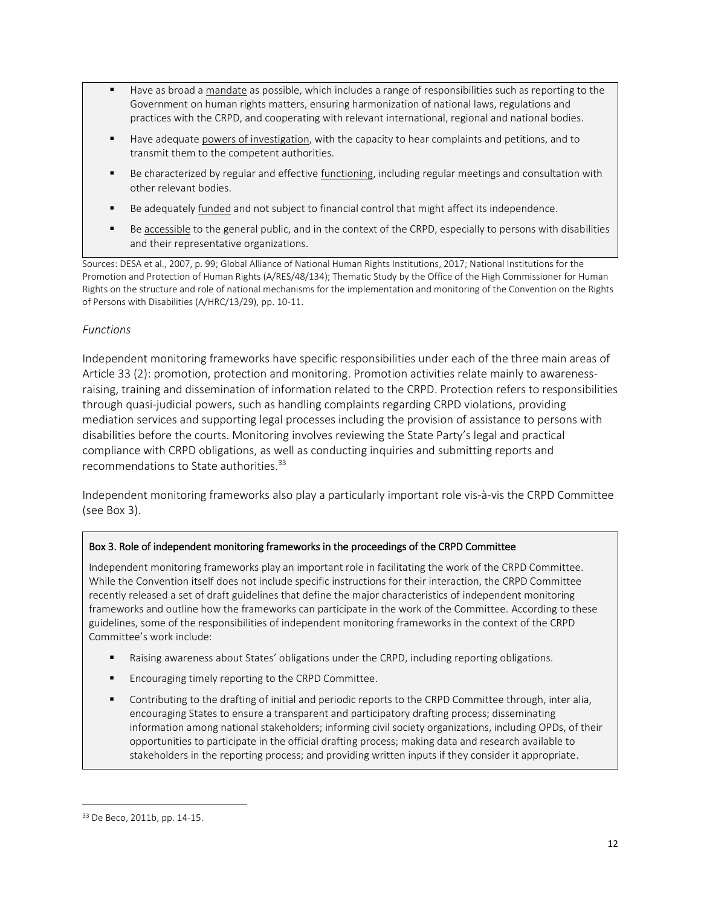- Have as broad a <u>mandate</u> as possible, which includes a range of responsibilities such as reporting to the Government on human rights matters, ensuring harmonization of national laws, regulations and practices with the CRPD, and cooperating with relevant international, regional and national bodies.
- Have adequate <u>powers of investigation</u>, with the capacity to hear complaints and petitions, and to transmit them to the competent authorities.
- Be characterized by regular and effective <u>functioning</u>, including regular meetings and consultation with other relevant bodies.
- Be adequately <u>funded</u> and not subject to financial control that might affect its independence.
- Be <u>accessible</u> to the general public, and in the context of the CRPD, especially to persons with disabilities and their representative organizations.

Sources: DESA et al., 2007, p. 99; Global Alliance of National Human Rights Institutions, 2017; National Institutions for the Promotion and Protection of Human Rights (A/RES/48/134); Thematic Study by the Office of the High Commissioner for Human Rights on the structure and role of national mechanisms for the implementation and monitoring of the Convention on the Rights of Persons with Disabilities (A/HRC/13/29), pp. 10-11.

*Functions*

Independent monitoring frameworks have specific responsibilities under each of the three main areas of Article 33 (2): promotion, protection and monitoring. Promotion activities relate mainly to awareness-raising, training and dissemination of information related to the CRPD. Protection refers to responsibilities through quasi-judicial powers, such as handling complaints regarding CRPD violations, providing mediation services and supporting legal processes including the provision of assistance to persons with disabilities before the courts. Monitoring involves reviewing the State Party's legal and practical compliance with CRPD obligations, as well as conducting inquiries and submitting reports and recommendations to State authorities.[33]

Independent monitoring frameworks also play a particularly important role vis-à-vis the CRPD Committee (see Box 3).

**Box 3. Role of independent monitoring frameworks in the proceedings of the CRPD Committee**

Independent monitoring frameworks play an important role in facilitating the work of the CRPD Committee. While the Convention itself does not include specific instructions for their interaction, the CRPD Committee recently released a set of draft guidelines that define the major characteristics of independent monitoring frameworks and outline how the frameworks can participate in the work of the Committee. According to these guidelines, some of the responsibilities of independent monitoring frameworks in the context of the CRPD Committee's work include:

- Raising awareness about States' obligations under the CRPD, including reporting obligations.
- Encouraging timely reporting to the CRPD Committee.
- Contributing to the drafting of initial and periodic reports to the CRPD Committee through, inter alia, encouraging States to ensure a transparent and participatory drafting process; disseminating information among national stakeholders; informing civil society organizations, including OPDs, of their opportunities to participate in the official drafting process; making data and research available to stakeholders in the reporting process; and providing written inputs if they consider it appropriate.

[33] De Beco, 2011b, pp. 14-15.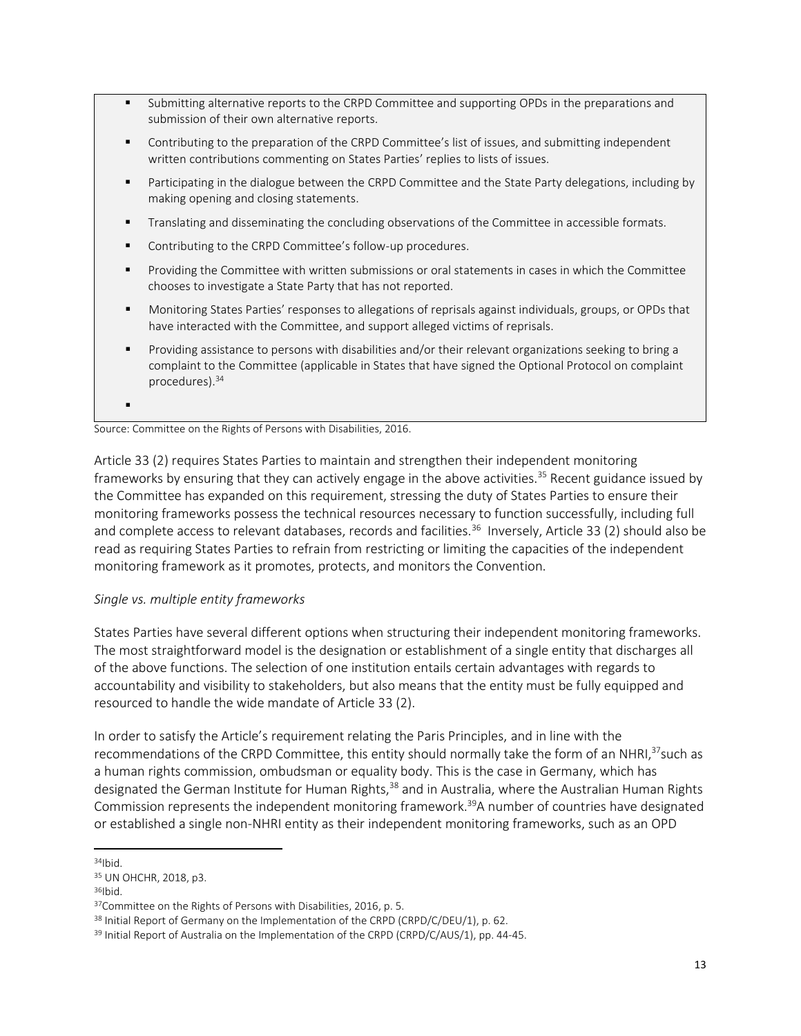- Submitting alternative reports to the CRPD Committee and supporting OPDs in the preparations and submission of their own alternative reports.
- Contributing to the preparation of the CRPD Committee's list of issues, and submitting independent written contributions commenting on States Parties' replies to lists of issues.
- Participating in the dialogue between the CRPD Committee and the State Party delegations, including by making opening and closing statements.
- Translating and disseminating the concluding observations of the Committee in accessible formats.
- Contributing to the CRPD Committee's follow-up procedures.
- Providing the Committee with written submissions or oral statements in cases in which the Committee chooses to investigate a State Party that has not reported.
- Monitoring States Parties' responses to allegations of reprisals against individuals, groups, or OPDs that have interacted with the Committee, and support alleged victims of reprisals.
- Providing assistance to persons with disabilities and/or their relevant organizations seeking to bring a complaint to the Committee (applicable in States that have signed the Optional Protocol on complaint procedures).[34]

Source: Committee on the Rights of Persons with Disabilities, 2016.

Article 33 (2) requires States Parties to maintain and strengthen their independent monitoring frameworks by ensuring that they can actively engage in the above activities.[35] Recent guidance issued by the Committee has expanded on this requirement, stressing the duty of States Parties to ensure their monitoring frameworks possess the technical resources necessary to function successfully, including full and complete access to relevant databases, records and facilities.[36] Inversely, Article 33 (2) should also be read as requiring States Parties to refrain from restricting or limiting the capacities of the independent monitoring framework as it promotes, protects, and monitors the Convention.

*Single vs. multiple entity frameworks*

States Parties have several different options when structuring their independent monitoring frameworks. The most straightforward model is the designation or establishment of a single entity that discharges all of the above functions. The selection of one institution entails certain advantages with regards to accountability and visibility to stakeholders, but also means that the entity must be fully equipped and resourced to handle the wide mandate of Article 33 (2).

In order to satisfy the Article's requirement relating the Paris Principles, and in line with the recommendations of the CRPD Committee, this entity should normally take the form of an NHRI,[37] such as a human rights commission, ombudsman or equality body. This is the case in Germany, which has designated the German Institute for Human Rights,[38] and in Australia, where the Australian Human Rights Commission represents the independent monitoring framework.[39] A number of countries have designated or established a single non-NHRI entity as their independent monitoring frameworks, such as an OPD

---

[34] Ibid.

[35] UN OHCHR, 2018, p3.

[36] Ibid.

[37] Committee on the Rights of Persons with Disabilities, 2016, p. 5.

[38] Initial Report of Germany on the Implementation of the CRPD (CRPD/C/DEU/1), p. 62.

[39] Initial Report of Australia on the Implementation of the CRPD (CRPD/C/AUS/1), pp. 44-45.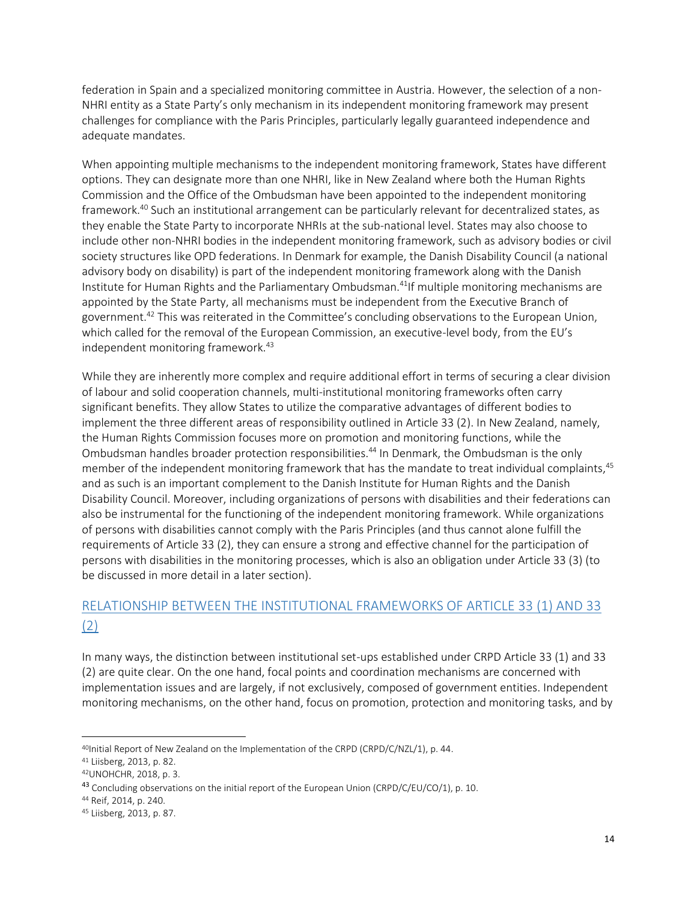federation in Spain and a specialized monitoring committee in Austria. However, the selection of a non-NHRI entity as a State Party's only mechanism in its independent monitoring framework may present challenges for compliance with the Paris Principles, particularly legally guaranteed independence and adequate mandates.

When appointing multiple mechanisms to the independent monitoring framework, States have different options. They can designate more than one NHRI, like in New Zealand where both the Human Rights Commission and the Office of the Ombudsman have been appointed to the independent monitoring framework.[40] Such an institutional arrangement can be particularly relevant for decentralized states, as they enable the State Party to incorporate NHRIs at the sub-national level. States may also choose to include other non-NHRI bodies in the independent monitoring framework, such as advisory bodies or civil society structures like OPD federations. In Denmark for example, the Danish Disability Council (a national advisory body on disability) is part of the independent monitoring framework along with the Danish Institute for Human Rights and the Parliamentary Ombudsman.[41]If multiple monitoring mechanisms are appointed by the State Party, all mechanisms must be independent from the Executive Branch of government.[42] This was reiterated in the Committee's concluding observations to the European Union, which called for the removal of the European Commission, an executive-level body, from the EU's independent monitoring framework.[43]

While they are inherently more complex and require additional effort in terms of securing a clear division of labour and solid cooperation channels, multi-institutional monitoring frameworks often carry significant benefits. They allow States to utilize the comparative advantages of different bodies to implement the three different areas of responsibility outlined in Article 33 (2). In New Zealand, namely, the Human Rights Commission focuses more on promotion and monitoring functions, while the Ombudsman handles broader protection responsibilities.[44] In Denmark, the Ombudsman is the only member of the independent monitoring framework that has the mandate to treat individual complaints,[45] and as such is an important complement to the Danish Institute for Human Rights and the Danish Disability Council. Moreover, including organizations of persons with disabilities and their federations can also be instrumental for the functioning of the independent monitoring framework. While organizations of persons with disabilities cannot comply with the Paris Principles (and thus cannot alone fulfill the requirements of Article 33 (2), they can ensure a strong and effective channel for the participation of persons with disabilities in the monitoring processes, which is also an obligation under Article 33 (3) (to be discussed in more detail in a later section).

## RELATIONSHIP BETWEEN THE INSTITUTIONAL FRAMEWORKS OF ARTICLE 33 (1) AND 33 (2)

In many ways, the distinction between institutional set-ups established under CRPD Article 33 (1) and 33 (2) are quite clear. On the one hand, focal points and coordination mechanisms are concerned with implementation issues and are largely, if not exclusively, composed of government entities. Independent monitoring mechanisms, on the other hand, focus on promotion, protection and monitoring tasks, and by

---

[40]Initial Report of New Zealand on the Implementation of the CRPD (CRPD/C/NZL/1), p. 44.

[41] Liisberg, 2013, p. 82.

[42]UNOHCHR, 2018, p. 3.

[43] Concluding observations on the initial report of the European Union (CRPD/C/EU/CO/1), p. 10.

[44] Reif, 2014, p. 240.

[45] Liisberg, 2013, p. 87.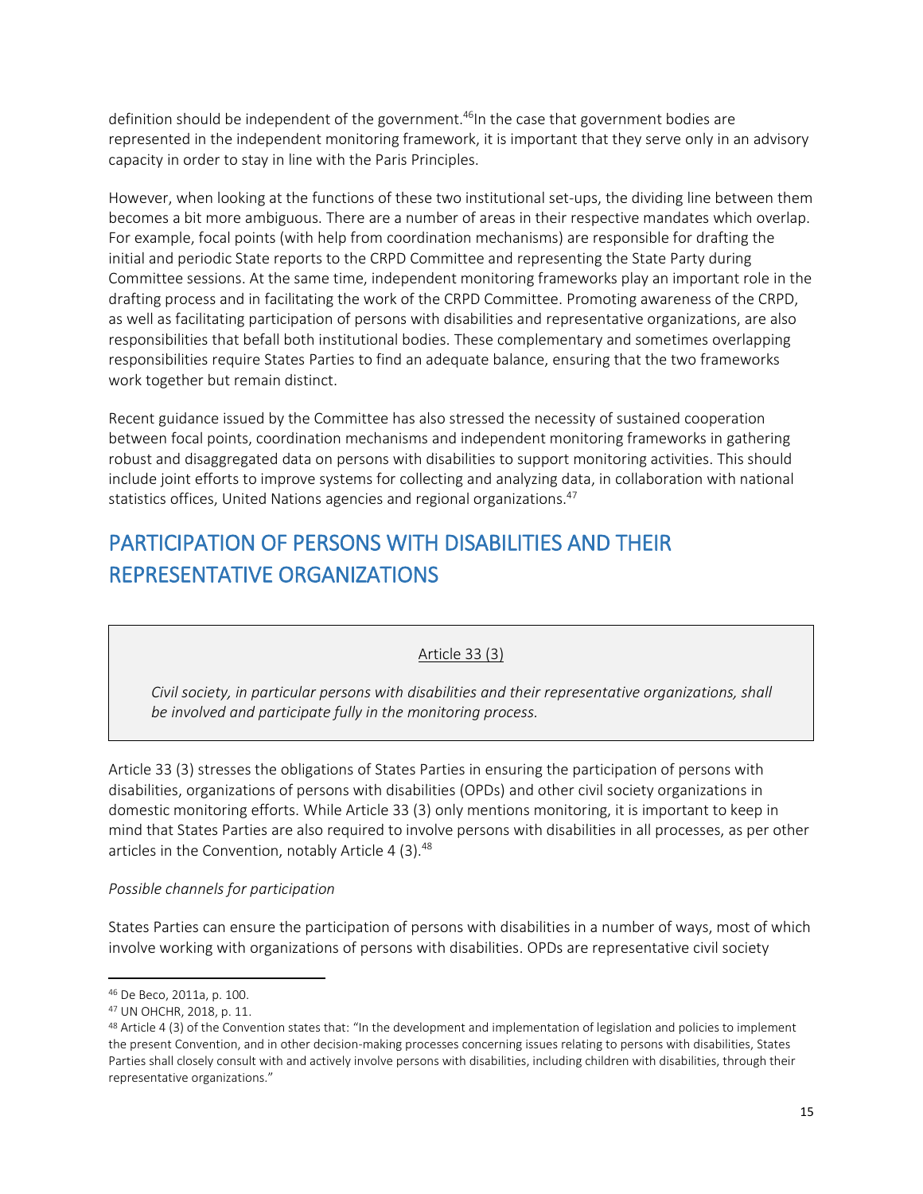definition should be independent of the government.[46]In the case that government bodies are represented in the independent monitoring framework, it is important that they serve only in an advisory capacity in order to stay in line with the Paris Principles.

However, when looking at the functions of these two institutional set-ups, the dividing line between them becomes a bit more ambiguous. There are a number of areas in their respective mandates which overlap. For example, focal points (with help from coordination mechanisms) are responsible for drafting the initial and periodic State reports to the CRPD Committee and representing the State Party during Committee sessions. At the same time, independent monitoring frameworks play an important role in the drafting process and in facilitating the work of the CRPD Committee. Promoting awareness of the CRPD, as well as facilitating participation of persons with disabilities and representative organizations, are also responsibilities that befall both institutional bodies. These complementary and sometimes overlapping responsibilities require States Parties to find an adequate balance, ensuring that the two frameworks work together but remain distinct.

Recent guidance issued by the Committee has also stressed the necessity of sustained cooperation between focal points, coordination mechanisms and independent monitoring frameworks in gathering robust and disaggregated data on persons with disabilities to support monitoring activities. This should include joint efforts to improve systems for collecting and analyzing data, in collaboration with national statistics offices, United Nations agencies and regional organizations.[47]

## PARTICIPATION OF PERSONS WITH DISABILITIES AND THEIR REPRESENTATIVE ORGANIZATIONS

> Article 33 (3)
>
> *Civil society, in particular persons with disabilities and their representative organizations, shall be involved and participate fully in the monitoring process.*

Article 33 (3) stresses the obligations of States Parties in ensuring the participation of persons with disabilities, organizations of persons with disabilities (OPDs) and other civil society organizations in domestic monitoring efforts. While Article 33 (3) only mentions monitoring, it is important to keep in mind that States Parties are also required to involve persons with disabilities in all processes, as per other articles in the Convention, notably Article 4 (3).[48]

*Possible channels for participation*

States Parties can ensure the participation of persons with disabilities in a number of ways, most of which involve working with organizations of persons with disabilities. OPDs are representative civil society

---

[46] De Beco, 2011a, p. 100.

[47] UN OHCHR, 2018, p. 11.

[48] Article 4 (3) of the Convention states that: "In the development and implementation of legislation and policies to implement the present Convention, and in other decision-making processes concerning issues relating to persons with disabilities, States Parties shall closely consult with and actively involve persons with disabilities, including children with disabilities, through their representative organizations."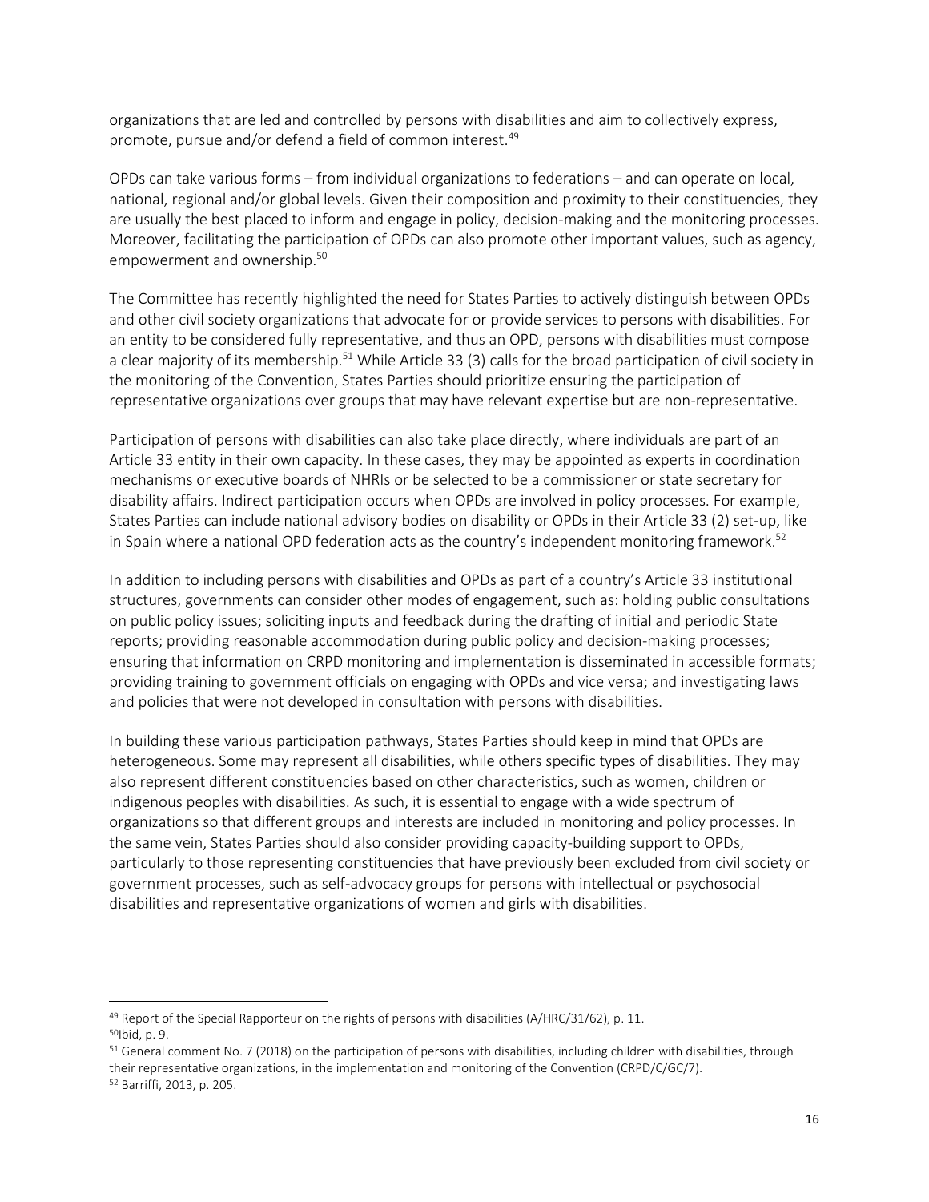organizations that are led and controlled by persons with disabilities and aim to collectively express, promote, pursue and/or defend a field of common interest.[49]

OPDs can take various forms – from individual organizations to federations – and can operate on local, national, regional and/or global levels. Given their composition and proximity to their constituencies, they are usually the best placed to inform and engage in policy, decision-making and the monitoring processes. Moreover, facilitating the participation of OPDs can also promote other important values, such as agency, empowerment and ownership.[50]

The Committee has recently highlighted the need for States Parties to actively distinguish between OPDs and other civil society organizations that advocate for or provide services to persons with disabilities. For an entity to be considered fully representative, and thus an OPD, persons with disabilities must compose a clear majority of its membership.[51] While Article 33 (3) calls for the broad participation of civil society in the monitoring of the Convention, States Parties should prioritize ensuring the participation of representative organizations over groups that may have relevant expertise but are non-representative.

Participation of persons with disabilities can also take place directly, where individuals are part of an Article 33 entity in their own capacity. In these cases, they may be appointed as experts in coordination mechanisms or executive boards of NHRIs or be selected to be a commissioner or state secretary for disability affairs. Indirect participation occurs when OPDs are involved in policy processes. For example, States Parties can include national advisory bodies on disability or OPDs in their Article 33 (2) set-up, like in Spain where a national OPD federation acts as the country's independent monitoring framework.[52]

In addition to including persons with disabilities and OPDs as part of a country's Article 33 institutional structures, governments can consider other modes of engagement, such as: holding public consultations on public policy issues; soliciting inputs and feedback during the drafting of initial and periodic State reports; providing reasonable accommodation during public policy and decision-making processes; ensuring that information on CRPD monitoring and implementation is disseminated in accessible formats; providing training to government officials on engaging with OPDs and vice versa; and investigating laws and policies that were not developed in consultation with persons with disabilities.

In building these various participation pathways, States Parties should keep in mind that OPDs are heterogeneous. Some may represent all disabilities, while others specific types of disabilities. They may also represent different constituencies based on other characteristics, such as women, children or indigenous peoples with disabilities. As such, it is essential to engage with a wide spectrum of organizations so that different groups and interests are included in monitoring and policy processes. In the same vein, States Parties should also consider providing capacity-building support to OPDs, particularly to those representing constituencies that have previously been excluded from civil society or government processes, such as self-advocacy groups for persons with intellectual or psychosocial disabilities and representative organizations of women and girls with disabilities.

---

[49] Report of the Special Rapporteur on the rights of persons with disabilities (A/HRC/31/62), p. 11.

[50] Ibid, p. 9.

[51] General comment No. 7 (2018) on the participation of persons with disabilities, including children with disabilities, through their representative organizations, in the implementation and monitoring of the Convention (CRPD/C/GC/7).

[52] Barriffi, 2013, p. 205.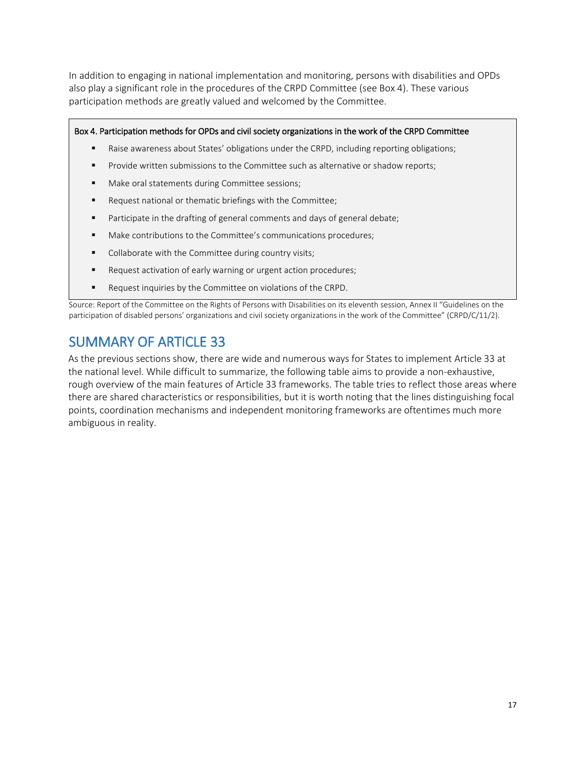In addition to engaging in national implementation and monitoring, persons with disabilities and OPDs also play a significant role in the procedures of the CRPD Committee (see Box 4). These various participation methods are greatly valued and welcomed by the Committee.

**Box 4. Participation methods for OPDs and civil society organizations in the work of the CRPD Committee**

- Raise awareness about States' obligations under the CRPD, including reporting obligations;
- Provide written submissions to the Committee such as alternative or shadow reports;
- Make oral statements during Committee sessions;
- Request national or thematic briefings with the Committee;
- Participate in the drafting of general comments and days of general debate;
- Make contributions to the Committee's communications procedures;
- Collaborate with the Committee during country visits;
- Request activation of early warning or urgent action procedures;
- Request inquiries by the Committee on violations of the CRPD.

Source: Report of the Committee on the Rights of Persons with Disabilities on its eleventh session, Annex II "Guidelines on the participation of disabled persons' organizations and civil society organizations in the work of the Committee" (CRPD/C/11/2).

## SUMMARY OF ARTICLE 33

As the previous sections show, there are wide and numerous ways for States to implement Article 33 at the national level. While difficult to summarize, the following table aims to provide a non-exhaustive, rough overview of the main features of Article 33 frameworks. The table tries to reflect those areas where there are shared characteristics or responsibilities, but it is worth noting that the lines distinguishing focal points, coordination mechanisms and independent monitoring frameworks are oftentimes much more ambiguous in reality.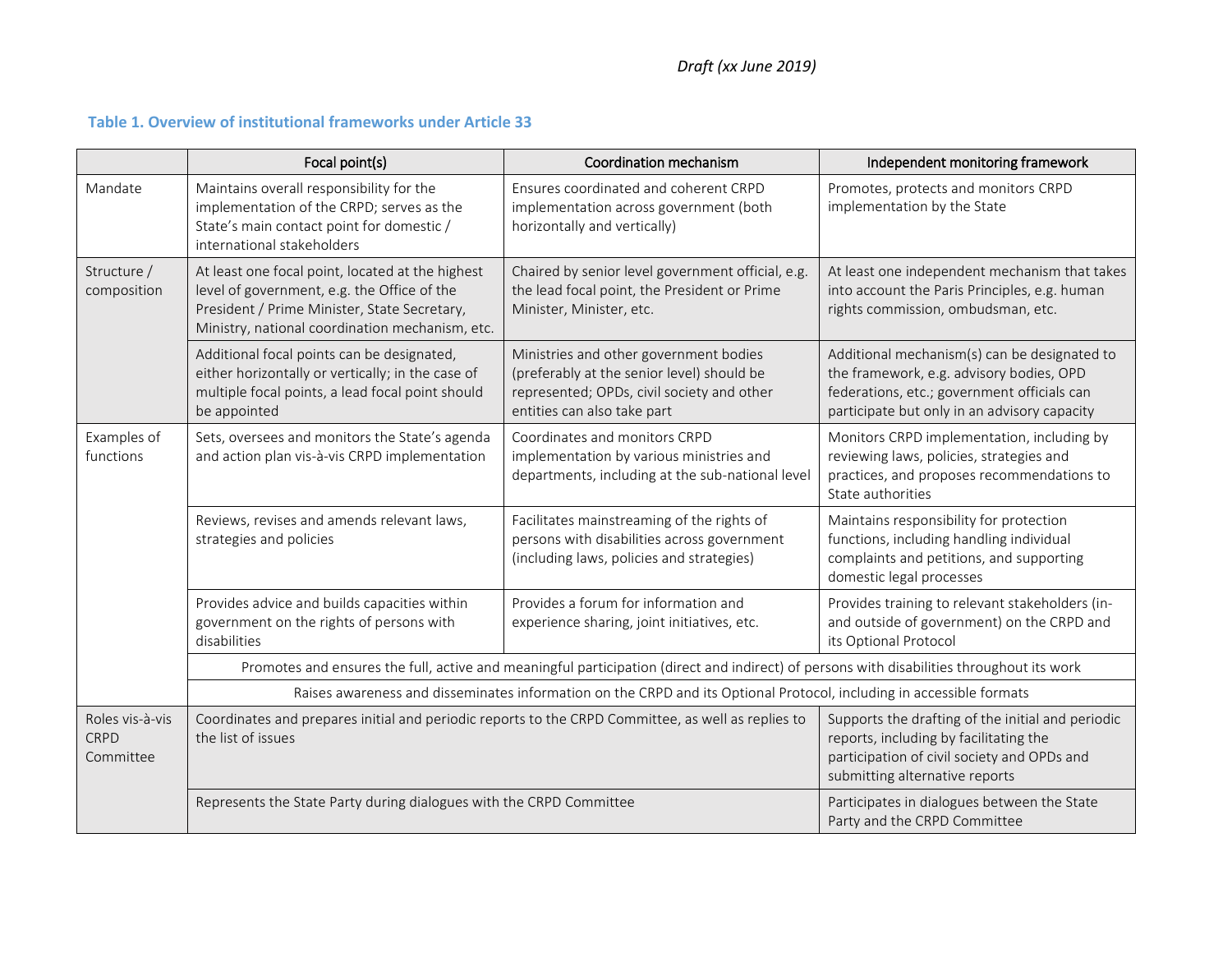*Draft (xx June 2019)*

### Table 1. Overview of institutional frameworks under Article 33

| | Focal point(s) | Coordination mechanism | Independent monitoring framework |
|---|---|---|---|
| Mandate | Maintains overall responsibility for the implementation of the CRPD; serves as the State's main contact point for domestic / international stakeholders | Ensures coordinated and coherent CRPD implementation across government (both horizontally and vertically) | Promotes, protects and monitors CRPD implementation by the State |
| Structure / composition | At least one focal point, located at the highest level of government, e.g. the Office of the President / Prime Minister, State Secretary, Ministry, national coordination mechanism, etc. | Chaired by senior level government official, e.g. the lead focal point, the President or Prime Minister, Minister, etc. | At least one independent mechanism that takes into account the Paris Principles, e.g. human rights commission, ombudsman, etc. |
| | Additional focal points can be designated, either horizontally or vertically; in the case of multiple focal points, a lead focal point should be appointed | Ministries and other government bodies (preferably at the senior level) should be represented; OPDs, civil society and other entities can also take part | Additional mechanism(s) can be designated to the framework, e.g. advisory bodies, OPD federations, etc.; government officials can participate but only in an advisory capacity |
| Examples of functions | Sets, oversees and monitors the State's agenda and action plan vis-à-vis CRPD implementation | Coordinates and monitors CRPD implementation by various ministries and departments, including at the sub-national level | Monitors CRPD implementation, including by reviewing laws, policies, strategies and practices, and proposes recommendations to State authorities |
| | Reviews, revises and amends relevant laws, strategies and policies | Facilitates mainstreaming of the rights of persons with disabilities across government (including laws, policies and strategies) | Maintains responsibility for protection functions, including handling individual complaints and petitions, and supporting domestic legal processes |
| | Provides advice and builds capacities within government on the rights of persons with disabilities | Provides a forum for information and experience sharing, joint initiatives, etc. | Provides training to relevant stakeholders (in- and outside of government) on the CRPD and its Optional Protocol |
| | Promotes and ensures the full, active and meaningful participation (direct and indirect) of persons with disabilities throughout its work | | |
| | Raises awareness and disseminates information on the CRPD and its Optional Protocol, including in accessible formats | | |
| Roles vis-à-vis CRPD Committee | Coordinates and prepares initial and periodic reports to the CRPD Committee, as well as replies to the list of issues | | Supports the drafting of the initial and periodic reports, including by facilitating the participation of civil society and OPDs and submitting alternative reports |
| | Represents the State Party during dialogues with the CRPD Committee | | Participates in dialogues between the State Party and the CRPD Committee |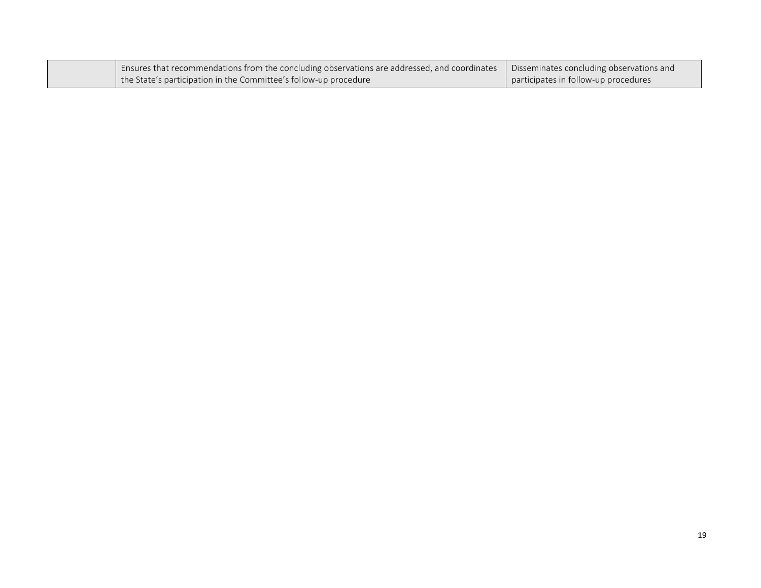| | | |
|---|---|---|
| | Ensures that recommendations from the concluding observations are addressed, and coordinates the State's participation in the Committee's follow-up procedure | Disseminates concluding observations and participates in follow-up procedures |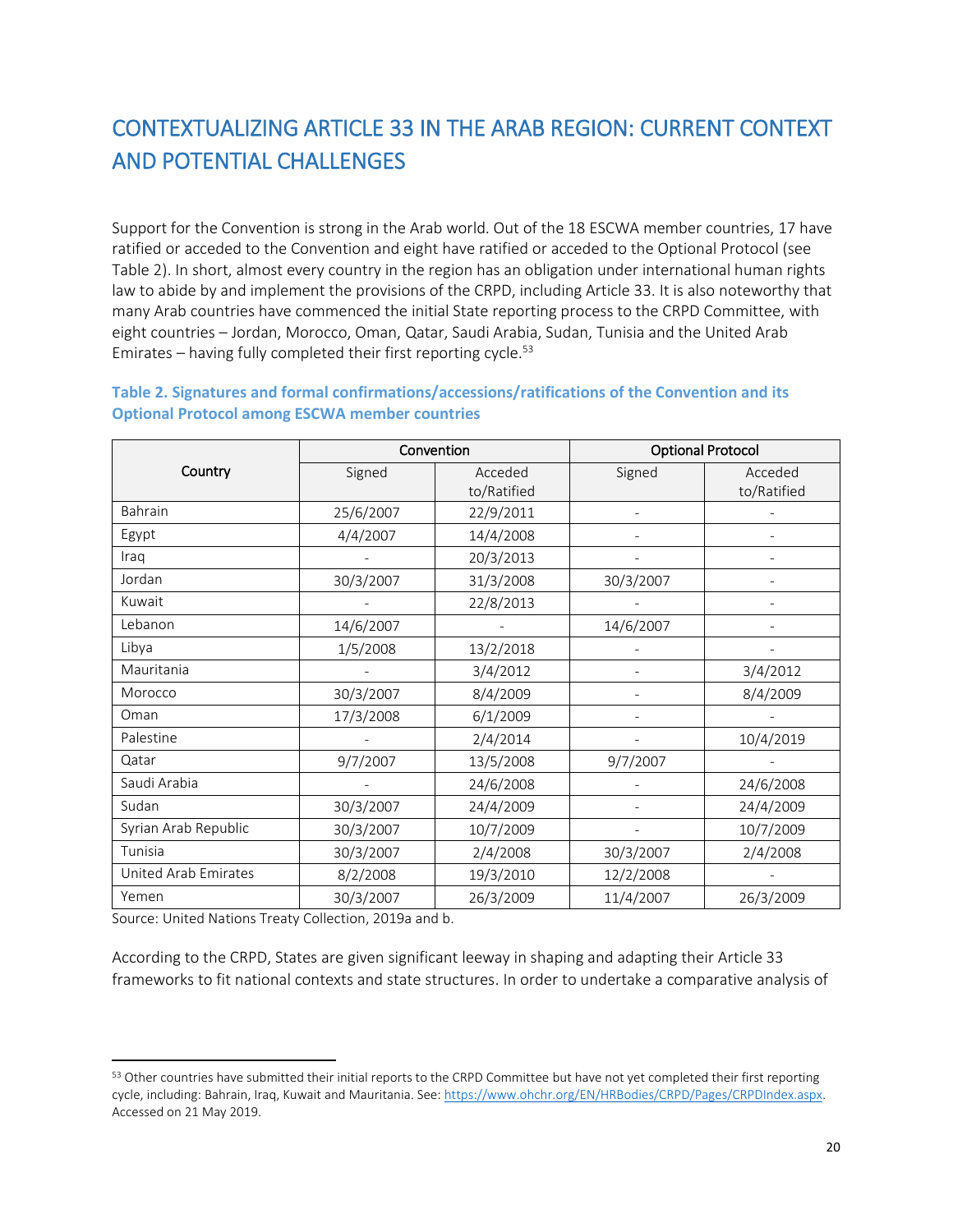## CONTEXTUALIZING ARTICLE 33 IN THE ARAB REGION: CURRENT CONTEXT AND POTENTIAL CHALLENGES

Support for the Convention is strong in the Arab world. Out of the 18 ESCWA member countries, 17 have ratified or acceded to the Convention and eight have ratified or acceded to the Optional Protocol (see Table 2). In short, almost every country in the region has an obligation under international human rights law to abide by and implement the provisions of the CRPD, including Article 33. It is also noteworthy that many Arab countries have commenced the initial State reporting process to the CRPD Committee, with eight countries – Jordan, Morocco, Oman, Qatar, Saudi Arabia, Sudan, Tunisia and the United Arab Emirates – having fully completed their first reporting cycle.[53]

**Table 2. Signatures and formal confirmations/accessions/ratifications of the Convention and its Optional Protocol among ESCWA member countries**

| Country | Convention | | Optional Protocol | |
|---|---|---|---|---|
| | Signed | Acceded to/Ratified | Signed | Acceded to/Ratified |
| Bahrain | 25/6/2007 | 22/9/2011 | - | - |
| Egypt | 4/4/2007 | 14/4/2008 | - | - |
| Iraq | - | 20/3/2013 | - | - |
| Jordan | 30/3/2007 | 31/3/2008 | 30/3/2007 | - |
| Kuwait | - | 22/8/2013 | - | - |
| Lebanon | 14/6/2007 | - | 14/6/2007 | - |
| Libya | 1/5/2008 | 13/2/2018 | - | - |
| Mauritania | - | 3/4/2012 | - | 3/4/2012 |
| Morocco | 30/3/2007 | 8/4/2009 | - | 8/4/2009 |
| Oman | 17/3/2008 | 6/1/2009 | - | - |
| Palestine | - | 2/4/2014 | - | 10/4/2019 |
| Qatar | 9/7/2007 | 13/5/2008 | 9/7/2007 | - |
| Saudi Arabia | - | 24/6/2008 | - | 24/6/2008 |
| Sudan | 30/3/2007 | 24/4/2009 | - | 24/4/2009 |
| Syrian Arab Republic | 30/3/2007 | 10/7/2009 | - | 10/7/2009 |
| Tunisia | 30/3/2007 | 2/4/2008 | 30/3/2007 | 2/4/2008 |
| United Arab Emirates | 8/2/2008 | 19/3/2010 | 12/2/2008 | - |
| Yemen | 30/3/2007 | 26/3/2009 | 11/4/2007 | 26/3/2009 |

Source: United Nations Treaty Collection, 2019a and b.

According to the CRPD, States are given significant leeway in shaping and adapting their Article 33 frameworks to fit national contexts and state structures. In order to undertake a comparative analysis of

---

[53] Other countries have submitted their initial reports to the CRPD Committee but have not yet completed their first reporting cycle, including: Bahrain, Iraq, Kuwait and Mauritania. See: https://www.ohchr.org/EN/HRBodies/CRPD/Pages/CRPDIndex.aspx. Accessed on 21 May 2019.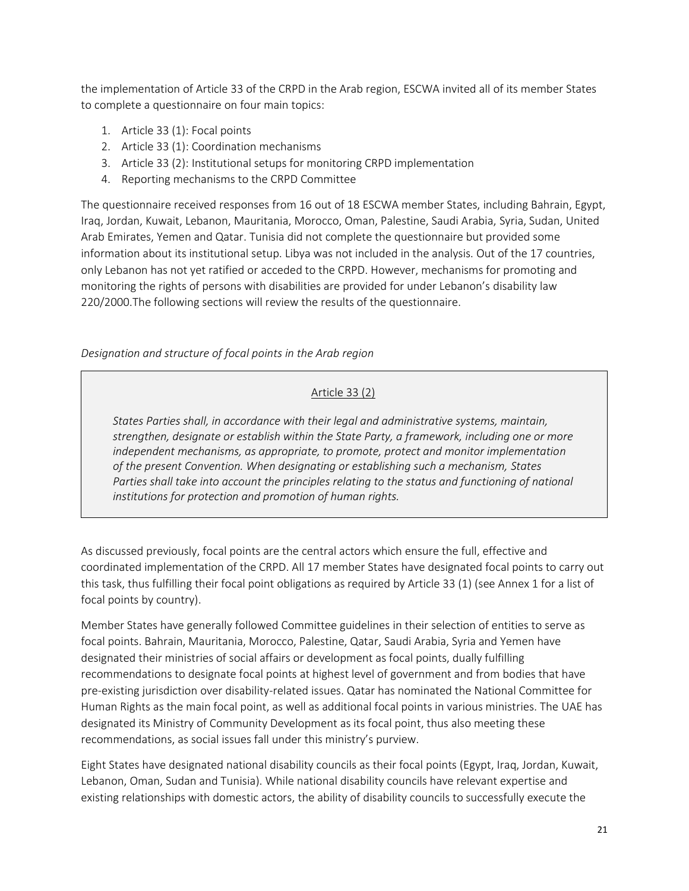the implementation of Article 33 of the CRPD in the Arab region, ESCWA invited all of its member States to complete a questionnaire on four main topics:

1. Article 33 (1): Focal points
2. Article 33 (1): Coordination mechanisms
3. Article 33 (2): Institutional setups for monitoring CRPD implementation
4. Reporting mechanisms to the CRPD Committee

The questionnaire received responses from 16 out of 18 ESCWA member States, including Bahrain, Egypt, Iraq, Jordan, Kuwait, Lebanon, Mauritania, Morocco, Oman, Palestine, Saudi Arabia, Syria, Sudan, United Arab Emirates, Yemen and Qatar. Tunisia did not complete the questionnaire but provided some information about its institutional setup. Libya was not included in the analysis. Out of the 17 countries, only Lebanon has not yet ratified or acceded to the CRPD. However, mechanisms for promoting and monitoring the rights of persons with disabilities are provided for under Lebanon's disability law 220/2000.The following sections will review the results of the questionnaire.

*Designation and structure of focal points in the Arab region*

> Article 33 (2)
>
> *States Parties shall, in accordance with their legal and administrative systems, maintain, strengthen, designate or establish within the State Party, a framework, including one or more independent mechanisms, as appropriate, to promote, protect and monitor implementation of the present Convention. When designating or establishing such a mechanism, States Parties shall take into account the principles relating to the status and functioning of national institutions for protection and promotion of human rights.*

As discussed previously, focal points are the central actors which ensure the full, effective and coordinated implementation of the CRPD. All 17 member States have designated focal points to carry out this task, thus fulfilling their focal point obligations as required by Article 33 (1) (see Annex 1 for a list of focal points by country).

Member States have generally followed Committee guidelines in their selection of entities to serve as focal points. Bahrain, Mauritania, Morocco, Palestine, Qatar, Saudi Arabia, Syria and Yemen have designated their ministries of social affairs or development as focal points, dually fulfilling recommendations to designate focal points at highest level of government and from bodies that have pre-existing jurisdiction over disability-related issues. Qatar has nominated the National Committee for Human Rights as the main focal point, as well as additional focal points in various ministries. The UAE has designated its Ministry of Community Development as its focal point, thus also meeting these recommendations, as social issues fall under this ministry's purview.

Eight States have designated national disability councils as their focal points (Egypt, Iraq, Jordan, Kuwait, Lebanon, Oman, Sudan and Tunisia). While national disability councils have relevant expertise and existing relationships with domestic actors, the ability of disability councils to successfully execute the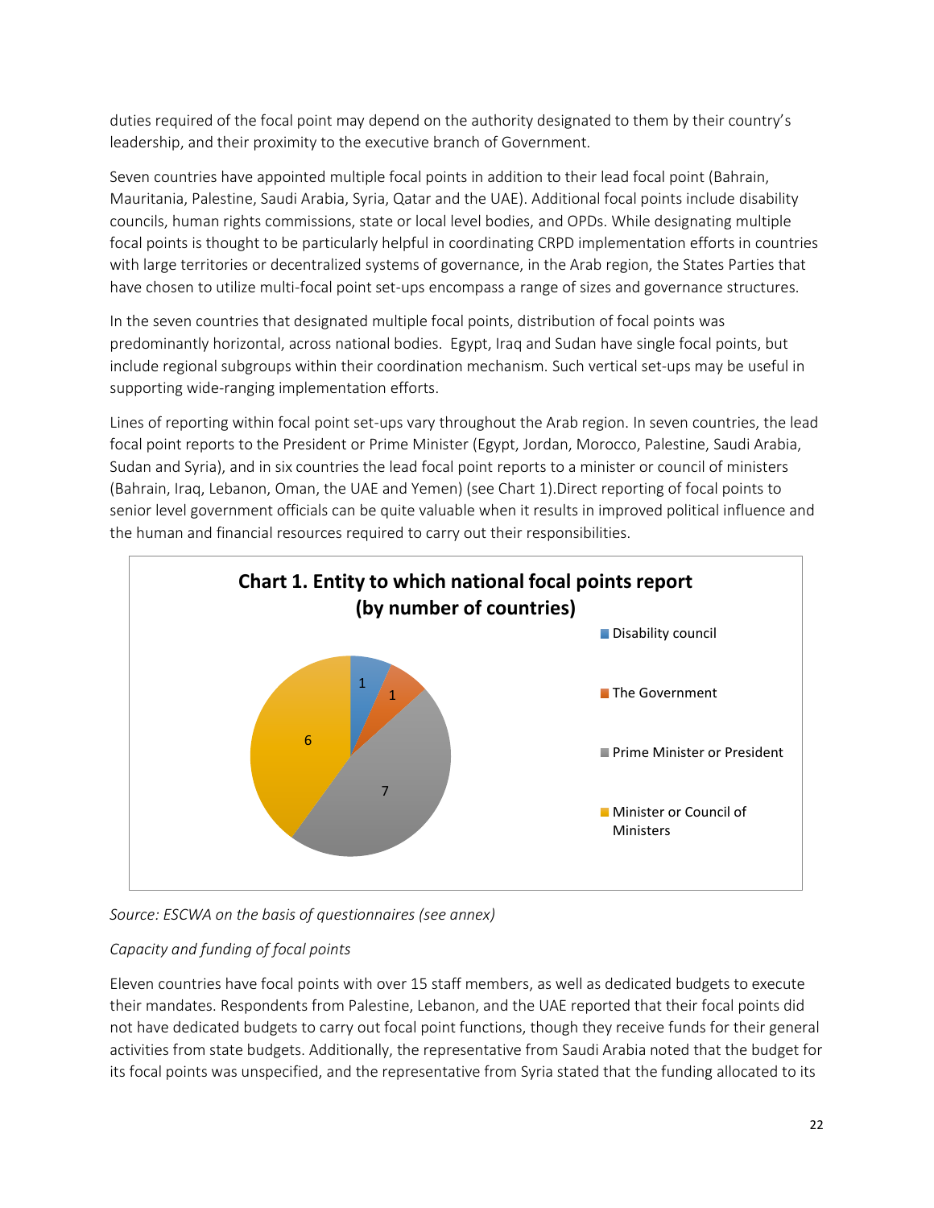duties required of the focal point may depend on the authority designated to them by their country's leadership, and their proximity to the executive branch of Government.

Seven countries have appointed multiple focal points in addition to their lead focal point (Bahrain, Mauritania, Palestine, Saudi Arabia, Syria, Qatar and the UAE). Additional focal points include disability councils, human rights commissions, state or local level bodies, and OPDs. While designating multiple focal points is thought to be particularly helpful in coordinating CRPD implementation efforts in countries with large territories or decentralized systems of governance, in the Arab region, the States Parties that have chosen to utilize multi-focal point set-ups encompass a range of sizes and governance structures.

In the seven countries that designated multiple focal points, distribution of focal points was predominantly horizontal, across national bodies. Egypt, Iraq and Sudan have single focal points, but include regional subgroups within their coordination mechanism. Such vertical set-ups may be useful in supporting wide-ranging implementation efforts.

Lines of reporting within focal point set-ups vary throughout the Arab region. In seven countries, the lead focal point reports to the President or Prime Minister (Egypt, Jordan, Morocco, Palestine, Saudi Arabia, Sudan and Syria), and in six countries the lead focal point reports to a minister or council of ministers (Bahrain, Iraq, Lebanon, Oman, the UAE and Yemen) (see Chart 1).Direct reporting of focal points to senior level government officials can be quite valuable when it results in improved political influence and the human and financial resources required to carry out their responsibilities.

**Chart 1. Entity to which national focal points report (by number of countries)**

| Entity | Number of countries |
|---|---|
| Disability council | 1 |
| The Government | 1 |
| Prime Minister or President | 7 |
| Minister or Council of Ministers | 6 |

*Source: ESCWA on the basis of questionnaires (see annex)*

*Capacity and funding of focal points*

Eleven countries have focal points with over 15 staff members, as well as dedicated budgets to execute their mandates. Respondents from Palestine, Lebanon, and the UAE reported that their focal points did not have dedicated budgets to carry out focal point functions, though they receive funds for their general activities from state budgets. Additionally, the representative from Saudi Arabia noted that the budget for its focal points was unspecified, and the representative from Syria stated that the funding allocated to its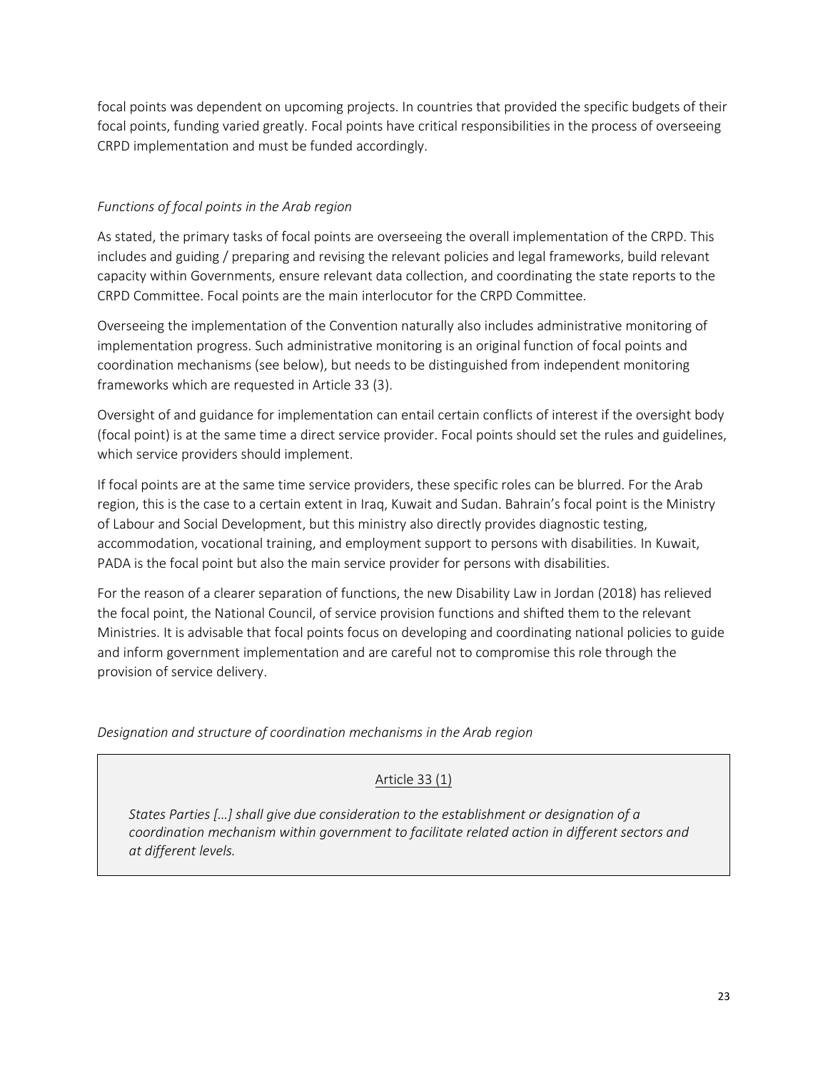focal points was dependent on upcoming projects. In countries that provided the specific budgets of their focal points, funding varied greatly. Focal points have critical responsibilities in the process of overseeing CRPD implementation and must be funded accordingly.

*Functions of focal points in the Arab region*

As stated, the primary tasks of focal points are overseeing the overall implementation of the CRPD. This includes and guiding / preparing and revising the relevant policies and legal frameworks, build relevant capacity within Governments, ensure relevant data collection, and coordinating the state reports to the CRPD Committee. Focal points are the main interlocutor for the CRPD Committee.

Overseeing the implementation of the Convention naturally also includes administrative monitoring of implementation progress. Such administrative monitoring is an original function of focal points and coordination mechanisms (see below), but needs to be distinguished from independent monitoring frameworks which are requested in Article 33 (3).

Oversight of and guidance for implementation can entail certain conflicts of interest if the oversight body (focal point) is at the same time a direct service provider. Focal points should set the rules and guidelines, which service providers should implement.

If focal points are at the same time service providers, these specific roles can be blurred. For the Arab region, this is the case to a certain extent in Iraq, Kuwait and Sudan. Bahrain's focal point is the Ministry of Labour and Social Development, but this ministry also directly provides diagnostic testing, accommodation, vocational training, and employment support to persons with disabilities. In Kuwait, PADA is the focal point but also the main service provider for persons with disabilities.

For the reason of a clearer separation of functions, the new Disability Law in Jordan (2018) has relieved the focal point, the National Council, of service provision functions and shifted them to the relevant Ministries. It is advisable that focal points focus on developing and coordinating national policies to guide and inform government implementation and are careful not to compromise this role through the provision of service delivery.

*Designation and structure of coordination mechanisms in the Arab region*

> Article 33 (1)
>
> *States Parties […] shall give due consideration to the establishment or designation of a coordination mechanism within government to facilitate related action in different sectors and at different levels.*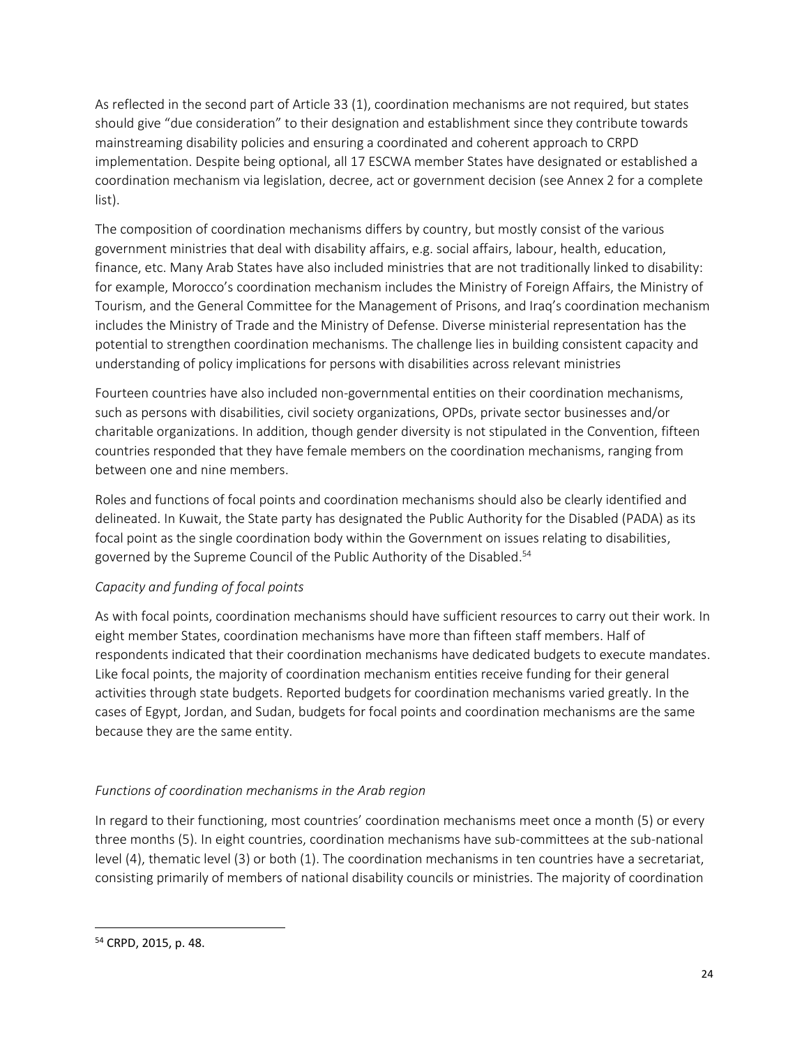As reflected in the second part of Article 33 (1), coordination mechanisms are not required, but states should give "due consideration" to their designation and establishment since they contribute towards mainstreaming disability policies and ensuring a coordinated and coherent approach to CRPD implementation. Despite being optional, all 17 ESCWA member States have designated or established a coordination mechanism via legislation, decree, act or government decision (see Annex 2 for a complete list).

The composition of coordination mechanisms differs by country, but mostly consist of the various government ministries that deal with disability affairs, e.g. social affairs, labour, health, education, finance, etc. Many Arab States have also included ministries that are not traditionally linked to disability: for example, Morocco's coordination mechanism includes the Ministry of Foreign Affairs, the Ministry of Tourism, and the General Committee for the Management of Prisons, and Iraq's coordination mechanism includes the Ministry of Trade and the Ministry of Defense. Diverse ministerial representation has the potential to strengthen coordination mechanisms. The challenge lies in building consistent capacity and understanding of policy implications for persons with disabilities across relevant ministries

Fourteen countries have also included non-governmental entities on their coordination mechanisms, such as persons with disabilities, civil society organizations, OPDs, private sector businesses and/or charitable organizations. In addition, though gender diversity is not stipulated in the Convention, fifteen countries responded that they have female members on the coordination mechanisms, ranging from between one and nine members.

Roles and functions of focal points and coordination mechanisms should also be clearly identified and delineated. In Kuwait, the State party has designated the Public Authority for the Disabled (PADA) as its focal point as the single coordination body within the Government on issues relating to disabilities, governed by the Supreme Council of the Public Authority of the Disabled.[54]

*Capacity and funding of focal points*

As with focal points, coordination mechanisms should have sufficient resources to carry out their work. In eight member States, coordination mechanisms have more than fifteen staff members. Half of respondents indicated that their coordination mechanisms have dedicated budgets to execute mandates. Like focal points, the majority of coordination mechanism entities receive funding for their general activities through state budgets. Reported budgets for coordination mechanisms varied greatly. In the cases of Egypt, Jordan, and Sudan, budgets for focal points and coordination mechanisms are the same because they are the same entity.

*Functions of coordination mechanisms in the Arab region*

In regard to their functioning, most countries' coordination mechanisms meet once a month (5) or every three months (5). In eight countries, coordination mechanisms have sub-committees at the sub-national level (4), thematic level (3) or both (1). The coordination mechanisms in ten countries have a secretariat, consisting primarily of members of national disability councils or ministries. The majority of coordination

[54] CRPD, 2015, p. 48.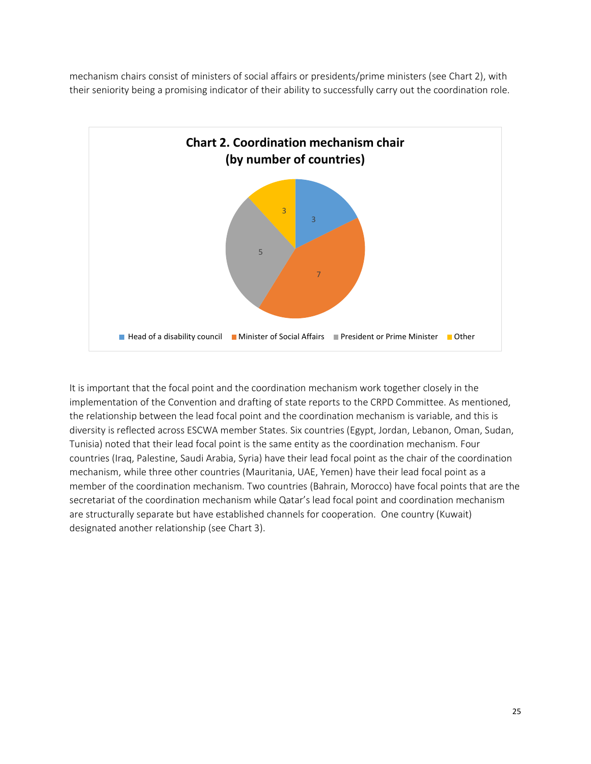mechanism chairs consist of ministers of social affairs or presidents/prime ministers (see Chart 2), with their seniority being a promising indicator of their ability to successfully carry out the coordination role.

**Chart 2. Coordination mechanism chair (by number of countries)**

| Chair | Number of countries |
|---|---|
| Head of a disability council | 3 |
| Minister of Social Affairs | 7 |
| President or Prime Minister | 5 |
| Other | 3 |

It is important that the focal point and the coordination mechanism work together closely in the implementation of the Convention and drafting of state reports to the CRPD Committee. As mentioned, the relationship between the lead focal point and the coordination mechanism is variable, and this is diversity is reflected across ESCWA member States. Six countries (Egypt, Jordan, Lebanon, Oman, Sudan, Tunisia) noted that their lead focal point is the same entity as the coordination mechanism. Four countries (Iraq, Palestine, Saudi Arabia, Syria) have their lead focal point as the chair of the coordination mechanism, while three other countries (Mauritania, UAE, Yemen) have their lead focal point as a member of the coordination mechanism. Two countries (Bahrain, Morocco) have focal points that are the secretariat of the coordination mechanism while Qatar's lead focal point and coordination mechanism are structurally separate but have established channels for cooperation.  One country (Kuwait) designated another relationship (see Chart 3).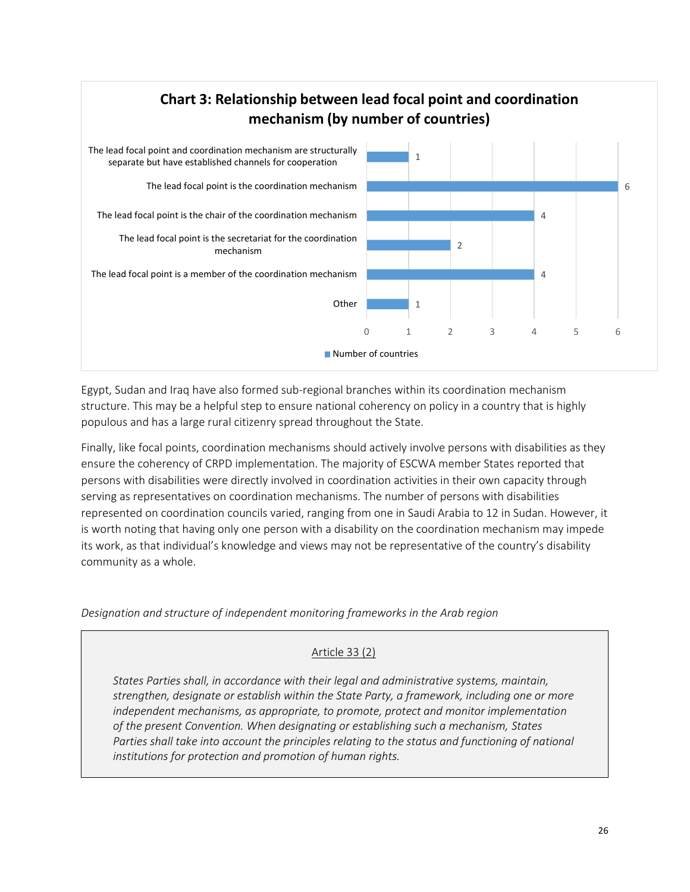**Chart 3: Relationship between lead focal point and coordination mechanism (by number of countries)**

| | Number of countries |
|---|---|
| The lead focal point and coordination mechanism are structurally separate but have established channels for cooperation | 1 |
| The lead focal point is the coordination mechanism | 6 |
| The lead focal point is the chair of the coordination mechanism | 4 |
| The lead focal point is the secretariat for the coordination mechanism | 2 |
| The lead focal point is a member of the coordination mechanism | 4 |
| Other | 1 |

Egypt, Sudan and Iraq have also formed sub-regional branches within its coordination mechanism structure. This may be a helpful step to ensure national coherency on policy in a country that is highly populous and has a large rural citizenry spread throughout the State.

Finally, like focal points, coordination mechanisms should actively involve persons with disabilities as they ensure the coherency of CRPD implementation. The majority of ESCWA member States reported that persons with disabilities were directly involved in coordination activities in their own capacity through serving as representatives on coordination mechanisms. The number of persons with disabilities represented on coordination councils varied, ranging from one in Saudi Arabia to 12 in Sudan. However, it is worth noting that having only one person with a disability on the coordination mechanism may impede its work, as that individual's knowledge and views may not be representative of the country's disability community as a whole.

*Designation and structure of independent monitoring frameworks in the Arab region*

> Article 33 (2)
>
> *States Parties shall, in accordance with their legal and administrative systems, maintain, strengthen, designate or establish within the State Party, a framework, including one or more independent mechanisms, as appropriate, to promote, protect and monitor implementation of the present Convention. When designating or establishing such a mechanism, States Parties shall take into account the principles relating to the status and functioning of national institutions for protection and promotion of human rights.*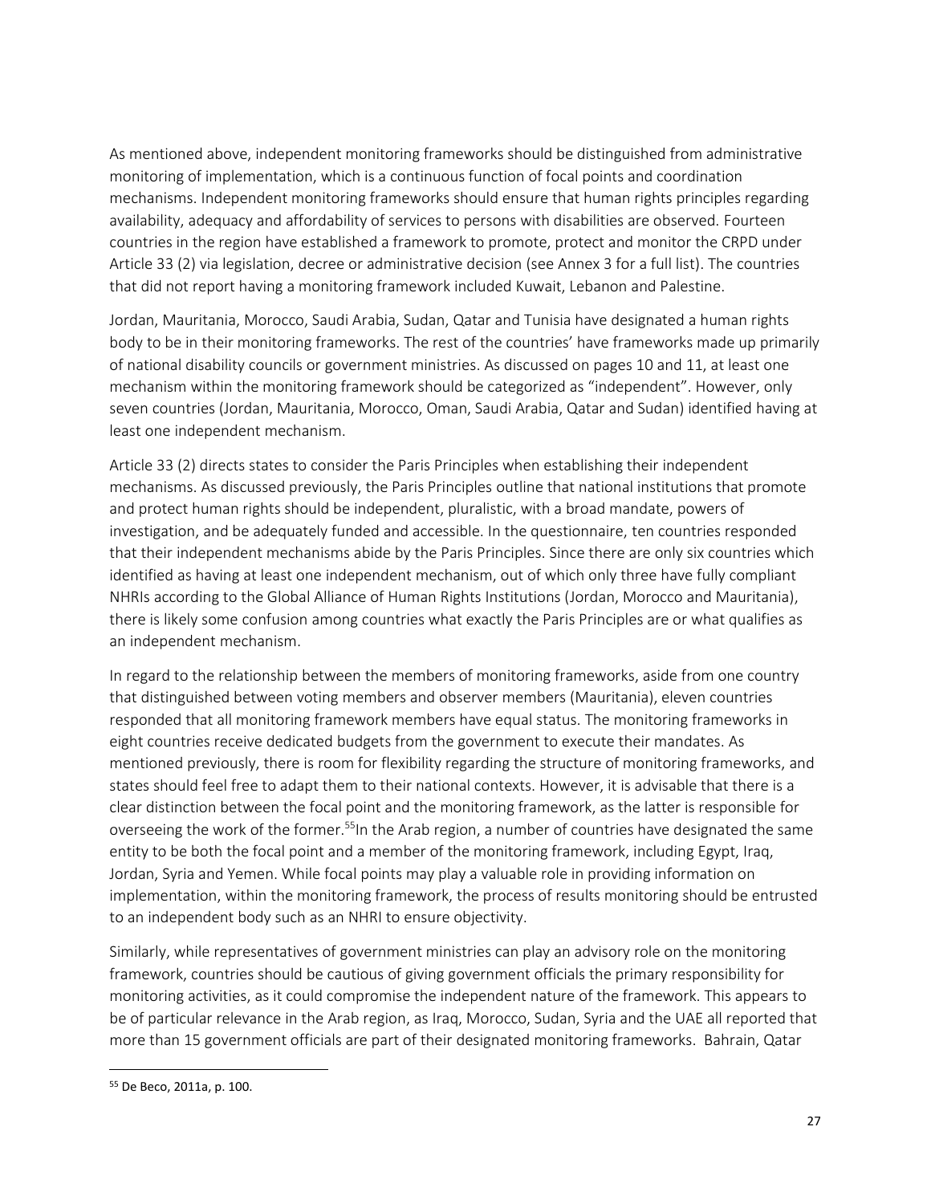As mentioned above, independent monitoring frameworks should be distinguished from administrative monitoring of implementation, which is a continuous function of focal points and coordination mechanisms. Independent monitoring frameworks should ensure that human rights principles regarding availability, adequacy and affordability of services to persons with disabilities are observed. Fourteen countries in the region have established a framework to promote, protect and monitor the CRPD under Article 33 (2) via legislation, decree or administrative decision (see Annex 3 for a full list). The countries that did not report having a monitoring framework included Kuwait, Lebanon and Palestine.

Jordan, Mauritania, Morocco, Saudi Arabia, Sudan, Qatar and Tunisia have designated a human rights body to be in their monitoring frameworks. The rest of the countries' have frameworks made up primarily of national disability councils or government ministries. As discussed on pages 10 and 11, at least one mechanism within the monitoring framework should be categorized as "independent". However, only seven countries (Jordan, Mauritania, Morocco, Oman, Saudi Arabia, Qatar and Sudan) identified having at least one independent mechanism.

Article 33 (2) directs states to consider the Paris Principles when establishing their independent mechanisms. As discussed previously, the Paris Principles outline that national institutions that promote and protect human rights should be independent, pluralistic, with a broad mandate, powers of investigation, and be adequately funded and accessible. In the questionnaire, ten countries responded that their independent mechanisms abide by the Paris Principles. Since there are only six countries which identified as having at least one independent mechanism, out of which only three have fully compliant NHRIs according to the Global Alliance of Human Rights Institutions (Jordan, Morocco and Mauritania), there is likely some confusion among countries what exactly the Paris Principles are or what qualifies as an independent mechanism.

In regard to the relationship between the members of monitoring frameworks, aside from one country that distinguished between voting members and observer members (Mauritania), eleven countries responded that all monitoring framework members have equal status. The monitoring frameworks in eight countries receive dedicated budgets from the government to execute their mandates. As mentioned previously, there is room for flexibility regarding the structure of monitoring frameworks, and states should feel free to adapt them to their national contexts. However, it is advisable that there is a clear distinction between the focal point and the monitoring framework, as the latter is responsible for overseeing the work of the former.[55] In the Arab region, a number of countries have designated the same entity to be both the focal point and a member of the monitoring framework, including Egypt, Iraq, Jordan, Syria and Yemen. While focal points may play a valuable role in providing information on implementation, within the monitoring framework, the process of results monitoring should be entrusted to an independent body such as an NHRI to ensure objectivity.

Similarly, while representatives of government ministries can play an advisory role on the monitoring framework, countries should be cautious of giving government officials the primary responsibility for monitoring activities, as it could compromise the independent nature of the framework. This appears to be of particular relevance in the Arab region, as Iraq, Morocco, Sudan, Syria and the UAE all reported that more than 15 government officials are part of their designated monitoring frameworks. Bahrain, Qatar

---

[55] De Beco, 2011a, p. 100.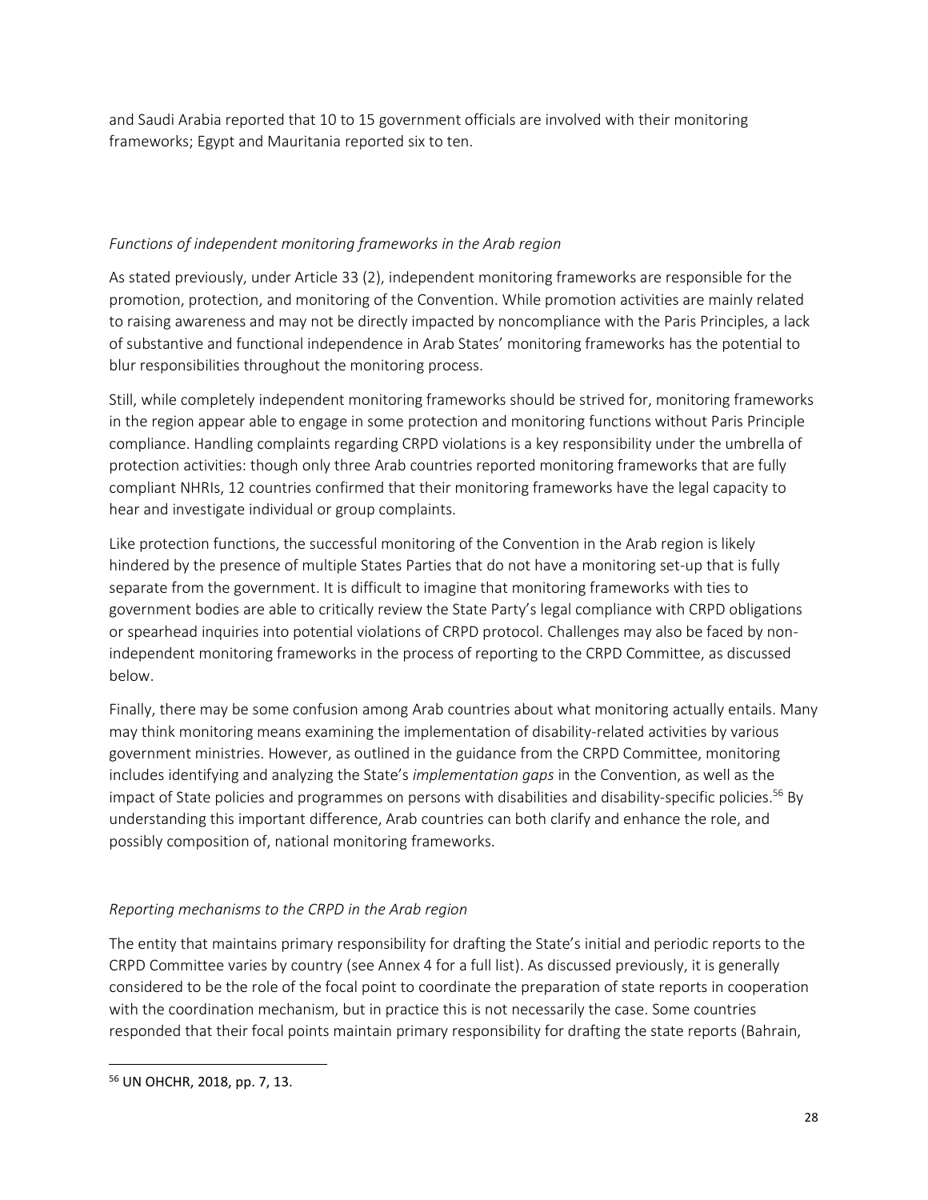and Saudi Arabia reported that 10 to 15 government officials are involved with their monitoring frameworks; Egypt and Mauritania reported six to ten.

### *Functions of independent monitoring frameworks in the Arab region*

As stated previously, under Article 33 (2), independent monitoring frameworks are responsible for the promotion, protection, and monitoring of the Convention. While promotion activities are mainly related to raising awareness and may not be directly impacted by noncompliance with the Paris Principles, a lack of substantive and functional independence in Arab States' monitoring frameworks has the potential to blur responsibilities throughout the monitoring process.

Still, while completely independent monitoring frameworks should be strived for, monitoring frameworks in the region appear able to engage in some protection and monitoring functions without Paris Principle compliance. Handling complaints regarding CRPD violations is a key responsibility under the umbrella of protection activities: though only three Arab countries reported monitoring frameworks that are fully compliant NHRIs, 12 countries confirmed that their monitoring frameworks have the legal capacity to hear and investigate individual or group complaints.

Like protection functions, the successful monitoring of the Convention in the Arab region is likely hindered by the presence of multiple States Parties that do not have a monitoring set-up that is fully separate from the government. It is difficult to imagine that monitoring frameworks with ties to government bodies are able to critically review the State Party's legal compliance with CRPD obligations or spearhead inquiries into potential violations of CRPD protocol. Challenges may also be faced by non-independent monitoring frameworks in the process of reporting to the CRPD Committee, as discussed below.

Finally, there may be some confusion among Arab countries about what monitoring actually entails. Many may think monitoring means examining the implementation of disability-related activities by various government ministries. However, as outlined in the guidance from the CRPD Committee, monitoring includes identifying and analyzing the State's *implementation gaps* in the Convention, as well as the impact of State policies and programmes on persons with disabilities and disability-specific policies.[56] By understanding this important difference, Arab countries can both clarify and enhance the role, and possibly composition of, national monitoring frameworks.

### *Reporting mechanisms to the CRPD in the Arab region*

The entity that maintains primary responsibility for drafting the State's initial and periodic reports to the CRPD Committee varies by country (see Annex 4 for a full list). As discussed previously, it is generally considered to be the role of the focal point to coordinate the preparation of state reports in cooperation with the coordination mechanism, but in practice this is not necessarily the case. Some countries responded that their focal points maintain primary responsibility for drafting the state reports (Bahrain,

[56] UN OHCHR, 2018, pp. 7, 13.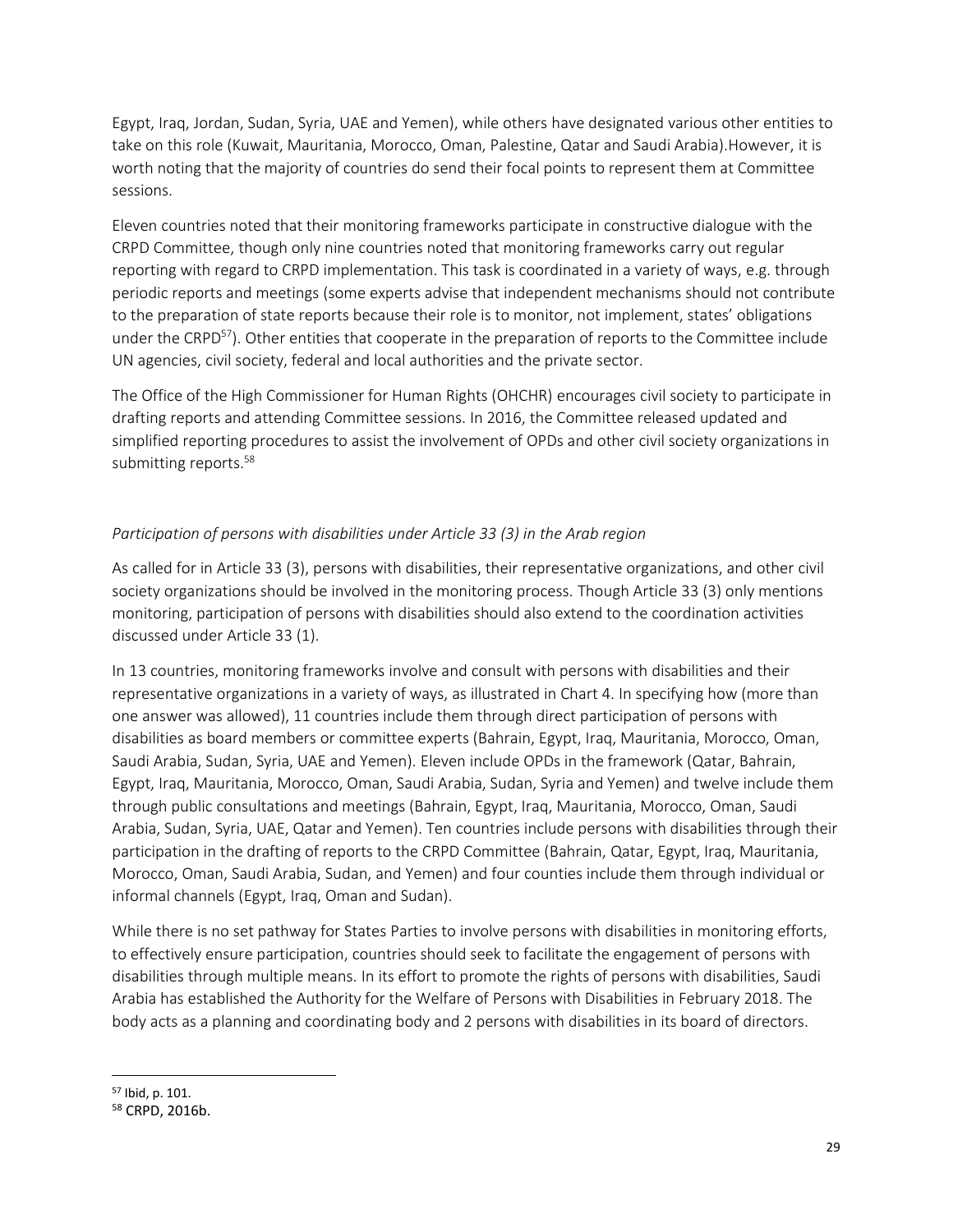Egypt, Iraq, Jordan, Sudan, Syria, UAE and Yemen), while others have designated various other entities to take on this role (Kuwait, Mauritania, Morocco, Oman, Palestine, Qatar and Saudi Arabia).However, it is worth noting that the majority of countries do send their focal points to represent them at Committee sessions.

Eleven countries noted that their monitoring frameworks participate in constructive dialogue with the CRPD Committee, though only nine countries noted that monitoring frameworks carry out regular reporting with regard to CRPD implementation. This task is coordinated in a variety of ways, e.g. through periodic reports and meetings (some experts advise that independent mechanisms should not contribute to the preparation of state reports because their role is to monitor, not implement, states' obligations under the CRPD[57]). Other entities that cooperate in the preparation of reports to the Committee include UN agencies, civil society, federal and local authorities and the private sector.

The Office of the High Commissioner for Human Rights (OHCHR) encourages civil society to participate in drafting reports and attending Committee sessions. In 2016, the Committee released updated and simplified reporting procedures to assist the involvement of OPDs and other civil society organizations in submitting reports.[58]

*Participation of persons with disabilities under Article 33 (3) in the Arab region*

As called for in Article 33 (3), persons with disabilities, their representative organizations, and other civil society organizations should be involved in the monitoring process. Though Article 33 (3) only mentions monitoring, participation of persons with disabilities should also extend to the coordination activities discussed under Article 33 (1).

In 13 countries, monitoring frameworks involve and consult with persons with disabilities and their representative organizations in a variety of ways, as illustrated in Chart 4. In specifying how (more than one answer was allowed), 11 countries include them through direct participation of persons with disabilities as board members or committee experts (Bahrain, Egypt, Iraq, Mauritania, Morocco, Oman, Saudi Arabia, Sudan, Syria, UAE and Yemen). Eleven include OPDs in the framework (Qatar, Bahrain, Egypt, Iraq, Mauritania, Morocco, Oman, Saudi Arabia, Sudan, Syria and Yemen) and twelve include them through public consultations and meetings (Bahrain, Egypt, Iraq, Mauritania, Morocco, Oman, Saudi Arabia, Sudan, Syria, UAE, Qatar and Yemen). Ten countries include persons with disabilities through their participation in the drafting of reports to the CRPD Committee (Bahrain, Qatar, Egypt, Iraq, Mauritania, Morocco, Oman, Saudi Arabia, Sudan, and Yemen) and four counties include them through individual or informal channels (Egypt, Iraq, Oman and Sudan).

While there is no set pathway for States Parties to involve persons with disabilities in monitoring efforts, to effectively ensure participation, countries should seek to facilitate the engagement of persons with disabilities through multiple means. In its effort to promote the rights of persons with disabilities, Saudi Arabia has established the Authority for the Welfare of Persons with Disabilities in February 2018. The body acts as a planning and coordinating body and 2 persons with disabilities in its board of directors.

---

[57] Ibid, p. 101.

[58] CRPD, 2016b.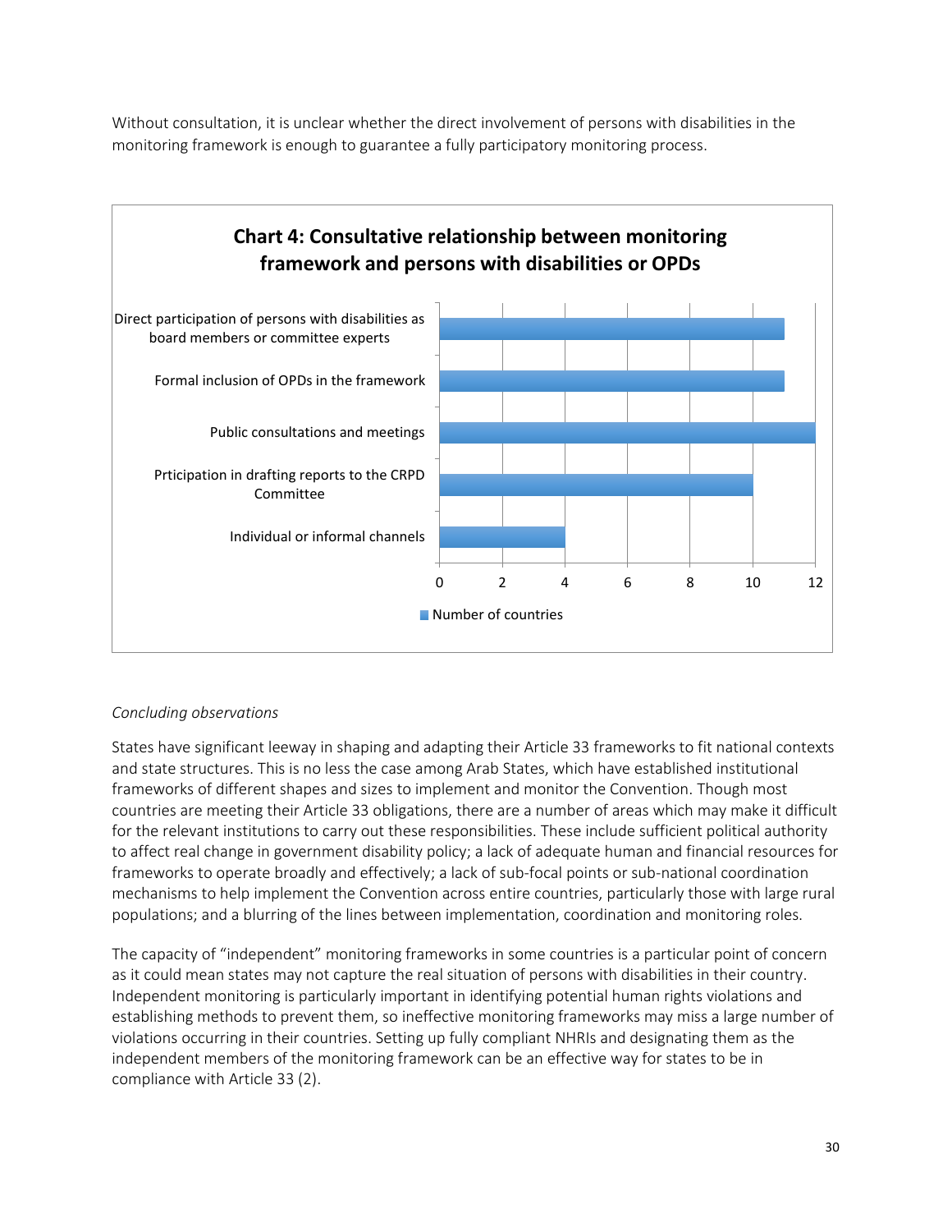Without consultation, it is unclear whether the direct involvement of persons with disabilities in the monitoring framework is enough to guarantee a fully participatory monitoring process.

**Chart 4: Consultative relationship between monitoring framework and persons with disabilities or OPDs**

| | Number of countries |
|---|---|
| Direct participation of persons with disabilities as board members or committee experts | 11 |
| Formal inclusion of OPDs in the framework | 11 |
| Public consultations and meetings | 12 |
| Prticipation in drafting reports to the CRPD Committee | 10 |
| Individual or informal channels | 4 |

*Concluding observations*

States have significant leeway in shaping and adapting their Article 33 frameworks to fit national contexts and state structures. This is no less the case among Arab States, which have established institutional frameworks of different shapes and sizes to implement and monitor the Convention. Though most countries are meeting their Article 33 obligations, there are a number of areas which may make it difficult for the relevant institutions to carry out these responsibilities. These include sufficient political authority to affect real change in government disability policy; a lack of adequate human and financial resources for frameworks to operate broadly and effectively; a lack of sub-focal points or sub-national coordination mechanisms to help implement the Convention across entire countries, particularly those with large rural populations; and a blurring of the lines between implementation, coordination and monitoring roles.

The capacity of "independent" monitoring frameworks in some countries is a particular point of concern as it could mean states may not capture the real situation of persons with disabilities in their country. Independent monitoring is particularly important in identifying potential human rights violations and establishing methods to prevent them, so ineffective monitoring frameworks may miss a large number of violations occurring in their countries. Setting up fully compliant NHRIs and designating them as the independent members of the monitoring framework can be an effective way for states to be in compliance with Article 33 (2).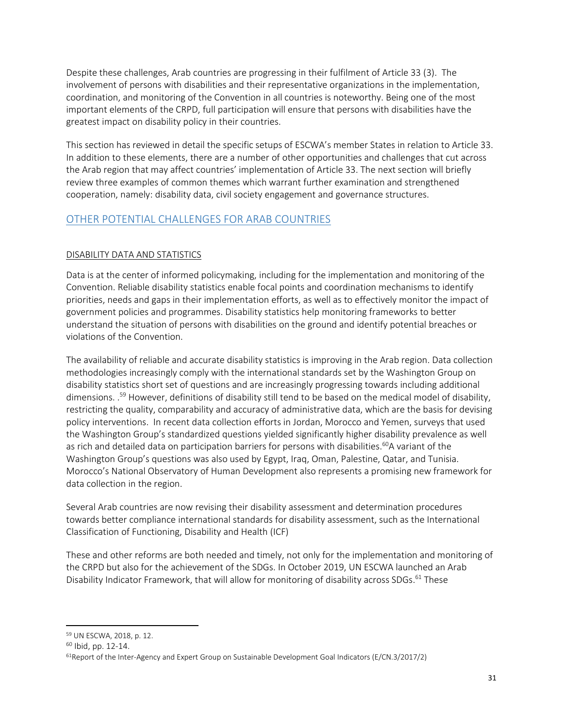Despite these challenges, Arab countries are progressing in their fulfilment of Article 33 (3). The involvement of persons with disabilities and their representative organizations in the implementation, coordination, and monitoring of the Convention in all countries is noteworthy. Being one of the most important elements of the CRPD, full participation will ensure that persons with disabilities have the greatest impact on disability policy in their countries.

This section has reviewed in detail the specific setups of ESCWA's member States in relation to Article 33. In addition to these elements, there are a number of other opportunities and challenges that cut across the Arab region that may affect countries' implementation of Article 33. The next section will briefly review three examples of common themes which warrant further examination and strengthened cooperation, namely: disability data, civil society engagement and governance structures.

## OTHER POTENTIAL CHALLENGES FOR ARAB COUNTRIES

### DISABILITY DATA AND STATISTICS

Data is at the center of informed policymaking, including for the implementation and monitoring of the Convention. Reliable disability statistics enable focal points and coordination mechanisms to identify priorities, needs and gaps in their implementation efforts, as well as to effectively monitor the impact of government policies and programmes. Disability statistics help monitoring frameworks to better understand the situation of persons with disabilities on the ground and identify potential breaches or violations of the Convention.

The availability of reliable and accurate disability statistics is improving in the Arab region. Data collection methodologies increasingly comply with the international standards set by the Washington Group on disability statistics short set of questions and are increasingly progressing towards including additional dimensions. .[59] However, definitions of disability still tend to be based on the medical model of disability, restricting the quality, comparability and accuracy of administrative data, which are the basis for devising policy interventions. In recent data collection efforts in Jordan, Morocco and Yemen, surveys that used the Washington Group's standardized questions yielded significantly higher disability prevalence as well as rich and detailed data on participation barriers for persons with disabilities.[60]A variant of the Washington Group's questions was also used by Egypt, Iraq, Oman, Palestine, Qatar, and Tunisia. Morocco's National Observatory of Human Development also represents a promising new framework for data collection in the region.

Several Arab countries are now revising their disability assessment and determination procedures towards better compliance international standards for disability assessment, such as the International Classification of Functioning, Disability and Health (ICF)

These and other reforms are both needed and timely, not only for the implementation and monitoring of the CRPD but also for the achievement of the SDGs. In October 2019, UN ESCWA launched an Arab Disability Indicator Framework, that will allow for monitoring of disability across SDGs.[61] These

---

[59] UN ESCWA, 2018, p. 12.

[60] Ibid, pp. 12-14.

[61] Report of the Inter-Agency and Expert Group on Sustainable Development Goal Indicators (E/CN.3/2017/2)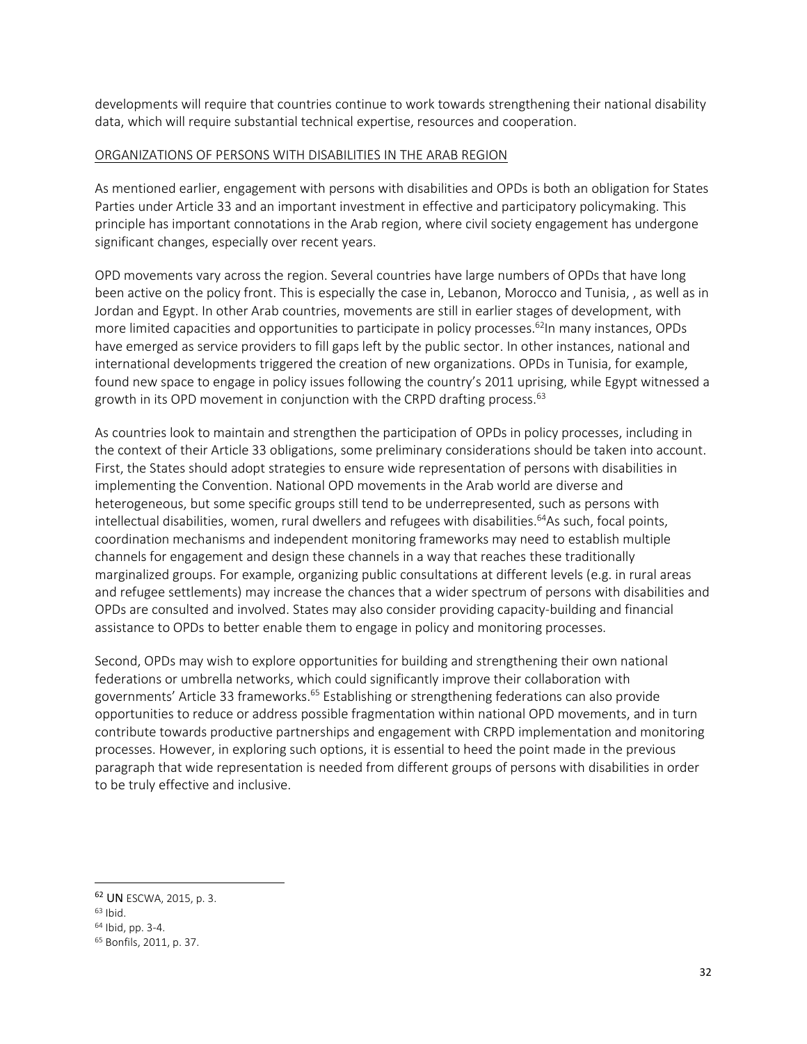developments will require that countries continue to work towards strengthening their national disability data, which will require substantial technical expertise, resources and cooperation.

## ORGANIZATIONS OF PERSONS WITH DISABILITIES IN THE ARAB REGION

As mentioned earlier, engagement with persons with disabilities and OPDs is both an obligation for States Parties under Article 33 and an important investment in effective and participatory policymaking. This principle has important connotations in the Arab region, where civil society engagement has undergone significant changes, especially over recent years.

OPD movements vary across the region. Several countries have large numbers of OPDs that have long been active on the policy front. This is especially the case in, Lebanon, Morocco and Tunisia, , as well as in Jordan and Egypt. In other Arab countries, movements are still in earlier stages of development, with more limited capacities and opportunities to participate in policy processes.[62]In many instances, OPDs have emerged as service providers to fill gaps left by the public sector. In other instances, national and international developments triggered the creation of new organizations. OPDs in Tunisia, for example, found new space to engage in policy issues following the country's 2011 uprising, while Egypt witnessed a growth in its OPD movement in conjunction with the CRPD drafting process.[63]

As countries look to maintain and strengthen the participation of OPDs in policy processes, including in the context of their Article 33 obligations, some preliminary considerations should be taken into account. First, the States should adopt strategies to ensure wide representation of persons with disabilities in implementing the Convention. National OPD movements in the Arab world are diverse and heterogeneous, but some specific groups still tend to be underrepresented, such as persons with intellectual disabilities, women, rural dwellers and refugees with disabilities.[64]As such, focal points, coordination mechanisms and independent monitoring frameworks may need to establish multiple channels for engagement and design these channels in a way that reaches these traditionally marginalized groups. For example, organizing public consultations at different levels (e.g. in rural areas and refugee settlements) may increase the chances that a wider spectrum of persons with disabilities and OPDs are consulted and involved. States may also consider providing capacity-building and financial assistance to OPDs to better enable them to engage in policy and monitoring processes.

Second, OPDs may wish to explore opportunities for building and strengthening their own national federations or umbrella networks, which could significantly improve their collaboration with governments' Article 33 frameworks.[65] Establishing or strengthening federations can also provide opportunities to reduce or address possible fragmentation within national OPD movements, and in turn contribute towards productive partnerships and engagement with CRPD implementation and monitoring processes. However, in exploring such options, it is essential to heed the point made in the previous paragraph that wide representation is needed from different groups of persons with disabilities in order to be truly effective and inclusive.

---

[62] UN ESCWA, 2015, p. 3.

[63] Ibid.

[64] Ibid, pp. 3-4.

[65] Bonfils, 2011, p. 37.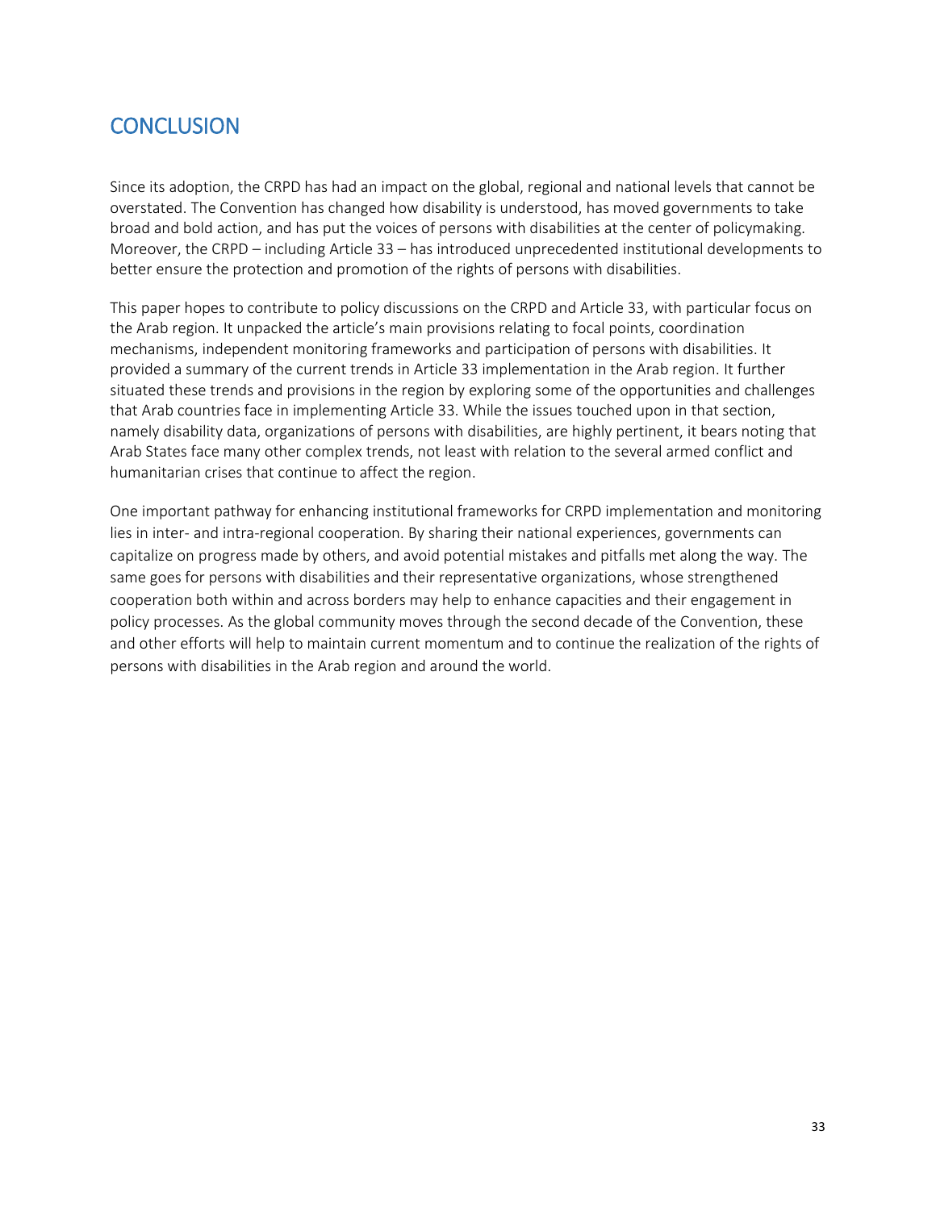# CONCLUSION

Since its adoption, the CRPD has had an impact on the global, regional and national levels that cannot be overstated. The Convention has changed how disability is understood, has moved governments to take broad and bold action, and has put the voices of persons with disabilities at the center of policymaking. Moreover, the CRPD – including Article 33 – has introduced unprecedented institutional developments to better ensure the protection and promotion of the rights of persons with disabilities.

This paper hopes to contribute to policy discussions on the CRPD and Article 33, with particular focus on the Arab region. It unpacked the article's main provisions relating to focal points, coordination mechanisms, independent monitoring frameworks and participation of persons with disabilities. It provided a summary of the current trends in Article 33 implementation in the Arab region. It further situated these trends and provisions in the region by exploring some of the opportunities and challenges that Arab countries face in implementing Article 33. While the issues touched upon in that section, namely disability data, organizations of persons with disabilities, are highly pertinent, it bears noting that Arab States face many other complex trends, not least with relation to the several armed conflict and humanitarian crises that continue to affect the region.

One important pathway for enhancing institutional frameworks for CRPD implementation and monitoring lies in inter- and intra-regional cooperation. By sharing their national experiences, governments can capitalize on progress made by others, and avoid potential mistakes and pitfalls met along the way. The same goes for persons with disabilities and their representative organizations, whose strengthened cooperation both within and across borders may help to enhance capacities and their engagement in policy processes. As the global community moves through the second decade of the Convention, these and other efforts will help to maintain current momentum and to continue the realization of the rights of persons with disabilities in the Arab region and around the world.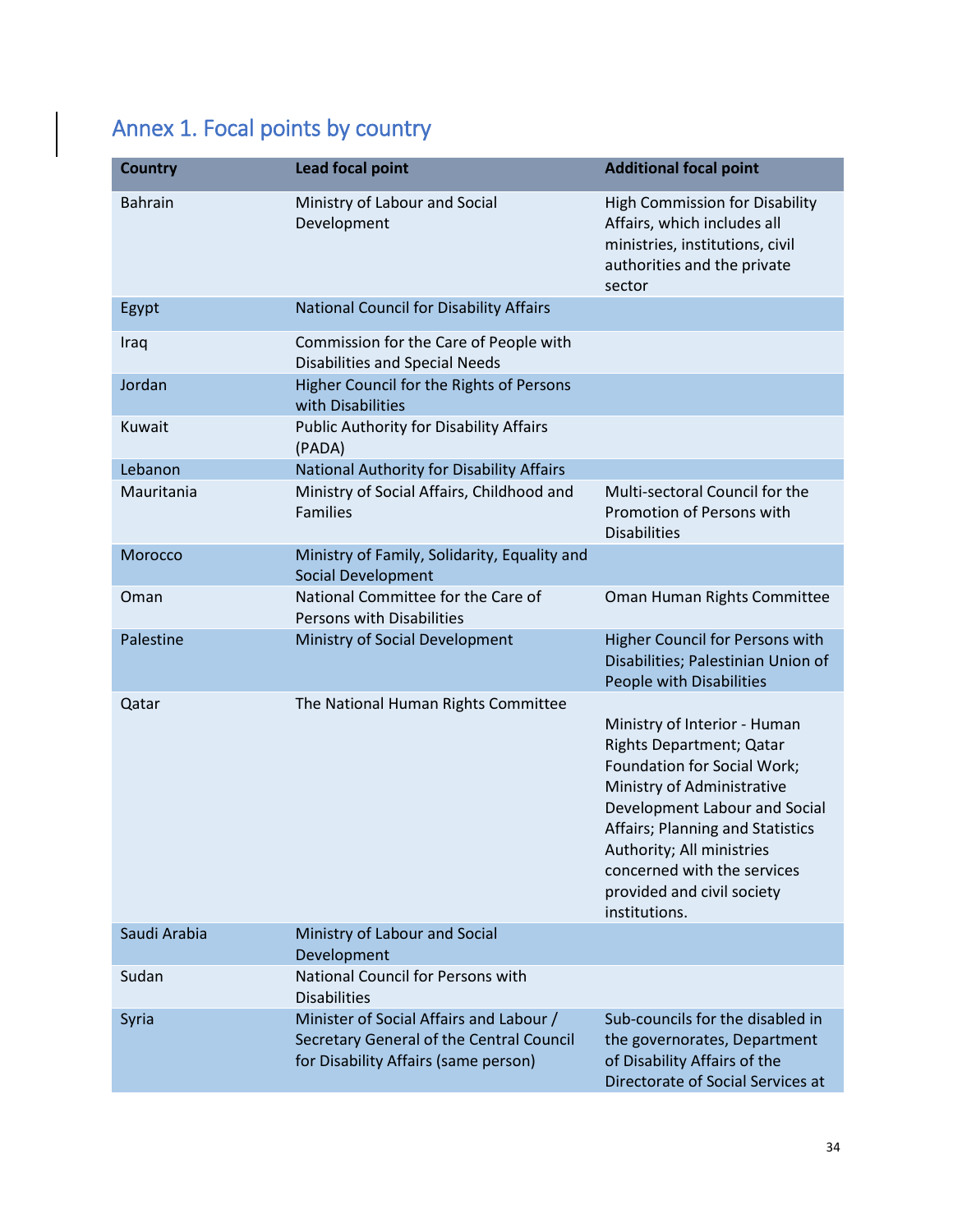## Annex 1. Focal points by country

| Country | Lead focal point | Additional focal point |
| --- | --- | --- |
| Bahrain | Ministry of Labour and Social Development | High Commission for Disability Affairs, which includes all ministries, institutions, civil authorities and the private sector |
| Egypt | National Council for Disability Affairs | |
| Iraq | Commission for the Care of People with Disabilities and Special Needs | |
| Jordan | Higher Council for the Rights of Persons with Disabilities | |
| Kuwait | Public Authority for Disability Affairs (PADA) | |
| Lebanon | National Authority for Disability Affairs | |
| Mauritania | Ministry of Social Affairs, Childhood and Families | Multi-sectoral Council for the Promotion of Persons with Disabilities |
| Morocco | Ministry of Family, Solidarity, Equality and Social Development | |
| Oman | National Committee for the Care of Persons with Disabilities | Oman Human Rights Committee |
| Palestine | Ministry of Social Development | Higher Council for Persons with Disabilities; Palestinian Union of People with Disabilities |
| Qatar | The National Human Rights Committee | Ministry of Interior - Human Rights Department; Qatar Foundation for Social Work; Ministry of Administrative Development Labour and Social Affairs; Planning and Statistics Authority; All ministries concerned with the services provided and civil society institutions. |
| Saudi Arabia | Ministry of Labour and Social Development | |
| Sudan | National Council for Persons with Disabilities | |
| Syria | Minister of Social Affairs and Labour / Secretary General of the Central Council for Disability Affairs (same person) | Sub-councils for the disabled in the governorates, Department of Disability Affairs of the Directorate of Social Services at |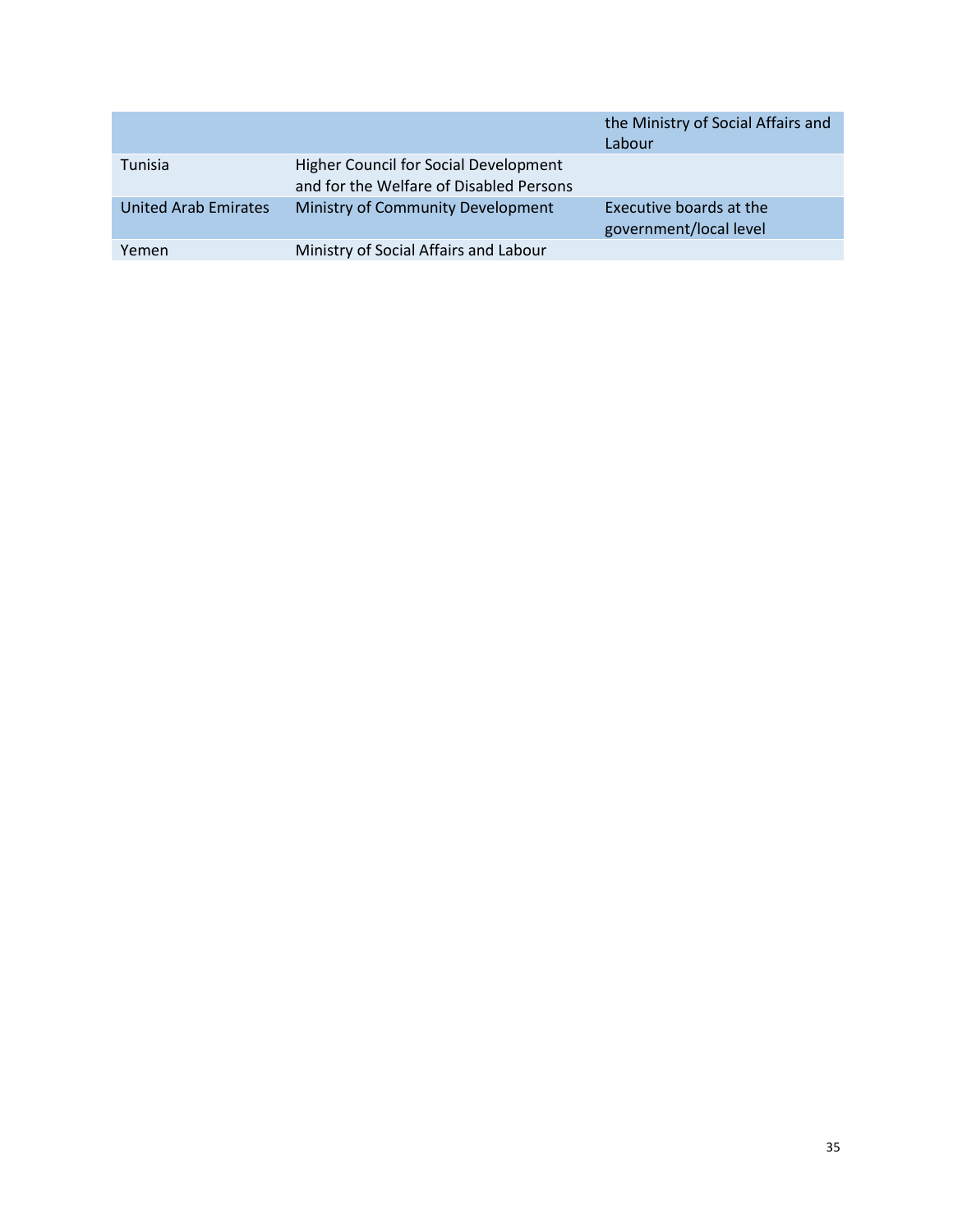| | | |
|---|---|---|
| | | the Ministry of Social Affairs and Labour |
| Tunisia | Higher Council for Social Development and for the Welfare of Disabled Persons | |
| United Arab Emirates | Ministry of Community Development | Executive boards at the government/local level |
| Yemen | Ministry of Social Affairs and Labour | |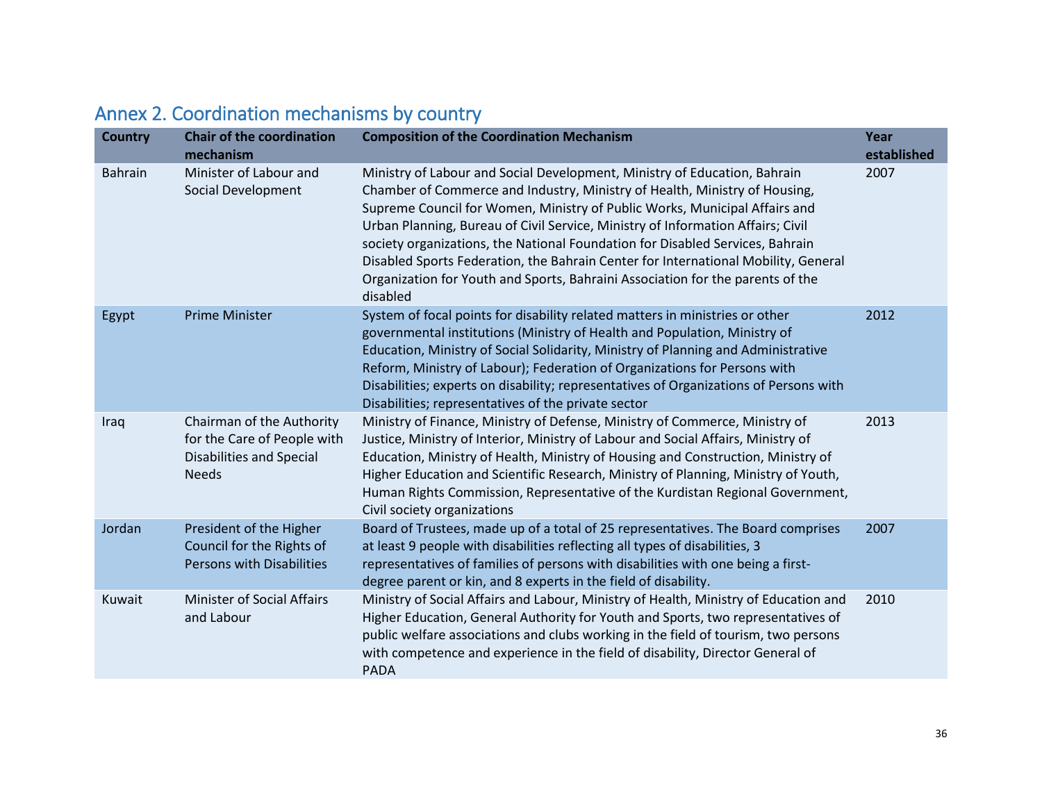## Annex 2. Coordination mechanisms by country

| Country | Chair of the coordination mechanism | Composition of the Coordination Mechanism | Year established |
|---|---|---|---|
| Bahrain | Minister of Labour and Social Development | Ministry of Labour and Social Development, Ministry of Education, Bahrain Chamber of Commerce and Industry, Ministry of Health, Ministry of Housing, Supreme Council for Women, Ministry of Public Works, Municipal Affairs and Urban Planning, Bureau of Civil Service, Ministry of Information Affairs; Civil society organizations, the National Foundation for Disabled Services, Bahrain Disabled Sports Federation, the Bahrain Center for International Mobility, General Organization for Youth and Sports, Bahraini Association for the parents of the disabled | 2007 |
| Egypt | Prime Minister | System of focal points for disability related matters in ministries or other governmental institutions (Ministry of Health and Population, Ministry of Education, Ministry of Social Solidarity, Ministry of Planning and Administrative Reform, Ministry of Labour); Federation of Organizations for Persons with Disabilities; experts on disability; representatives of Organizations of Persons with Disabilities; representatives of the private sector | 2012 |
| Iraq | Chairman of the Authority for the Care of People with Disabilities and Special Needs | Ministry of Finance, Ministry of Defense, Ministry of Commerce, Ministry of Justice, Ministry of Interior, Ministry of Labour and Social Affairs, Ministry of Education, Ministry of Health, Ministry of Housing and Construction, Ministry of Higher Education and Scientific Research, Ministry of Planning, Ministry of Youth, Human Rights Commission, Representative of the Kurdistan Regional Government, Civil society organizations | 2013 |
| Jordan | President of the Higher Council for the Rights of Persons with Disabilities | Board of Trustees, made up of a total of 25 representatives. The Board comprises at least 9 people with disabilities reflecting all types of disabilities, 3 representatives of families of persons with disabilities with one being a first-degree parent or kin, and 8 experts in the field of disability. | 2007 |
| Kuwait | Minister of Social Affairs and Labour | Ministry of Social Affairs and Labour, Ministry of Health, Ministry of Education and Higher Education, General Authority for Youth and Sports, two representatives of public welfare associations and clubs working in the field of tourism, two persons with competence and experience in the field of disability, Director General of PADA | 2010 |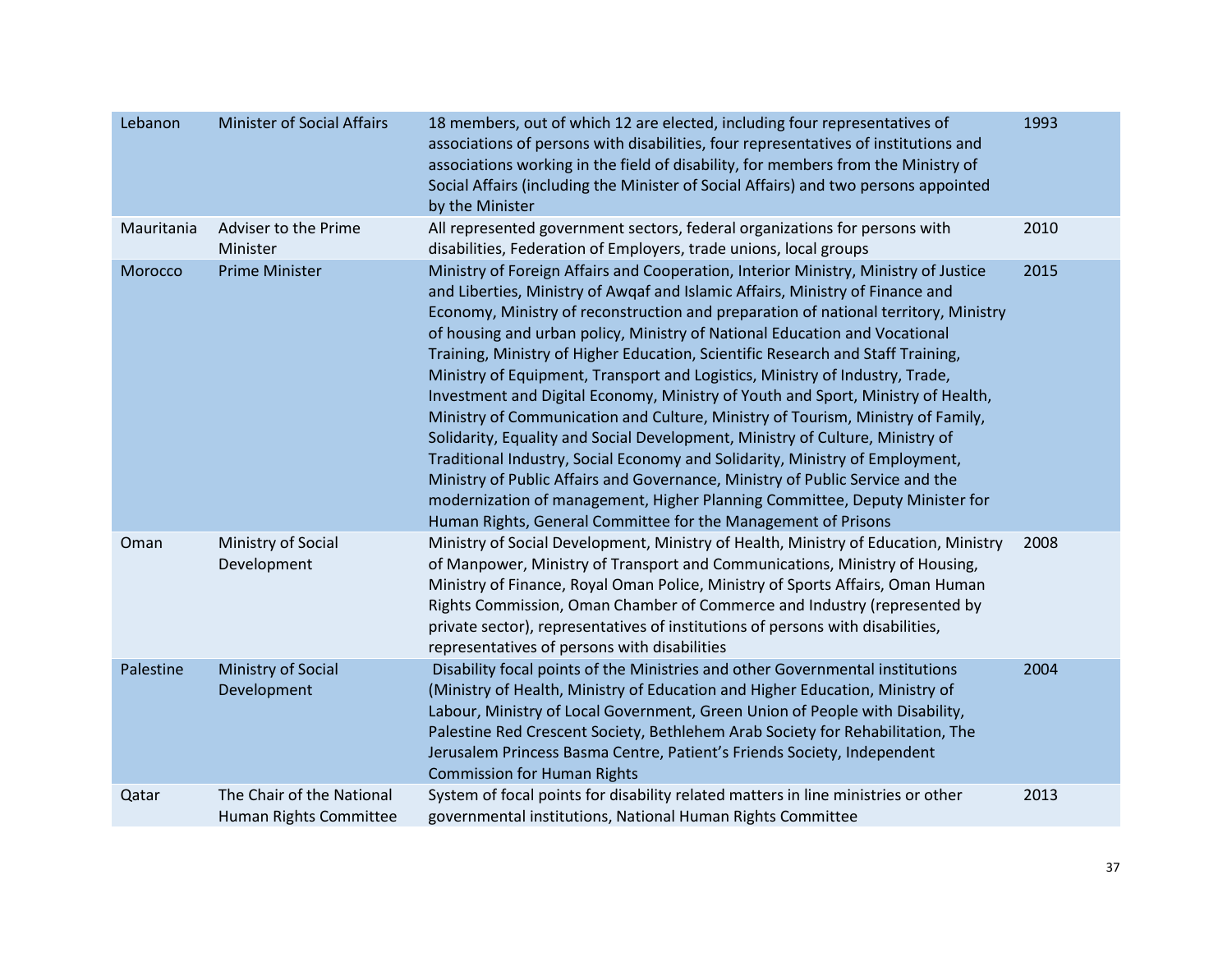| | | | |
|---|---|---|---|
| Lebanon | Minister of Social Affairs | 18 members, out of which 12 are elected, including four representatives of associations of persons with disabilities, four representatives of institutions and associations working in the field of disability, for members from the Ministry of Social Affairs (including the Minister of Social Affairs) and two persons appointed by the Minister | 1993 |
| Mauritania | Adviser to the Prime Minister | All represented government sectors, federal organizations for persons with disabilities, Federation of Employers, trade unions, local groups | 2010 |
| Morocco | Prime Minister | Ministry of Foreign Affairs and Cooperation, Interior Ministry, Ministry of Justice and Liberties, Ministry of Awqaf and Islamic Affairs, Ministry of Finance and Economy, Ministry of reconstruction and preparation of national territory, Ministry of housing and urban policy, Ministry of National Education and Vocational Training, Ministry of Higher Education, Scientific Research and Staff Training, Ministry of Equipment, Transport and Logistics, Ministry of Industry, Trade, Investment and Digital Economy, Ministry of Youth and Sport, Ministry of Health, Ministry of Communication and Culture, Ministry of Tourism, Ministry of Family, Solidarity, Equality and Social Development, Ministry of Culture, Ministry of Traditional Industry, Social Economy and Solidarity, Ministry of Employment, Ministry of Public Affairs and Governance, Ministry of Public Service and the modernization of management, Higher Planning Committee, Deputy Minister for Human Rights, General Committee for the Management of Prisons | 2015 |
| Oman | Ministry of Social Development | Ministry of Social Development, Ministry of Health, Ministry of Education, Ministry of Manpower, Ministry of Transport and Communications, Ministry of Housing, Ministry of Finance, Royal Oman Police, Ministry of Sports Affairs, Oman Human Rights Commission, Oman Chamber of Commerce and Industry (represented by private sector), representatives of institutions of persons with disabilities, representatives of persons with disabilities | 2008 |
| Palestine | Ministry of Social Development | Disability focal points of the Ministries and other Governmental institutions (Ministry of Health, Ministry of Education and Higher Education, Ministry of Labour, Ministry of Local Government, Green Union of People with Disability, Palestine Red Crescent Society, Bethlehem Arab Society for Rehabilitation, The Jerusalem Princess Basma Centre, Patient's Friends Society, Independent Commission for Human Rights | 2004 |
| Qatar | The Chair of the National Human Rights Committee | System of focal points for disability related matters in line ministries or other governmental institutions, National Human Rights Committee | 2013 |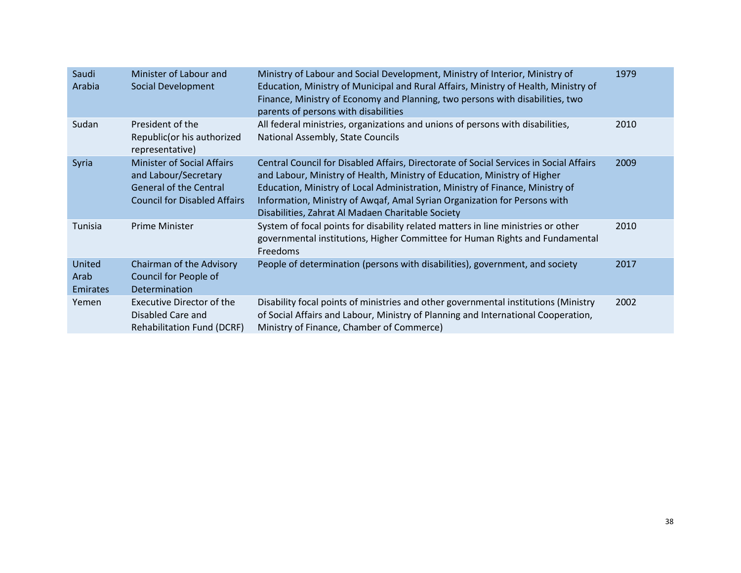| | | | |
|---|---|---|---|
| Saudi Arabia | Minister of Labour and Social Development | Ministry of Labour and Social Development, Ministry of Interior, Ministry of Education, Ministry of Municipal and Rural Affairs, Ministry of Health, Ministry of Finance, Ministry of Economy and Planning, two persons with disabilities, two parents of persons with disabilities | 1979 |
| Sudan | President of the Republic(or his authorized representative) | All federal ministries, organizations and unions of persons with disabilities, National Assembly, State Councils | 2010 |
| Syria | Minister of Social Affairs and Labour/Secretary General of the Central Council for Disabled Affairs | Central Council for Disabled Affairs, Directorate of Social Services in Social Affairs and Labour, Ministry of Health, Ministry of Education, Ministry of Higher Education, Ministry of Local Administration, Ministry of Finance, Ministry of Information, Ministry of Awqaf, Amal Syrian Organization for Persons with Disabilities, Zahrat Al Madaen Charitable Society | 2009 |
| Tunisia | Prime Minister | System of focal points for disability related matters in line ministries or other governmental institutions, Higher Committee for Human Rights and Fundamental Freedoms | 2010 |
| United Arab Emirates | Chairman of the Advisory Council for People of Determination | People of determination (persons with disabilities), government, and society | 2017 |
| Yemen | Executive Director of the Disabled Care and Rehabilitation Fund (DCRF) | Disability focal points of ministries and other governmental institutions (Ministry of Social Affairs and Labour, Ministry of Planning and International Cooperation, Ministry of Finance, Chamber of Commerce) | 2002 |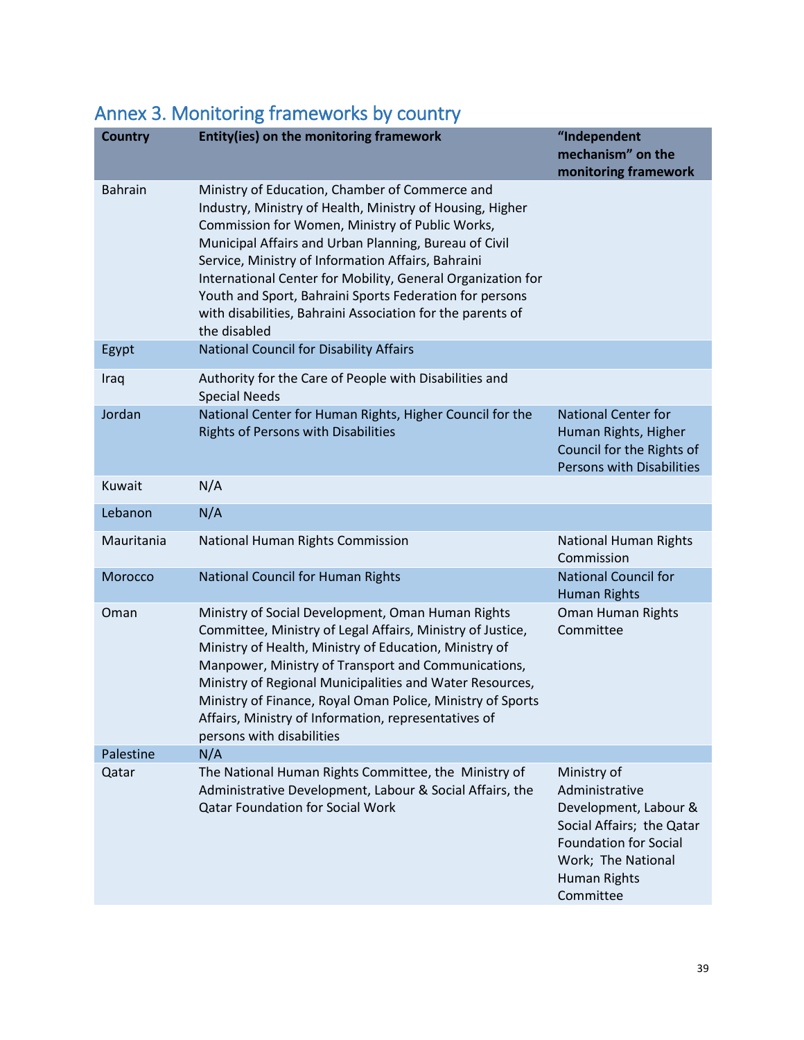# Annex 3. Monitoring frameworks by country

| Country | Entity(ies) on the monitoring framework | "Independent mechanism" on the monitoring framework |
|---|---|---|
| Bahrain | Ministry of Education, Chamber of Commerce and Industry, Ministry of Health, Ministry of Housing, Higher Commission for Women, Ministry of Public Works, Municipal Affairs and Urban Planning, Bureau of Civil Service, Ministry of Information Affairs, Bahraini International Center for Mobility, General Organization for Youth and Sport, Bahraini Sports Federation for persons with disabilities, Bahraini Association for the parents of the disabled | |
| Egypt | National Council for Disability Affairs | |
| Iraq | Authority for the Care of People with Disabilities and Special Needs | |
| Jordan | National Center for Human Rights, Higher Council for the Rights of Persons with Disabilities | National Center for Human Rights, Higher Council for the Rights of Persons with Disabilities |
| Kuwait | N/A | |
| Lebanon | N/A | |
| Mauritania | National Human Rights Commission | National Human Rights Commission |
| Morocco | National Council for Human Rights | National Council for Human Rights |
| Oman | Ministry of Social Development, Oman Human Rights Committee, Ministry of Legal Affairs, Ministry of Justice, Ministry of Health, Ministry of Education, Ministry of Manpower, Ministry of Transport and Communications, Ministry of Regional Municipalities and Water Resources, Ministry of Finance, Royal Oman Police, Ministry of Sports Affairs, Ministry of Information, representatives of persons with disabilities | Oman Human Rights Committee |
| Palestine | N/A | |
| Qatar | The National Human Rights Committee, the Ministry of Administrative Development, Labour & Social Affairs, the Qatar Foundation for Social Work | Ministry of Administrative Development, Labour & Social Affairs; the Qatar Foundation for Social Work; The National Human Rights Committee |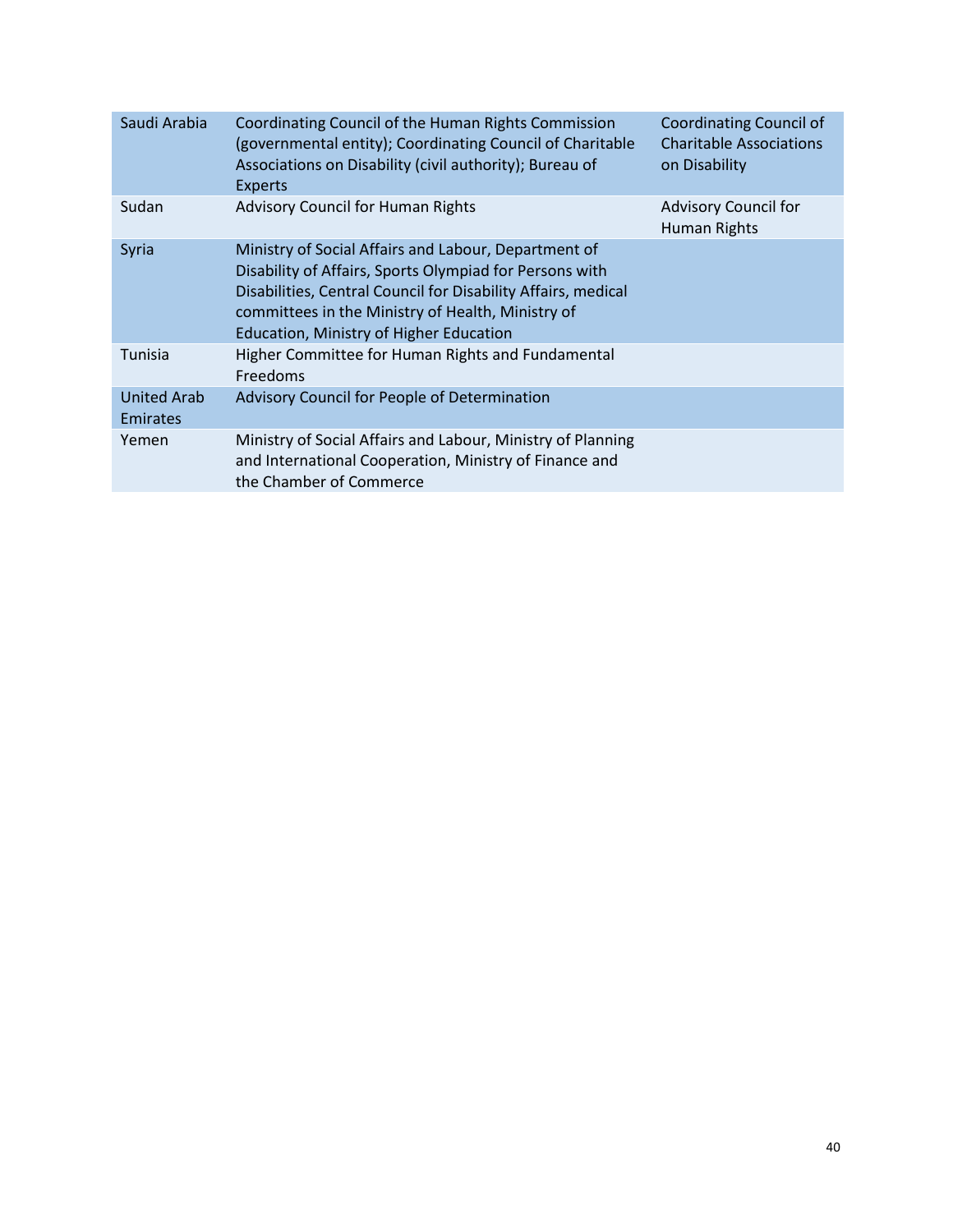| | | |
|---|---|---|
| Saudi Arabia | Coordinating Council of the Human Rights Commission (governmental entity); Coordinating Council of Charitable Associations on Disability (civil authority); Bureau of Experts | Coordinating Council of Charitable Associations on Disability |
| Sudan | Advisory Council for Human Rights | Advisory Council for Human Rights |
| Syria | Ministry of Social Affairs and Labour, Department of Disability of Affairs, Sports Olympiad for Persons with Disabilities, Central Council for Disability Affairs, medical committees in the Ministry of Health, Ministry of Education, Ministry of Higher Education | |
| Tunisia | Higher Committee for Human Rights and Fundamental Freedoms | |
| United Arab Emirates | Advisory Council for People of Determination | |
| Yemen | Ministry of Social Affairs and Labour, Ministry of Planning and International Cooperation, Ministry of Finance and the Chamber of Commerce | |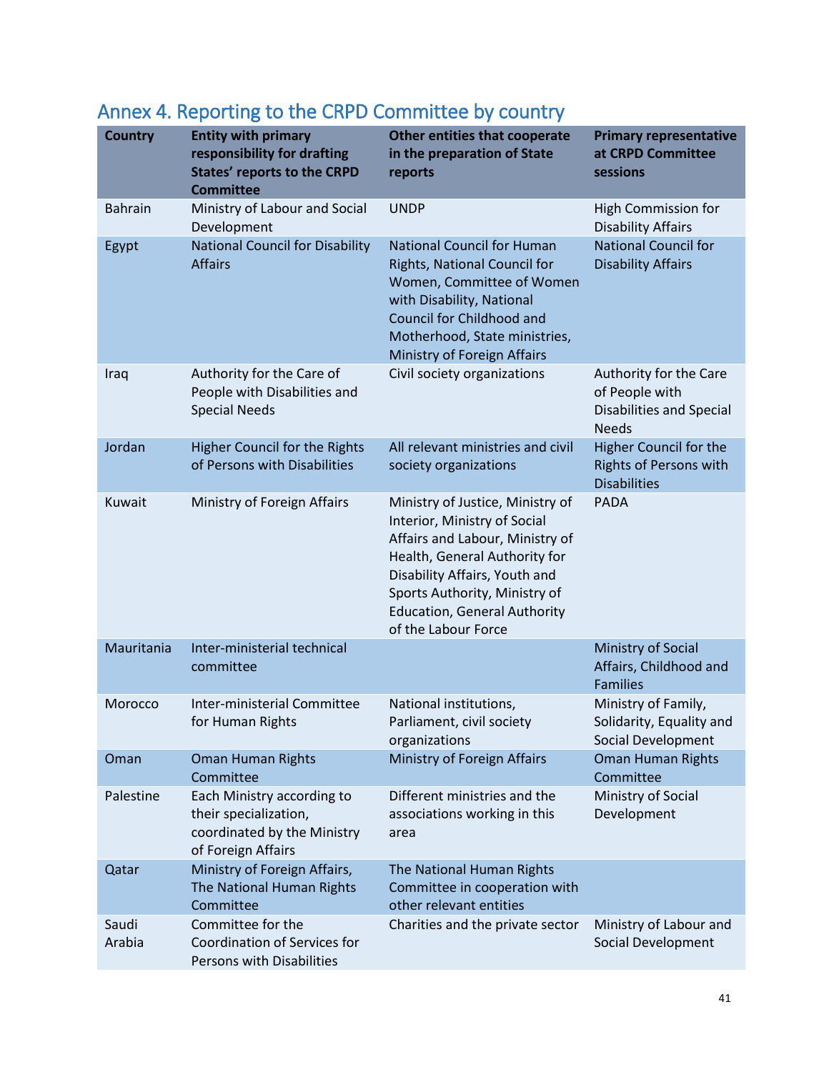## Annex 4. Reporting to the CRPD Committee by country

| Country | Entity with primary responsibility for drafting States' reports to the CRPD Committee | Other entities that cooperate in the preparation of State reports | Primary representative at CRPD Committee sessions |
|---|---|---|---|
| Bahrain | Ministry of Labour and Social Development | UNDP | High Commission for Disability Affairs |
| Egypt | National Council for Disability Affairs | National Council for Human Rights, National Council for Women, Committee of Women with Disability, National Council for Childhood and Motherhood, State ministries, Ministry of Foreign Affairs | National Council for Disability Affairs |
| Iraq | Authority for the Care of People with Disabilities and Special Needs | Civil society organizations | Authority for the Care of People with Disabilities and Special Needs |
| Jordan | Higher Council for the Rights of Persons with Disabilities | All relevant ministries and civil society organizations | Higher Council for the Rights of Persons with Disabilities |
| Kuwait | Ministry of Foreign Affairs | Ministry of Justice, Ministry of Interior, Ministry of Social Affairs and Labour, Ministry of Health, General Authority for Disability Affairs, Youth and Sports Authority, Ministry of Education, General Authority of the Labour Force | PADA |
| Mauritania | Inter-ministerial technical committee | | Ministry of Social Affairs, Childhood and Families |
| Morocco | Inter-ministerial Committee for Human Rights | National institutions, Parliament, civil society organizations | Ministry of Family, Solidarity, Equality and Social Development |
| Oman | Oman Human Rights Committee | Ministry of Foreign Affairs | Oman Human Rights Committee |
| Palestine | Each Ministry according to their specialization, coordinated by the Ministry of Foreign Affairs | Different ministries and the associations working in this area | Ministry of Social Development |
| Qatar | Ministry of Foreign Affairs, The National Human Rights Committee | The National Human Rights Committee in cooperation with other relevant entities | |
| Saudi Arabia | Committee for the Coordination of Services for Persons with Disabilities | Charities and the private sector | Ministry of Labour and Social Development |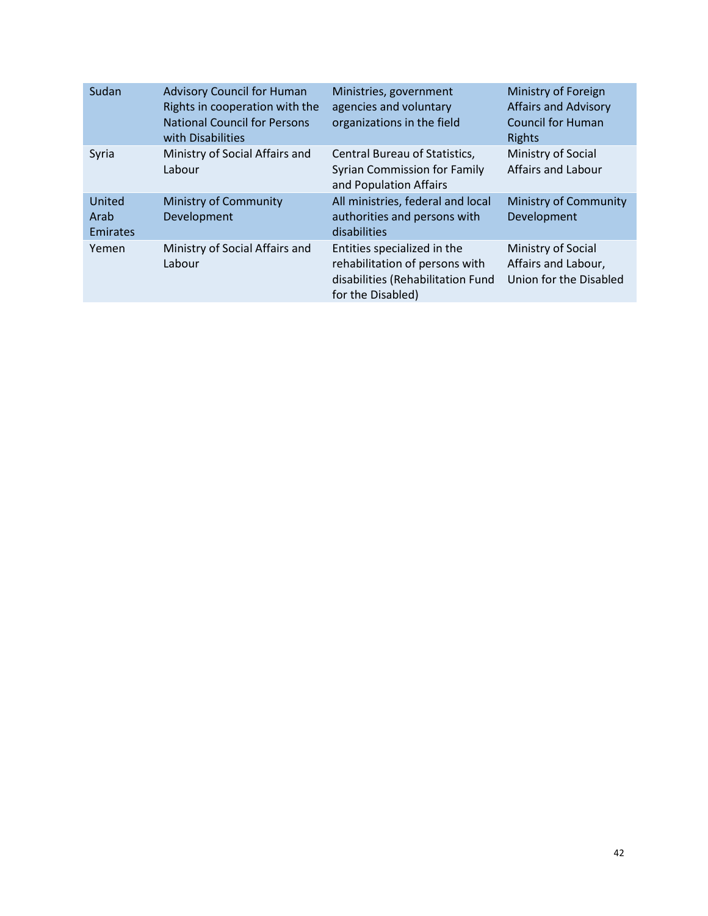| | | | |
|---|---|---|---|
| Sudan | Advisory Council for Human Rights in cooperation with the National Council for Persons with Disabilities | Ministries, government agencies and voluntary organizations in the field | Ministry of Foreign Affairs and Advisory Council for Human Rights |
| Syria | Ministry of Social Affairs and Labour | Central Bureau of Statistics, Syrian Commission for Family and Population Affairs | Ministry of Social Affairs and Labour |
| United Arab Emirates | Ministry of Community Development | All ministries, federal and local authorities and persons with disabilities | Ministry of Community Development |
| Yemen | Ministry of Social Affairs and Labour | Entities specialized in the rehabilitation of persons with disabilities (Rehabilitation Fund for the Disabled) | Ministry of Social Affairs and Labour, Union for the Disabled |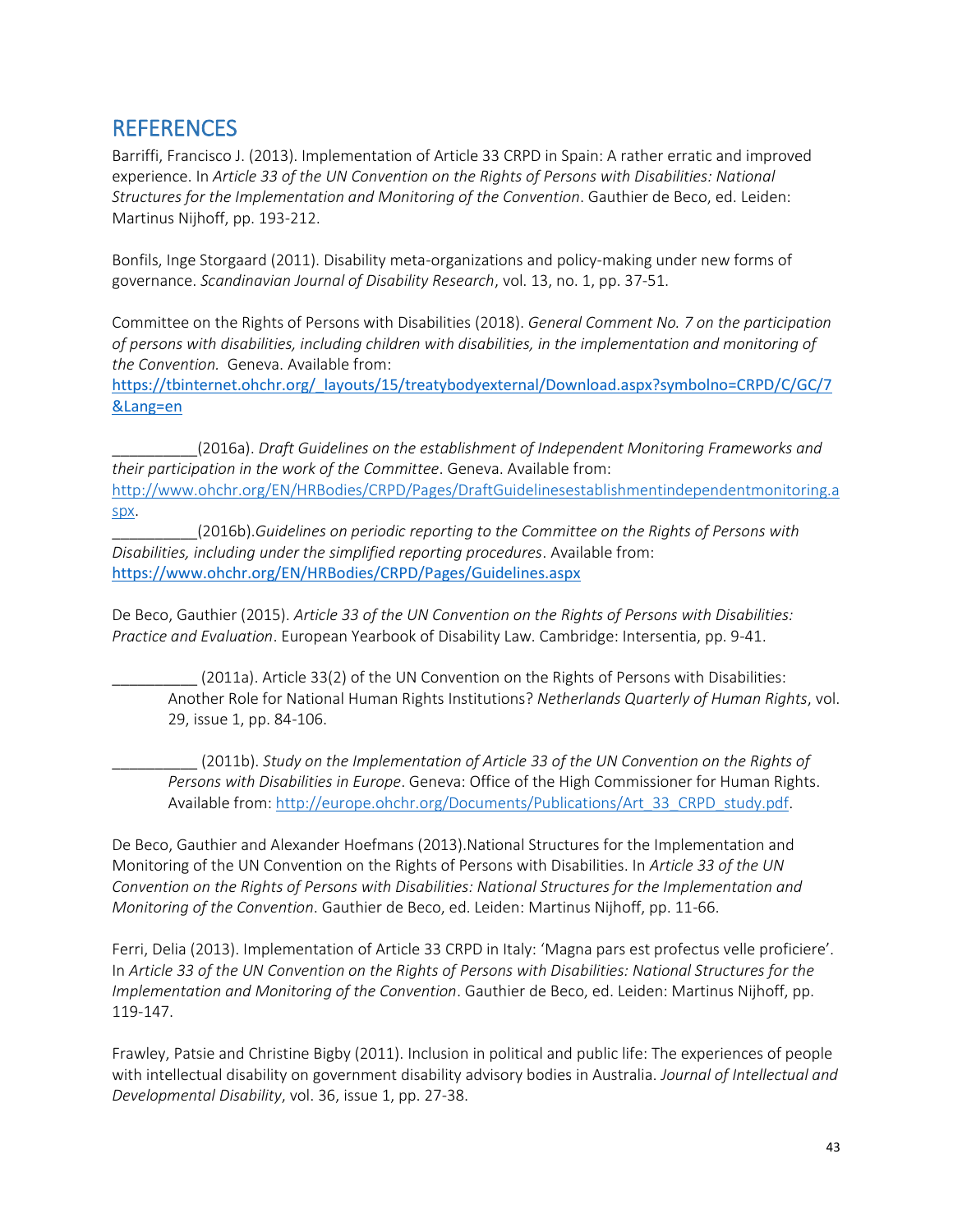## REFERENCES

Barriffi, Francisco J. (2013). Implementation of Article 33 CRPD in Spain: A rather erratic and improved experience. In *Article 33 of the UN Convention on the Rights of Persons with Disabilities: National Structures for the Implementation and Monitoring of the Convention*. Gauthier de Beco, ed. Leiden: Martinus Nijhoff, pp. 193-212.

Bonfils, Inge Storgaard (2011). Disability meta-organizations and policy-making under new forms of governance. *Scandinavian Journal of Disability Research*, vol. 13, no. 1, pp. 37-51.

Committee on the Rights of Persons with Disabilities (2018). *General Comment No. 7 on the participation of persons with disabilities, including children with disabilities, in the implementation and monitoring of the Convention.* Geneva. Available from: https://tbinternet.ohchr.org/_layouts/15/treatybodyexternal/Download.aspx?symbolno=CRPD/C/GC/7&Lang=en

__________(2016a). *Draft Guidelines on the establishment of Independent Monitoring Frameworks and their participation in the work of the Committee*. Geneva. Available from: http://www.ohchr.org/EN/HRBodies/CRPD/Pages/DraftGuidelinesestablishmentindependentmonitoring.aspx.

__________(2016b).*Guidelines on periodic reporting to the Committee on the Rights of Persons with Disabilities, including under the simplified reporting procedures*. Available from: https://www.ohchr.org/EN/HRBodies/CRPD/Pages/Guidelines.aspx

De Beco, Gauthier (2015). *Article 33 of the UN Convention on the Rights of Persons with Disabilities: Practice and Evaluation*. European Yearbook of Disability Law. Cambridge: Intersentia, pp. 9-41.

__________ (2011a). Article 33(2) of the UN Convention on the Rights of Persons with Disabilities: Another Role for National Human Rights Institutions? *Netherlands Quarterly of Human Rights*, vol. 29, issue 1, pp. 84-106.

__________ (2011b). *Study on the Implementation of Article 33 of the UN Convention on the Rights of Persons with Disabilities in Europe*. Geneva: Office of the High Commissioner for Human Rights. Available from: http://europe.ohchr.org/Documents/Publications/Art_33_CRPD_study.pdf.

De Beco, Gauthier and Alexander Hoefmans (2013).National Structures for the Implementation and Monitoring of the UN Convention on the Rights of Persons with Disabilities. In *Article 33 of the UN Convention on the Rights of Persons with Disabilities: National Structures for the Implementation and Monitoring of the Convention*. Gauthier de Beco, ed. Leiden: Martinus Nijhoff, pp. 11-66.

Ferri, Delia (2013). Implementation of Article 33 CRPD in Italy: 'Magna pars est profectus velle proficiere'. In *Article 33 of the UN Convention on the Rights of Persons with Disabilities: National Structures for the Implementation and Monitoring of the Convention*. Gauthier de Beco, ed. Leiden: Martinus Nijhoff, pp. 119-147.

Frawley, Patsie and Christine Bigby (2011). Inclusion in political and public life: The experiences of people with intellectual disability on government disability advisory bodies in Australia. *Journal of Intellectual and Developmental Disability*, vol. 36, issue 1, pp. 27-38.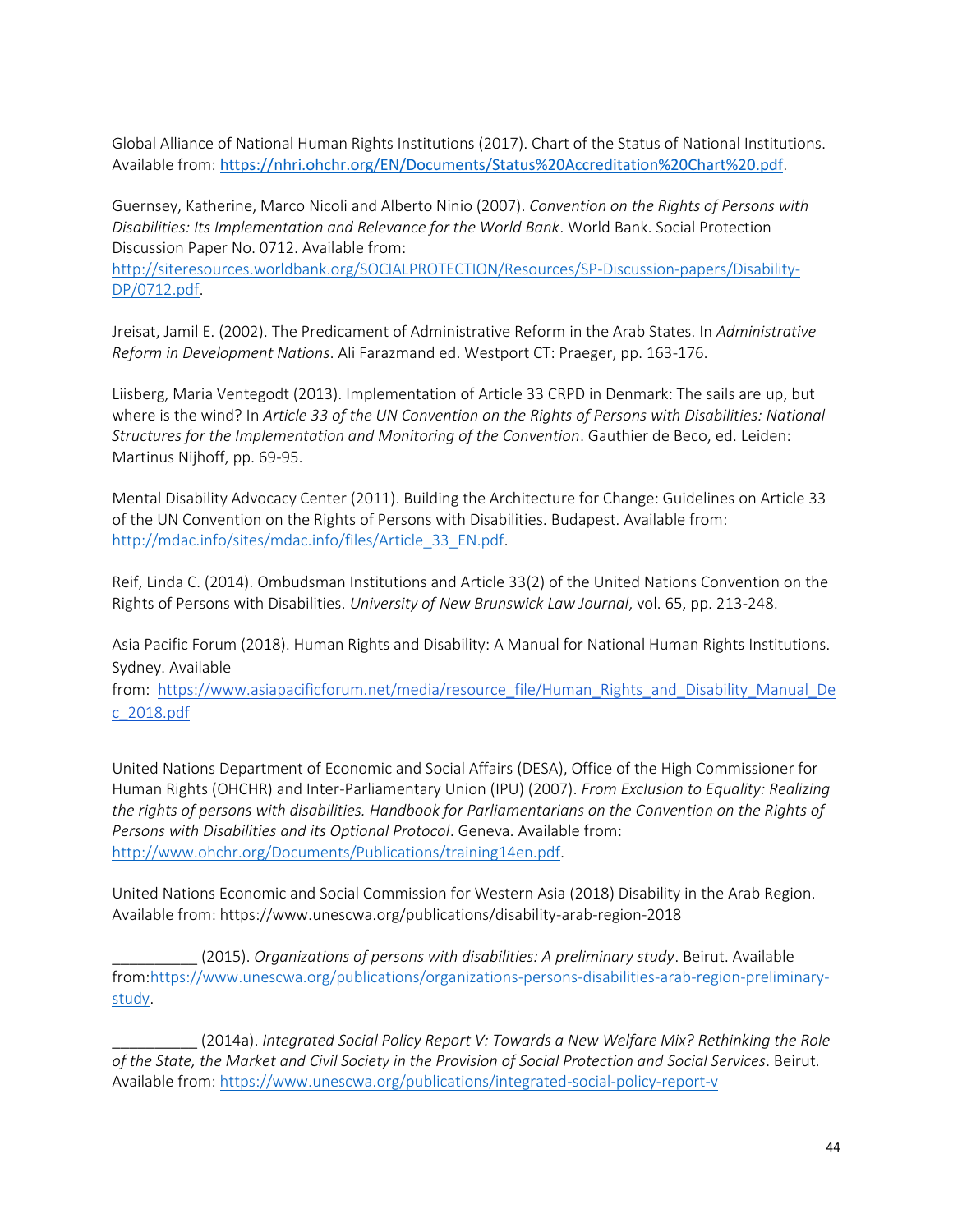Global Alliance of National Human Rights Institutions (2017). Chart of the Status of National Institutions. Available from: https://nhri.ohchr.org/EN/Documents/Status%20Accreditation%20Chart%20.pdf.

Guernsey, Katherine, Marco Nicoli and Alberto Ninio (2007). *Convention on the Rights of Persons with Disabilities: Its Implementation and Relevance for the World Bank*. World Bank. Social Protection Discussion Paper No. 0712. Available from: http://siteresources.worldbank.org/SOCIALPROTECTION/Resources/SP-Discussion-papers/Disability-DP/0712.pdf.

Jreisat, Jamil E. (2002). The Predicament of Administrative Reform in the Arab States. In *Administrative Reform in Development Nations*. Ali Farazmand ed. Westport CT: Praeger, pp. 163-176.

Liisberg, Maria Ventegodt (2013). Implementation of Article 33 CRPD in Denmark: The sails are up, but where is the wind? In *Article 33 of the UN Convention on the Rights of Persons with Disabilities: National Structures for the Implementation and Monitoring of the Convention*. Gauthier de Beco, ed. Leiden: Martinus Nijhoff, pp. 69-95.

Mental Disability Advocacy Center (2011). Building the Architecture for Change: Guidelines on Article 33 of the UN Convention on the Rights of Persons with Disabilities. Budapest. Available from: http://mdac.info/sites/mdac.info/files/Article_33_EN.pdf.

Reif, Linda C. (2014). Ombudsman Institutions and Article 33(2) of the United Nations Convention on the Rights of Persons with Disabilities. *University of New Brunswick Law Journal*, vol. 65, pp. 213-248.

Asia Pacific Forum (2018). Human Rights and Disability: A Manual for National Human Rights Institutions. Sydney. Available from: https://www.asiapacificforum.net/media/resource_file/Human_Rights_and_Disability_Manual_Dec_2018.pdf

United Nations Department of Economic and Social Affairs (DESA), Office of the High Commissioner for Human Rights (OHCHR) and Inter-Parliamentary Union (IPU) (2007). *From Exclusion to Equality: Realizing the rights of persons with disabilities. Handbook for Parliamentarians on the Convention on the Rights of Persons with Disabilities and its Optional Protocol*. Geneva. Available from: http://www.ohchr.org/Documents/Publications/training14en.pdf.

United Nations Economic and Social Commission for Western Asia (2018) Disability in the Arab Region. Available from: https://www.unescwa.org/publications/disability-arab-region-2018

__________ (2015). *Organizations of persons with disabilities: A preliminary study*. Beirut. Available from:https://www.unescwa.org/publications/organizations-persons-disabilities-arab-region-preliminary-study.

__________ (2014a). *Integrated Social Policy Report V: Towards a New Welfare Mix? Rethinking the Role of the State, the Market and Civil Society in the Provision of Social Protection and Social Services*. Beirut. Available from: https://www.unescwa.org/publications/integrated-social-policy-report-v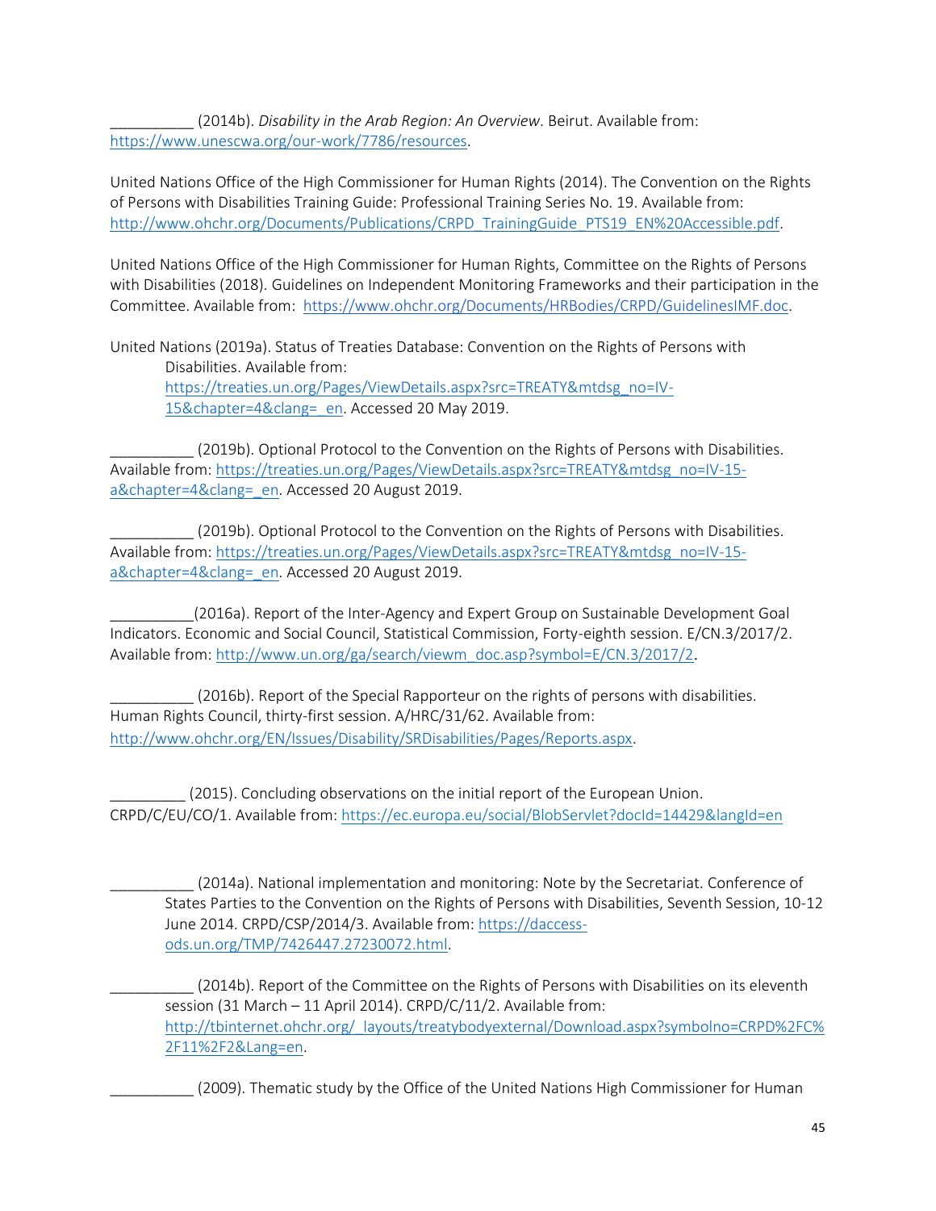__________ (2014b). *Disability in the Arab Region: An Overview*. Beirut. Available from: https://www.unescwa.org/our-work/7786/resources.

United Nations Office of the High Commissioner for Human Rights (2014). The Convention on the Rights of Persons with Disabilities Training Guide: Professional Training Series No. 19. Available from: http://www.ohchr.org/Documents/Publications/CRPD_TrainingGuide_PTS19_EN%20Accessible.pdf.

United Nations Office of the High Commissioner for Human Rights, Committee on the Rights of Persons with Disabilities (2018). Guidelines on Independent Monitoring Frameworks and their participation in the Committee. Available from: https://www.ohchr.org/Documents/HRBodies/CRPD/GuidelinesIMF.doc.

United Nations (2019a). Status of Treaties Database: Convention on the Rights of Persons with Disabilities. Available from: https://treaties.un.org/Pages/ViewDetails.aspx?src=TREATY&mtdsg_no=IV-15&chapter=4&clang=_en. Accessed 20 May 2019.

__________ (2019b). Optional Protocol to the Convention on the Rights of Persons with Disabilities. Available from: https://treaties.un.org/Pages/ViewDetails.aspx?src=TREATY&mtdsg_no=IV-15-a&chapter=4&clang=_en. Accessed 20 August 2019.

__________ (2019b). Optional Protocol to the Convention on the Rights of Persons with Disabilities. Available from: https://treaties.un.org/Pages/ViewDetails.aspx?src=TREATY&mtdsg_no=IV-15-a&chapter=4&clang=_en. Accessed 20 August 2019.

__________(2016a). Report of the Inter-Agency and Expert Group on Sustainable Development Goal Indicators. Economic and Social Council, Statistical Commission, Forty-eighth session. E/CN.3/2017/2. Available from: http://www.un.org/ga/search/viewm_doc.asp?symbol=E/CN.3/2017/2.

__________ (2016b). Report of the Special Rapporteur on the rights of persons with disabilities. Human Rights Council, thirty-first session. A/HRC/31/62. Available from: http://www.ohchr.org/EN/Issues/Disability/SRDisabilities/Pages/Reports.aspx.

_________ (2015). Concluding observations on the initial report of the European Union. CRPD/C/EU/CO/1. Available from: https://ec.europa.eu/social/BlobServlet?docId=14429&langId=en

__________ (2014a). National implementation and monitoring: Note by the Secretariat. Conference of States Parties to the Convention on the Rights of Persons with Disabilities, Seventh Session, 10-12 June 2014. CRPD/CSP/2014/3. Available from: https://daccess-ods.un.org/TMP/7426447.27230072.html.

__________ (2014b). Report of the Committee on the Rights of Persons with Disabilities on its eleventh session (31 March – 11 April 2014). CRPD/C/11/2. Available from: http://tbinternet.ohchr.org/_layouts/treatybodyexternal/Download.aspx?symbolno=CRPD%2FC%2F11%2F2&Lang=en.

__________ (2009). Thematic study by the Office of the United Nations High Commissioner for Human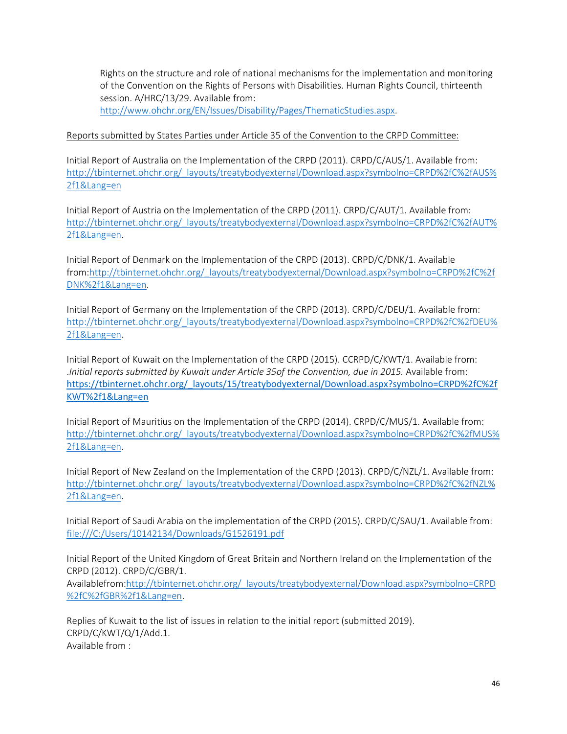Rights on the structure and role of national mechanisms for the implementation and monitoring of the Convention on the Rights of Persons with Disabilities. Human Rights Council, thirteenth session. A/HRC/13/29. Available from: http://www.ohchr.org/EN/Issues/Disability/Pages/ThematicStudies.aspx.

Reports submitted by States Parties under Article 35 of the Convention to the CRPD Committee:

Initial Report of Australia on the Implementation of the CRPD (2011). CRPD/C/AUS/1. Available from: http://tbinternet.ohchr.org/_layouts/treatybodyexternal/Download.aspx?symbolno=CRPD%2fC%2fAUS%2f1&Lang=en

Initial Report of Austria on the Implementation of the CRPD (2011). CRPD/C/AUT/1. Available from: http://tbinternet.ohchr.org/_layouts/treatybodyexternal/Download.aspx?symbolno=CRPD%2fC%2fAUT%2f1&Lang=en.

Initial Report of Denmark on the Implementation of the CRPD (2013). CRPD/C/DNK/1. Available from:http://tbinternet.ohchr.org/_layouts/treatybodyexternal/Download.aspx?symbolno=CRPD%2fC%2fDNK%2f1&Lang=en.

Initial Report of Germany on the Implementation of the CRPD (2013). CRPD/C/DEU/1. Available from: http://tbinternet.ohchr.org/_layouts/treatybodyexternal/Download.aspx?symbolno=CRPD%2fC%2fDEU%2f1&Lang=en.

Initial Report of Kuwait on the Implementation of the CRPD (2015). CCRPD/C/KWT/1. Available from: .*Initial reports submitted by Kuwait under Article 35of the Convention, due in 2015.* Available from: https://tbinternet.ohchr.org/_layouts/15/treatybodyexternal/Download.aspx?symbolno=CRPD%2fC%2fKWT%2f1&Lang=en

Initial Report of Mauritius on the Implementation of the CRPD (2014). CRPD/C/MUS/1. Available from: http://tbinternet.ohchr.org/_layouts/treatybodyexternal/Download.aspx?symbolno=CRPD%2fC%2fMUS%2f1&Lang=en.

Initial Report of New Zealand on the Implementation of the CRPD (2013). CRPD/C/NZL/1. Available from: http://tbinternet.ohchr.org/_layouts/treatybodyexternal/Download.aspx?symbolno=CRPD%2fC%2fNZL%2f1&Lang=en.

Initial Report of Saudi Arabia on the implementation of the CRPD (2015). CRPD/C/SAU/1. Available from: file:///C:/Users/10142134/Downloads/G1526191.pdf

Initial Report of the United Kingdom of Great Britain and Northern Ireland on the Implementation of the CRPD (2012). CRPD/C/GBR/1. Availablefrom:http://tbinternet.ohchr.org/_layouts/treatybodyexternal/Download.aspx?symbolno=CRPD%2fC%2fGBR%2f1&Lang=en.

Replies of Kuwait to the list of issues in relation to the initial report (submitted 2019). CRPD/C/KWT/Q/1/Add.1.
Available from :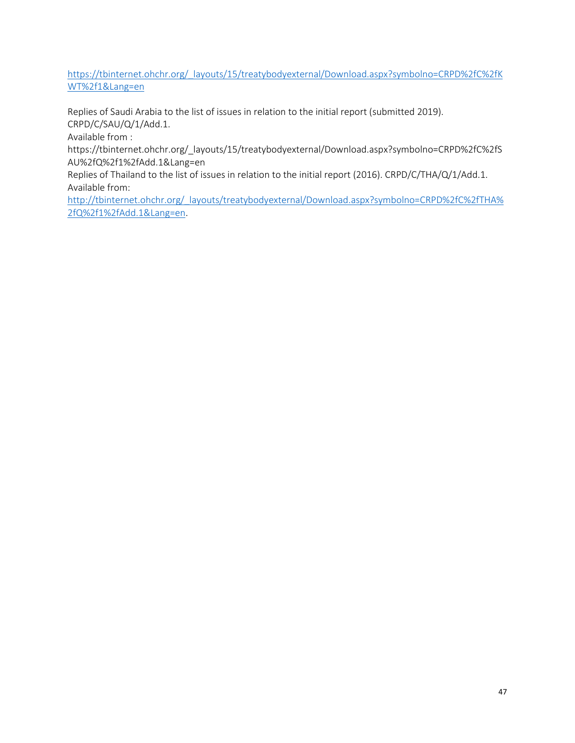https://tbinternet.ohchr.org/_layouts/15/treatybodyexternal/Download.aspx?symbolno=CRPD%2fC%2fKWT%2f1&Lang=en

Replies of Saudi Arabia to the list of issues in relation to the initial report (submitted 2019). CRPD/C/SAU/Q/1/Add.1.
Available from :
https://tbinternet.ohchr.org/_layouts/15/treatybodyexternal/Download.aspx?symbolno=CRPD%2fC%2fSAU%2fQ%2f1%2fAdd.1&Lang=en
Replies of Thailand to the list of issues in relation to the initial report (2016). CRPD/C/THA/Q/1/Add.1.
Available from:
http://tbinternet.ohchr.org/_layouts/treatybodyexternal/Download.aspx?symbolno=CRPD%2fC%2fTHA%2fQ%2f1%2fAdd.1&Lang=en.